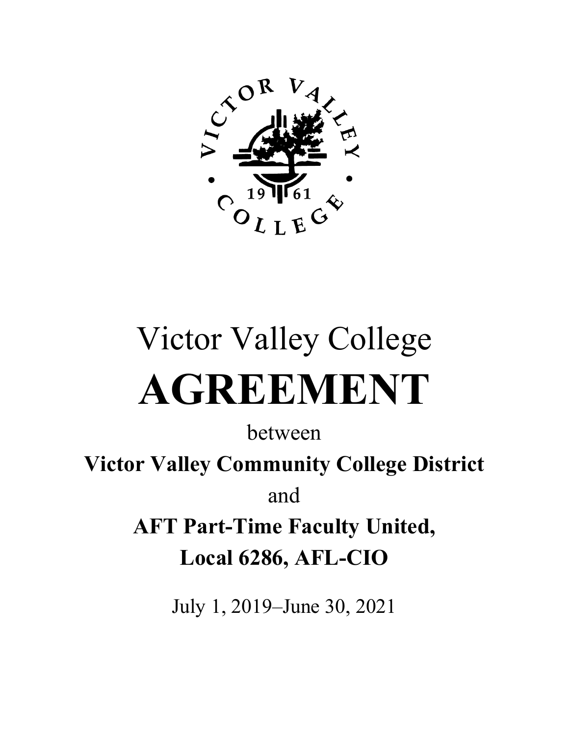Victor Valley College

# AGREEMENT

between

**Victor Valley Community College District**

and

**AFT Part-Time Faculty United,**
**Local 6286, AFL-CIO**

July 1, 2019–June 30, 2021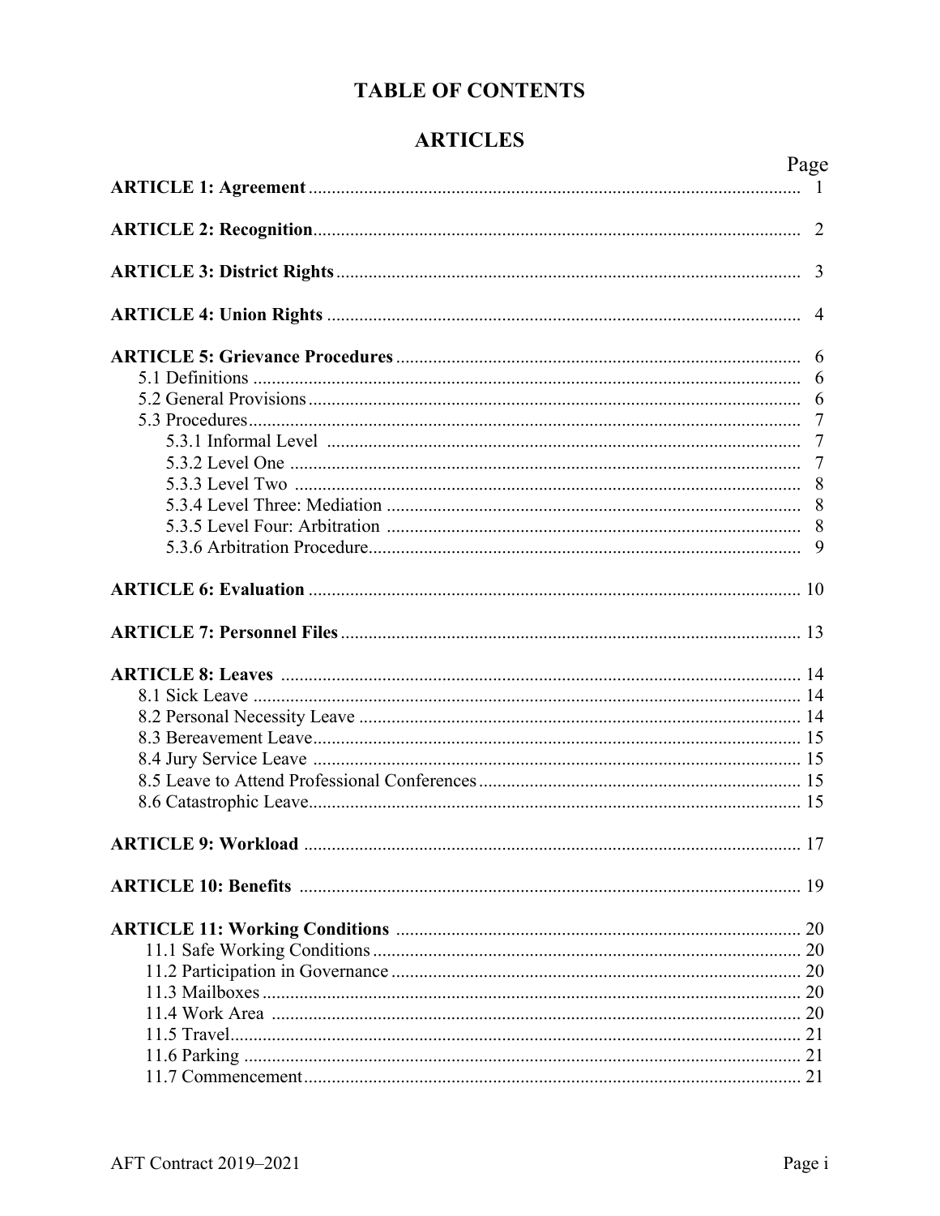# TABLE OF CONTENTS

## ARTICLES

| | Page |
|---|---|
| **ARTICLE 1: Agreement** | 1 |
| **ARTICLE 2: Recognition** | 2 |
| **ARTICLE 3: District Rights** | 3 |
| **ARTICLE 4: Union Rights** | 4 |
| **ARTICLE 5: Grievance Procedures** | 6 |
| 5.1 Definitions | 6 |
| 5.2 General Provisions | 6 |
| 5.3 Procedures | 7 |
| 5.3.1 Informal Level | 7 |
| 5.3.2 Level One | 7 |
| 5.3.3 Level Two | 8 |
| 5.3.4 Level Three: Mediation | 8 |
| 5.3.5 Level Four: Arbitration | 8 |
| 5.3.6 Arbitration Procedure | 9 |
| **ARTICLE 6: Evaluation** | 10 |
| **ARTICLE 7: Personnel Files** | 13 |
| **ARTICLE 8: Leaves** | 14 |
| 8.1 Sick Leave | 14 |
| 8.2 Personal Necessity Leave | 14 |
| 8.3 Bereavement Leave | 15 |
| 8.4 Jury Service Leave | 15 |
| 8.5 Leave to Attend Professional Conferences | 15 |
| 8.6 Catastrophic Leave | 15 |
| **ARTICLE 9: Workload** | 17 |
| **ARTICLE 10: Benefits** | 19 |
| **ARTICLE 11: Working Conditions** | 20 |
| 11.1 Safe Working Conditions | 20 |
| 11.2 Participation in Governance | 20 |
| 11.3 Mailboxes | 20 |
| 11.4 Work Area | 20 |
| 11.5 Travel | 21 |
| 11.6 Parking | 21 |
| 11.7 Commencement | 21 |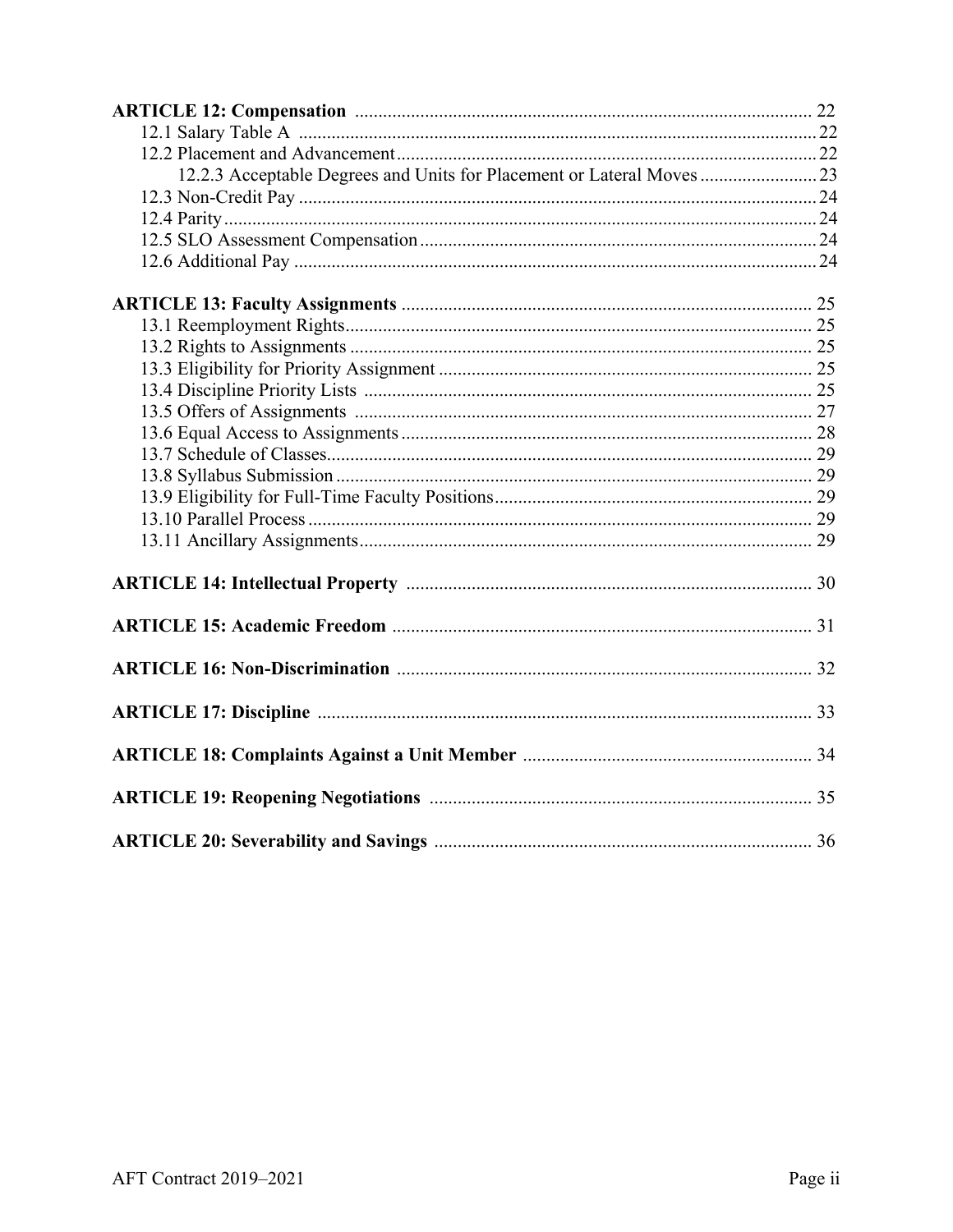**ARTICLE 12: Compensation** ........................................................................................ 22
12.1 Salary Table A ........................................................................................ 22
12.2 Placement and Advancement ........................................................................................ 22
12.2.3 Acceptable Degrees and Units for Placement or Lateral Moves ........................ 23
12.3 Non-Credit Pay ........................................................................................ 24
12.4 Parity ........................................................................................ 24
12.5 SLO Assessment Compensation ........................................................................................ 24
12.6 Additional Pay ........................................................................................ 24

**ARTICLE 13: Faculty Assignments** ........................................................................................ 25
13.1 Reemployment Rights ........................................................................................ 25
13.2 Rights to Assignments ........................................................................................ 25
13.3 Eligibility for Priority Assignment ........................................................................................ 25
13.4 Discipline Priority Lists ........................................................................................ 25
13.5 Offers of Assignments ........................................................................................ 27
13.6 Equal Access to Assignments ........................................................................................ 28
13.7 Schedule of Classes ........................................................................................ 29
13.8 Syllabus Submission ........................................................................................ 29
13.9 Eligibility for Full-Time Faculty Positions ........................................................................................ 29
13.10 Parallel Process ........................................................................................ 29
13.11 Ancillary Assignments ........................................................................................ 29

**ARTICLE 14: Intellectual Property** ........................................................................................ 30

**ARTICLE 15: Academic Freedom** ........................................................................................ 31

**ARTICLE 16: Non-Discrimination** ........................................................................................ 32

**ARTICLE 17: Discipline** ........................................................................................ 33

**ARTICLE 18: Complaints Against a Unit Member** ........................................................................................ 34

**ARTICLE 19: Reopening Negotiations** ........................................................................................ 35

**ARTICLE 20: Severability and Savings** ........................................................................................ 36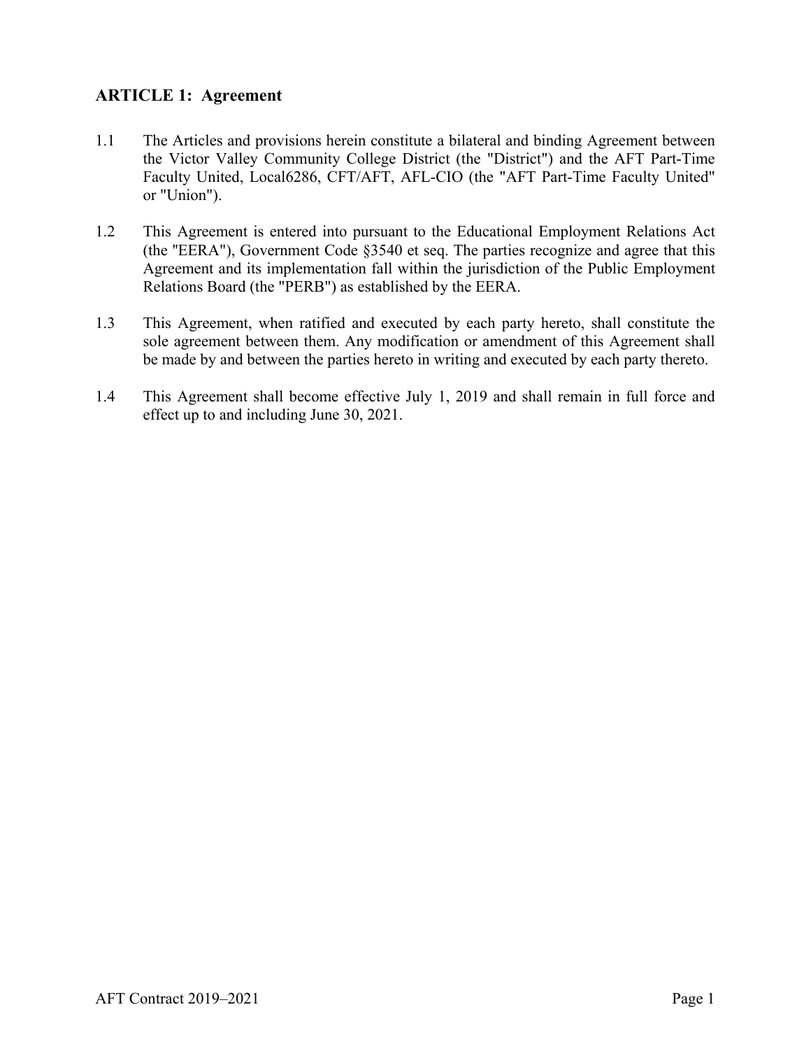## ARTICLE 1: Agreement

1.1 The Articles and provisions herein constitute a bilateral and binding Agreement between the Victor Valley Community College District (the "District") and the AFT Part-Time Faculty United, Local6286, CFT/AFT, AFL-CIO (the "AFT Part-Time Faculty United" or "Union").

1.2 This Agreement is entered into pursuant to the Educational Employment Relations Act (the "EERA"), Government Code §3540 et seq. The parties recognize and agree that this Agreement and its implementation fall within the jurisdiction of the Public Employment Relations Board (the "PERB") as established by the EERA.

1.3 This Agreement, when ratified and executed by each party hereto, shall constitute the sole agreement between them. Any modification or amendment of this Agreement shall be made by and between the parties hereto in writing and executed by each party thereto.

1.4 This Agreement shall become effective July 1, 2019 and shall remain in full force and effect up to and including June 30, 2021.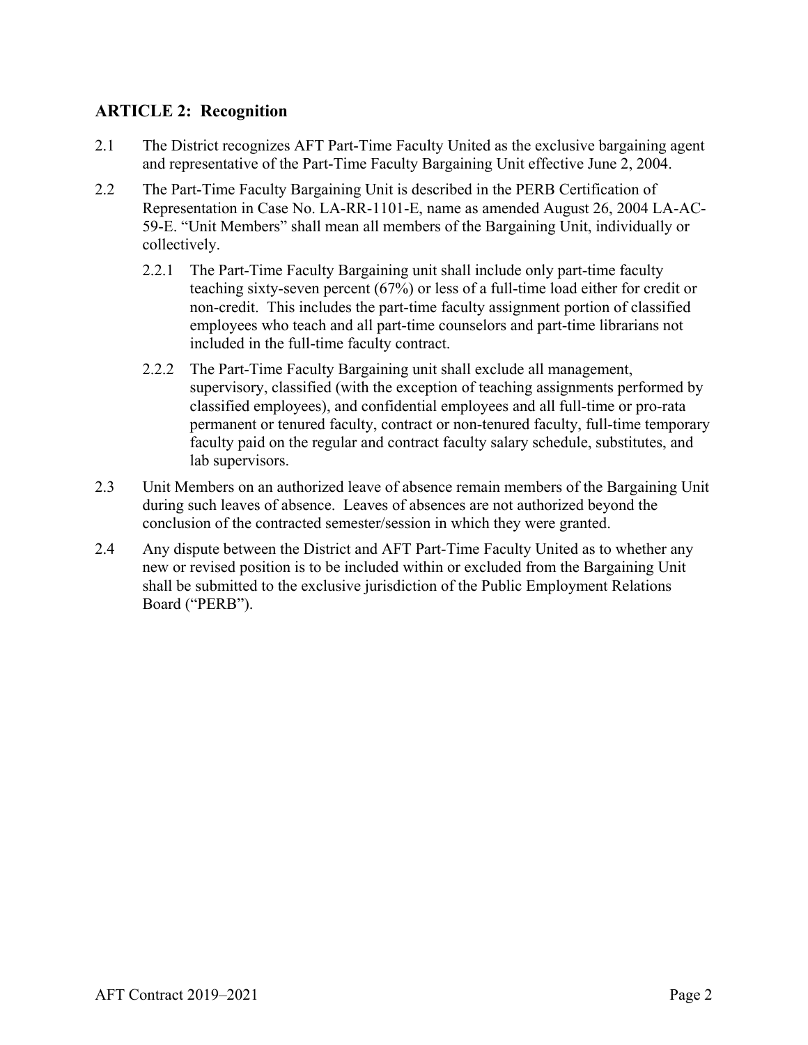## ARTICLE 2: Recognition

2.1 The District recognizes AFT Part-Time Faculty United as the exclusive bargaining agent and representative of the Part-Time Faculty Bargaining Unit effective June 2, 2004.

2.2 The Part-Time Faculty Bargaining Unit is described in the PERB Certification of Representation in Case No. LA-RR-1101-E, name as amended August 26, 2004 LA-AC-59-E. "Unit Members" shall mean all members of the Bargaining Unit, individually or collectively.

2.2.1 The Part-Time Faculty Bargaining unit shall include only part-time faculty teaching sixty-seven percent (67%) or less of a full-time load either for credit or non-credit. This includes the part-time faculty assignment portion of classified employees who teach and all part-time counselors and part-time librarians not included in the full-time faculty contract.

2.2.2 The Part-Time Faculty Bargaining unit shall exclude all management, supervisory, classified (with the exception of teaching assignments performed by classified employees), and confidential employees and all full-time or pro-rata permanent or tenured faculty, contract or non-tenured faculty, full-time temporary faculty paid on the regular and contract faculty salary schedule, substitutes, and lab supervisors.

2.3 Unit Members on an authorized leave of absence remain members of the Bargaining Unit during such leaves of absence. Leaves of absences are not authorized beyond the conclusion of the contracted semester/session in which they were granted.

2.4 Any dispute between the District and AFT Part-Time Faculty United as to whether any new or revised position is to be included within or excluded from the Bargaining Unit shall be submitted to the exclusive jurisdiction of the Public Employment Relations Board ("PERB").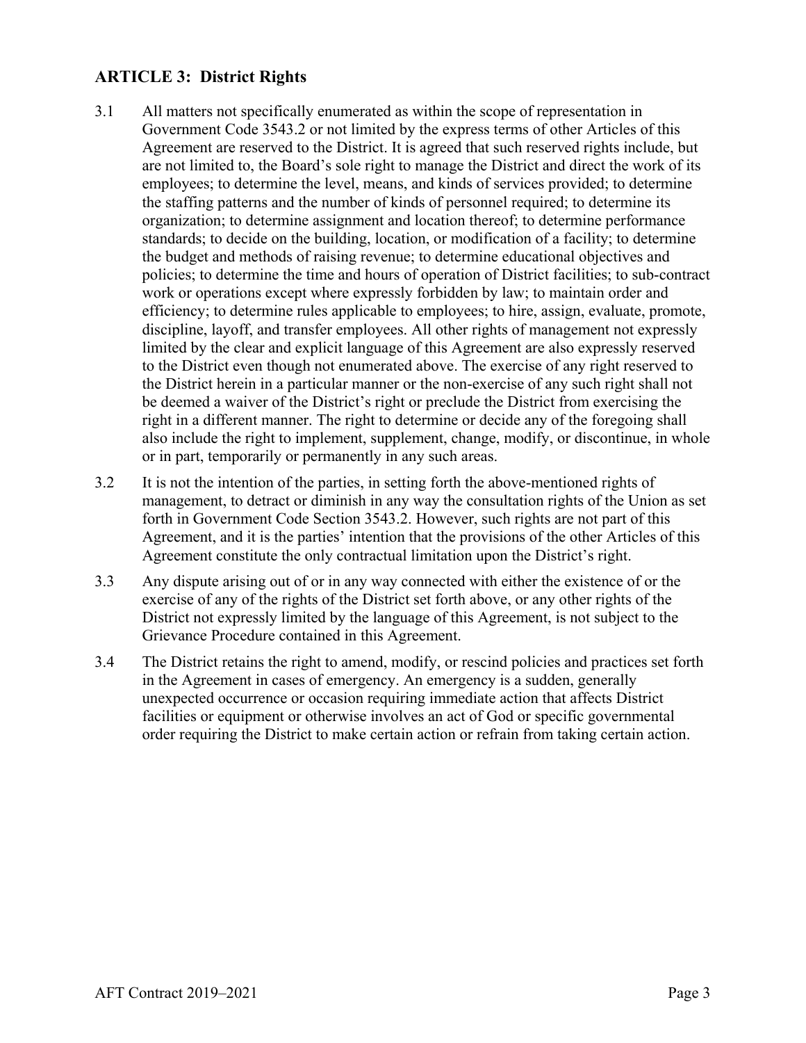## ARTICLE 3: District Rights

3.1 All matters not specifically enumerated as within the scope of representation in Government Code 3543.2 or not limited by the express terms of other Articles of this Agreement are reserved to the District. It is agreed that such reserved rights include, but are not limited to, the Board's sole right to manage the District and direct the work of its employees; to determine the level, means, and kinds of services provided; to determine the staffing patterns and the number of kinds of personnel required; to determine its organization; to determine assignment and location thereof; to determine performance standards; to decide on the building, location, or modification of a facility; to determine the budget and methods of raising revenue; to determine educational objectives and policies; to determine the time and hours of operation of District facilities; to sub-contract work or operations except where expressly forbidden by law; to maintain order and efficiency; to determine rules applicable to employees; to hire, assign, evaluate, promote, discipline, layoff, and transfer employees. All other rights of management not expressly limited by the clear and explicit language of this Agreement are also expressly reserved to the District even though not enumerated above. The exercise of any right reserved to the District herein in a particular manner or the non-exercise of any such right shall not be deemed a waiver of the District's right or preclude the District from exercising the right in a different manner. The right to determine or decide any of the foregoing shall also include the right to implement, supplement, change, modify, or discontinue, in whole or in part, temporarily or permanently in any such areas.

3.2 It is not the intention of the parties, in setting forth the above-mentioned rights of management, to detract or diminish in any way the consultation rights of the Union as set forth in Government Code Section 3543.2. However, such rights are not part of this Agreement, and it is the parties' intention that the provisions of the other Articles of this Agreement constitute the only contractual limitation upon the District's right.

3.3 Any dispute arising out of or in any way connected with either the existence of or the exercise of any of the rights of the District set forth above, or any other rights of the District not expressly limited by the language of this Agreement, is not subject to the Grievance Procedure contained in this Agreement.

3.4 The District retains the right to amend, modify, or rescind policies and practices set forth in the Agreement in cases of emergency. An emergency is a sudden, generally unexpected occurrence or occasion requiring immediate action that affects District facilities or equipment or otherwise involves an act of God or specific governmental order requiring the District to make certain action or refrain from taking certain action.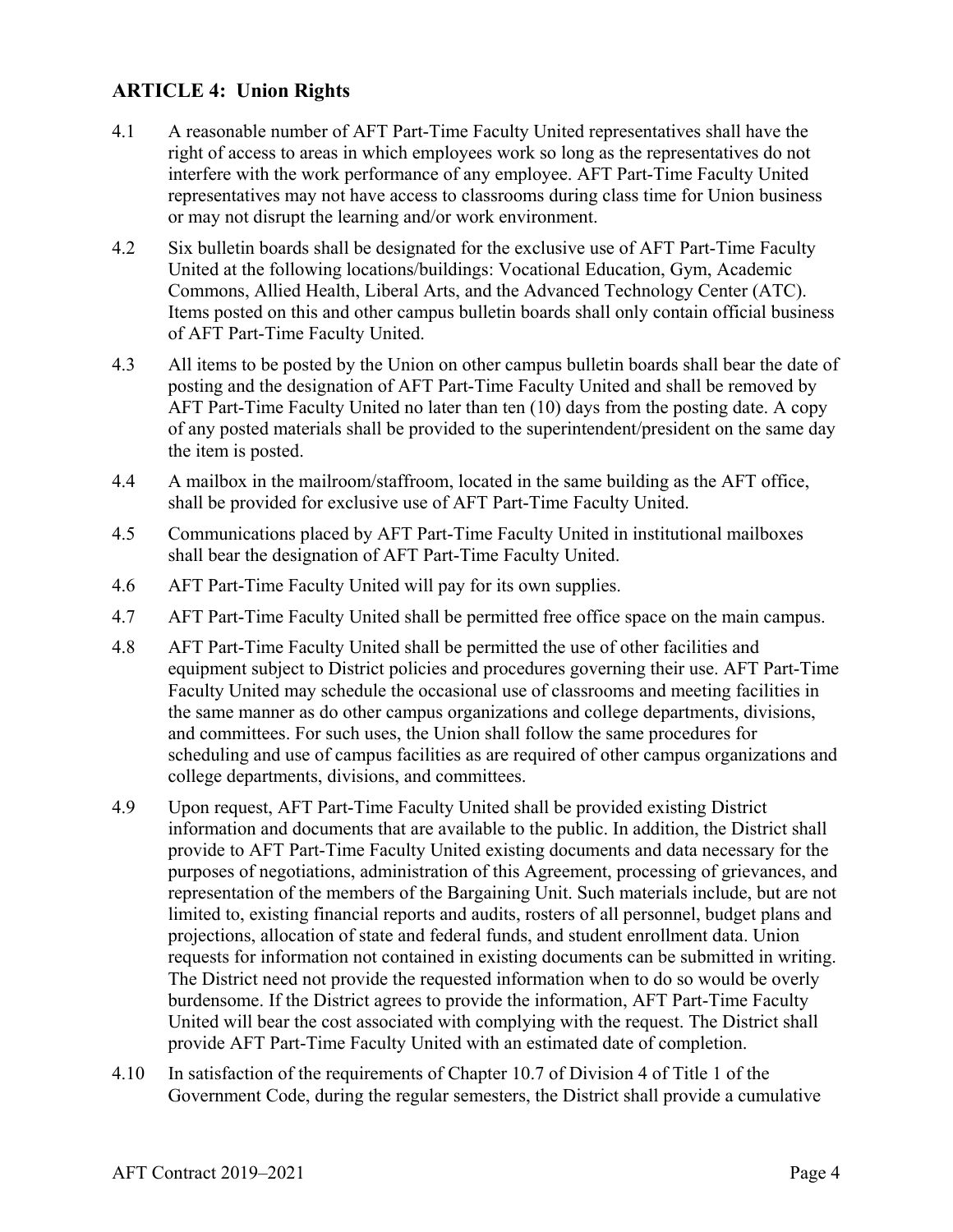## ARTICLE 4: Union Rights

4.1 A reasonable number of AFT Part-Time Faculty United representatives shall have the right of access to areas in which employees work so long as the representatives do not interfere with the work performance of any employee. AFT Part-Time Faculty United representatives may not have access to classrooms during class time for Union business or may not disrupt the learning and/or work environment.

4.2 Six bulletin boards shall be designated for the exclusive use of AFT Part-Time Faculty United at the following locations/buildings: Vocational Education, Gym, Academic Commons, Allied Health, Liberal Arts, and the Advanced Technology Center (ATC). Items posted on this and other campus bulletin boards shall only contain official business of AFT Part-Time Faculty United.

4.3 All items to be posted by the Union on other campus bulletin boards shall bear the date of posting and the designation of AFT Part-Time Faculty United and shall be removed by AFT Part-Time Faculty United no later than ten (10) days from the posting date. A copy of any posted materials shall be provided to the superintendent/president on the same day the item is posted.

4.4 A mailbox in the mailroom/staffroom, located in the same building as the AFT office, shall be provided for exclusive use of AFT Part-Time Faculty United.

4.5 Communications placed by AFT Part-Time Faculty United in institutional mailboxes shall bear the designation of AFT Part-Time Faculty United.

4.6 AFT Part-Time Faculty United will pay for its own supplies.

4.7 AFT Part-Time Faculty United shall be permitted free office space on the main campus.

4.8 AFT Part-Time Faculty United shall be permitted the use of other facilities and equipment subject to District policies and procedures governing their use. AFT Part-Time Faculty United may schedule the occasional use of classrooms and meeting facilities in the same manner as do other campus organizations and college departments, divisions, and committees. For such uses, the Union shall follow the same procedures for scheduling and use of campus facilities as are required of other campus organizations and college departments, divisions, and committees.

4.9 Upon request, AFT Part-Time Faculty United shall be provided existing District information and documents that are available to the public. In addition, the District shall provide to AFT Part-Time Faculty United existing documents and data necessary for the purposes of negotiations, administration of this Agreement, processing of grievances, and representation of the members of the Bargaining Unit. Such materials include, but are not limited to, existing financial reports and audits, rosters of all personnel, budget plans and projections, allocation of state and federal funds, and student enrollment data. Union requests for information not contained in existing documents can be submitted in writing. The District need not provide the requested information when to do so would be overly burdensome. If the District agrees to provide the information, AFT Part-Time Faculty United will bear the cost associated with complying with the request. The District shall provide AFT Part-Time Faculty United with an estimated date of completion.

4.10 In satisfaction of the requirements of Chapter 10.7 of Division 4 of Title 1 of the Government Code, during the regular semesters, the District shall provide a cumulative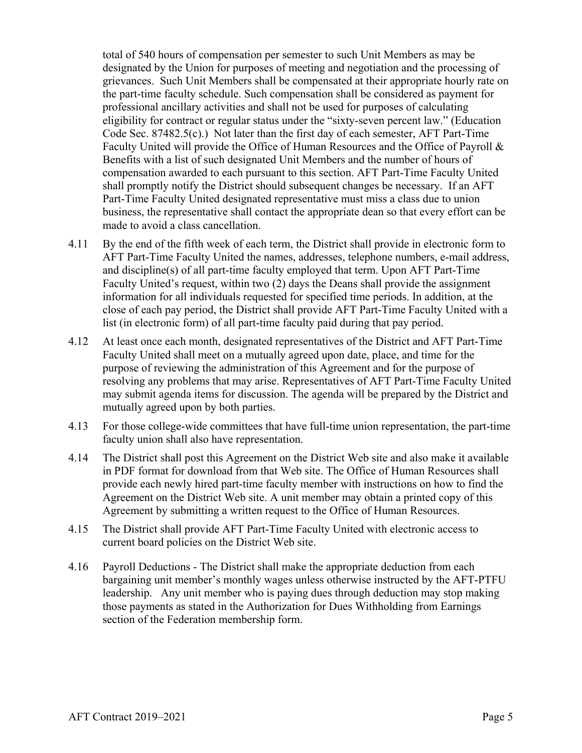total of 540 hours of compensation per semester to such Unit Members as may be designated by the Union for purposes of meeting and negotiation and the processing of grievances. Such Unit Members shall be compensated at their appropriate hourly rate on the part-time faculty schedule. Such compensation shall be considered as payment for professional ancillary activities and shall not be used for purposes of calculating eligibility for contract or regular status under the "sixty-seven percent law." (Education Code Sec. 87482.5(c).) Not later than the first day of each semester, AFT Part-Time Faculty United will provide the Office of Human Resources and the Office of Payroll & Benefits with a list of such designated Unit Members and the number of hours of compensation awarded to each pursuant to this section. AFT Part-Time Faculty United shall promptly notify the District should subsequent changes be necessary. If an AFT Part-Time Faculty United designated representative must miss a class due to union business, the representative shall contact the appropriate dean so that every effort can be made to avoid a class cancellation.

4.11 By the end of the fifth week of each term, the District shall provide in electronic form to AFT Part-Time Faculty United the names, addresses, telephone numbers, e-mail address, and discipline(s) of all part-time faculty employed that term. Upon AFT Part-Time Faculty United's request, within two (2) days the Deans shall provide the assignment information for all individuals requested for specified time periods. In addition, at the close of each pay period, the District shall provide AFT Part-Time Faculty United with a list (in electronic form) of all part-time faculty paid during that pay period.

4.12 At least once each month, designated representatives of the District and AFT Part-Time Faculty United shall meet on a mutually agreed upon date, place, and time for the purpose of reviewing the administration of this Agreement and for the purpose of resolving any problems that may arise. Representatives of AFT Part-Time Faculty United may submit agenda items for discussion. The agenda will be prepared by the District and mutually agreed upon by both parties.

4.13 For those college-wide committees that have full-time union representation, the part-time faculty union shall also have representation.

4.14 The District shall post this Agreement on the District Web site and also make it available in PDF format for download from that Web site. The Office of Human Resources shall provide each newly hired part-time faculty member with instructions on how to find the Agreement on the District Web site. A unit member may obtain a printed copy of this Agreement by submitting a written request to the Office of Human Resources.

4.15 The District shall provide AFT Part-Time Faculty United with electronic access to current board policies on the District Web site.

4.16 Payroll Deductions - The District shall make the appropriate deduction from each bargaining unit member's monthly wages unless otherwise instructed by the AFT-PTFU leadership. Any unit member who is paying dues through deduction may stop making those payments as stated in the Authorization for Dues Withholding from Earnings section of the Federation membership form.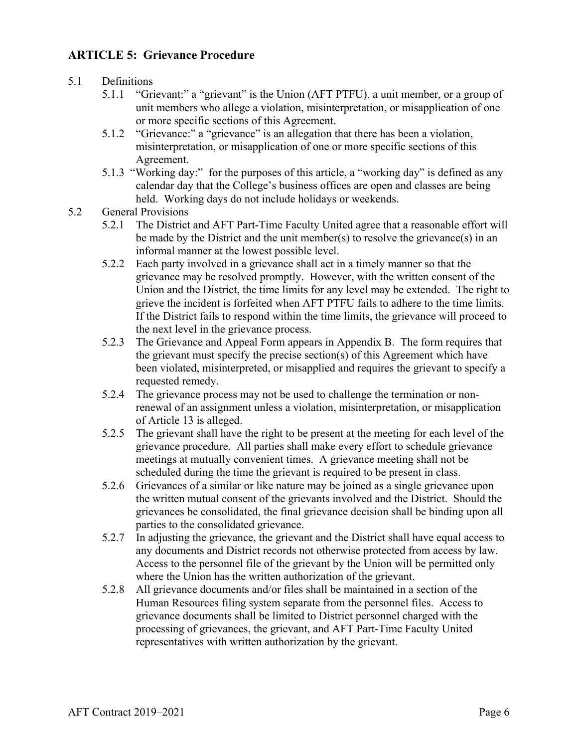## ARTICLE 5: Grievance Procedure

5.1 Definitions

- 5.1.1 "Grievant:" a "grievant" is the Union (AFT PTFU), a unit member, or a group of unit members who allege a violation, misinterpretation, or misapplication of one or more specific sections of this Agreement.
- 5.1.2 "Grievance:" a "grievance" is an allegation that there has been a violation, misinterpretation, or misapplication of one or more specific sections of this Agreement.
- 5.1.3 "Working day:" for the purposes of this article, a "working day" is defined as any calendar day that the College's business offices are open and classes are being held. Working days do not include holidays or weekends.

5.2 General Provisions

- 5.2.1 The District and AFT Part-Time Faculty United agree that a reasonable effort will be made by the District and the unit member(s) to resolve the grievance(s) in an informal manner at the lowest possible level.
- 5.2.2 Each party involved in a grievance shall act in a timely manner so that the grievance may be resolved promptly. However, with the written consent of the Union and the District, the time limits for any level may be extended. The right to grieve the incident is forfeited when AFT PTFU fails to adhere to the time limits. If the District fails to respond within the time limits, the grievance will proceed to the next level in the grievance process.
- 5.2.3 The Grievance and Appeal Form appears in Appendix B. The form requires that the grievant must specify the precise section(s) of this Agreement which have been violated, misinterpreted, or misapplied and requires the grievant to specify a requested remedy.
- 5.2.4 The grievance process may not be used to challenge the termination or non-renewal of an assignment unless a violation, misinterpretation, or misapplication of Article 13 is alleged.
- 5.2.5 The grievant shall have the right to be present at the meeting for each level of the grievance procedure. All parties shall make every effort to schedule grievance meetings at mutually convenient times. A grievance meeting shall not be scheduled during the time the grievant is required to be present in class.
- 5.2.6 Grievances of a similar or like nature may be joined as a single grievance upon the written mutual consent of the grievants involved and the District. Should the grievances be consolidated, the final grievance decision shall be binding upon all parties to the consolidated grievance.
- 5.2.7 In adjusting the grievance, the grievant and the District shall have equal access to any documents and District records not otherwise protected from access by law. Access to the personnel file of the grievant by the Union will be permitted only where the Union has the written authorization of the grievant.
- 5.2.8 All grievance documents and/or files shall be maintained in a section of the Human Resources filing system separate from the personnel files. Access to grievance documents shall be limited to District personnel charged with the processing of grievances, the grievant, and AFT Part-Time Faculty United representatives with written authorization by the grievant.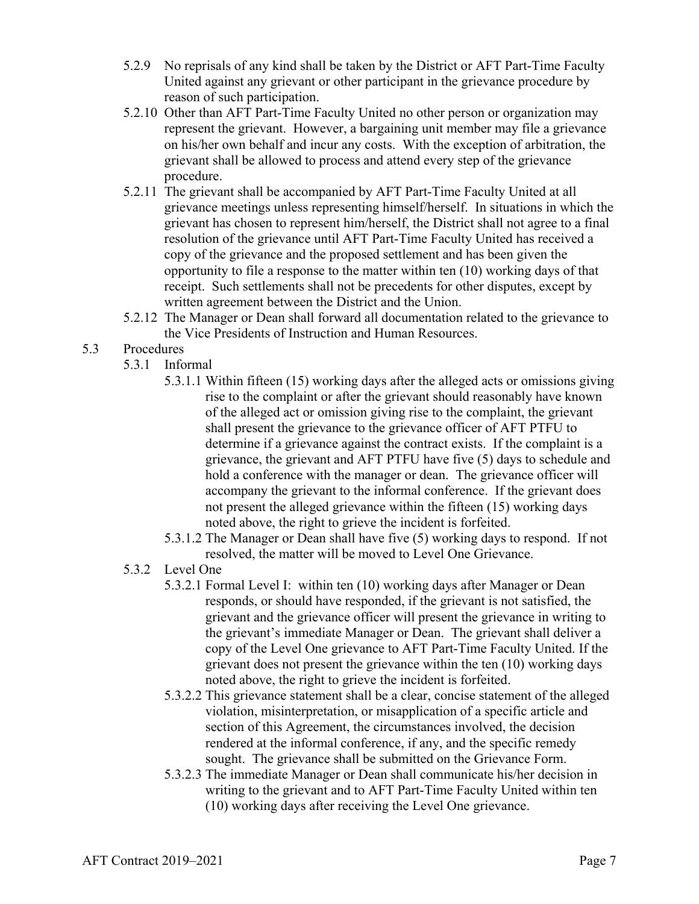5.2.9 No reprisals of any kind shall be taken by the District or AFT Part-Time Faculty United against any grievant or other participant in the grievance procedure by reason of such participation.

5.2.10 Other than AFT Part-Time Faculty United no other person or organization may represent the grievant. However, a bargaining unit member may file a grievance on his/her own behalf and incur any costs. With the exception of arbitration, the grievant shall be allowed to process and attend every step of the grievance procedure.

5.2.11 The grievant shall be accompanied by AFT Part-Time Faculty United at all grievance meetings unless representing himself/herself. In situations in which the grievant has chosen to represent him/herself, the District shall not agree to a final resolution of the grievance until AFT Part-Time Faculty United has received a copy of the grievance and the proposed settlement and has been given the opportunity to file a response to the matter within ten (10) working days of that receipt. Such settlements shall not be precedents for other disputes, except by written agreement between the District and the Union.

5.2.12 The Manager or Dean shall forward all documentation related to the grievance to the Vice Presidents of Instruction and Human Resources.

5.3 Procedures

5.3.1 Informal

5.3.1.1 Within fifteen (15) working days after the alleged acts or omissions giving rise to the complaint or after the grievant should reasonably have known of the alleged act or omission giving rise to the complaint, the grievant shall present the grievance to the grievance officer of AFT PTFU to determine if a grievance against the contract exists. If the complaint is a grievance, the grievant and AFT PTFU have five (5) days to schedule and hold a conference with the manager or dean. The grievance officer will accompany the grievant to the informal conference. If the grievant does not present the alleged grievance within the fifteen (15) working days noted above, the right to grieve the incident is forfeited.

5.3.1.2 The Manager or Dean shall have five (5) working days to respond. If not resolved, the matter will be moved to Level One Grievance.

5.3.2 Level One

5.3.2.1 Formal Level I: within ten (10) working days after Manager or Dean responds, or should have responded, if the grievant is not satisfied, the grievant and the grievance officer will present the grievance in writing to the grievant's immediate Manager or Dean. The grievant shall deliver a copy of the Level One grievance to AFT Part-Time Faculty United. If the grievant does not present the grievance within the ten (10) working days noted above, the right to grieve the incident is forfeited.

5.3.2.2 This grievance statement shall be a clear, concise statement of the alleged violation, misinterpretation, or misapplication of a specific article and section of this Agreement, the circumstances involved, the decision rendered at the informal conference, if any, and the specific remedy sought. The grievance shall be submitted on the Grievance Form.

5.3.2.3 The immediate Manager or Dean shall communicate his/her decision in writing to the grievant and to AFT Part-Time Faculty United within ten (10) working days after receiving the Level One grievance.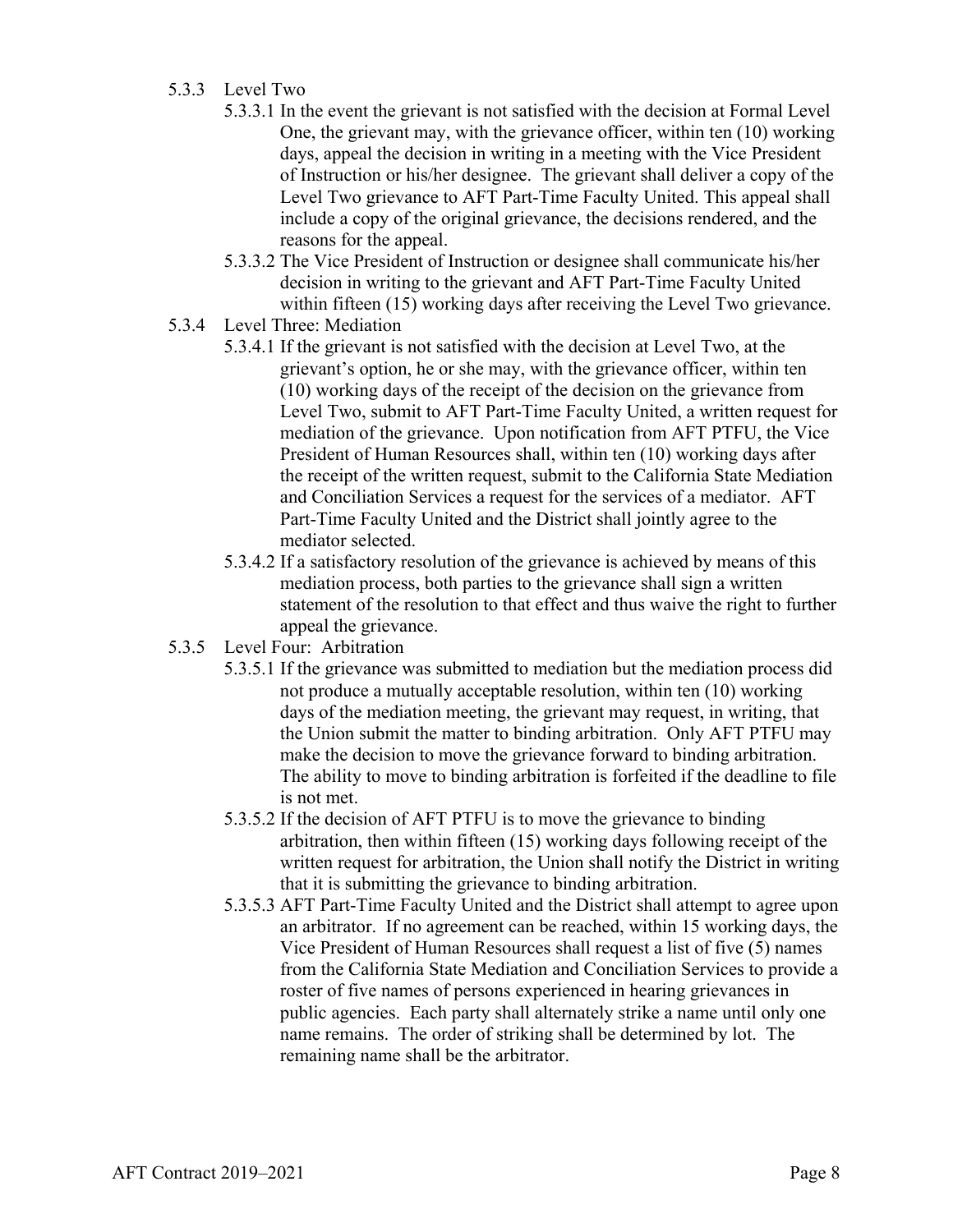5.3.3 Level Two

5.3.3.1 In the event the grievant is not satisfied with the decision at Formal Level One, the grievant may, with the grievance officer, within ten (10) working days, appeal the decision in writing in a meeting with the Vice President of Instruction or his/her designee. The grievant shall deliver a copy of the Level Two grievance to AFT Part-Time Faculty United. This appeal shall include a copy of the original grievance, the decisions rendered, and the reasons for the appeal.

5.3.3.2 The Vice President of Instruction or designee shall communicate his/her decision in writing to the grievant and AFT Part-Time Faculty United within fifteen (15) working days after receiving the Level Two grievance.

5.3.4 Level Three: Mediation

5.3.4.1 If the grievant is not satisfied with the decision at Level Two, at the grievant's option, he or she may, with the grievance officer, within ten (10) working days of the receipt of the decision on the grievance from Level Two, submit to AFT Part-Time Faculty United, a written request for mediation of the grievance. Upon notification from AFT PTFU, the Vice President of Human Resources shall, within ten (10) working days after the receipt of the written request, submit to the California State Mediation and Conciliation Services a request for the services of a mediator. AFT Part-Time Faculty United and the District shall jointly agree to the mediator selected.

5.3.4.2 If a satisfactory resolution of the grievance is achieved by means of this mediation process, both parties to the grievance shall sign a written statement of the resolution to that effect and thus waive the right to further appeal the grievance.

5.3.5 Level Four: Arbitration

5.3.5.1 If the grievance was submitted to mediation but the mediation process did not produce a mutually acceptable resolution, within ten (10) working days of the mediation meeting, the grievant may request, in writing, that the Union submit the matter to binding arbitration. Only AFT PTFU may make the decision to move the grievance forward to binding arbitration. The ability to move to binding arbitration is forfeited if the deadline to file is not met.

5.3.5.2 If the decision of AFT PTFU is to move the grievance to binding arbitration, then within fifteen (15) working days following receipt of the written request for arbitration, the Union shall notify the District in writing that it is submitting the grievance to binding arbitration.

5.3.5.3 AFT Part-Time Faculty United and the District shall attempt to agree upon an arbitrator. If no agreement can be reached, within 15 working days, the Vice President of Human Resources shall request a list of five (5) names from the California State Mediation and Conciliation Services to provide a roster of five names of persons experienced in hearing grievances in public agencies. Each party shall alternately strike a name until only one name remains. The order of striking shall be determined by lot. The remaining name shall be the arbitrator.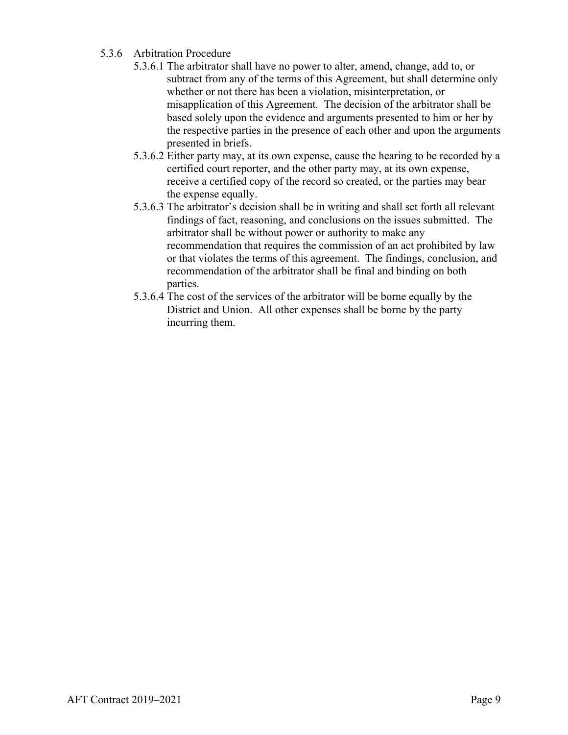- 5.3.6 Arbitration Procedure
  - 5.3.6.1 The arbitrator shall have no power to alter, amend, change, add to, or subtract from any of the terms of this Agreement, but shall determine only whether or not there has been a violation, misinterpretation, or misapplication of this Agreement. The decision of the arbitrator shall be based solely upon the evidence and arguments presented to him or her by the respective parties in the presence of each other and upon the arguments presented in briefs.
  - 5.3.6.2 Either party may, at its own expense, cause the hearing to be recorded by a certified court reporter, and the other party may, at its own expense, receive a certified copy of the record so created, or the parties may bear the expense equally.
  - 5.3.6.3 The arbitrator's decision shall be in writing and shall set forth all relevant findings of fact, reasoning, and conclusions on the issues submitted. The arbitrator shall be without power or authority to make any recommendation that requires the commission of an act prohibited by law or that violates the terms of this agreement. The findings, conclusion, and recommendation of the arbitrator shall be final and binding on both parties.
  - 5.3.6.4 The cost of the services of the arbitrator will be borne equally by the District and Union. All other expenses shall be borne by the party incurring them.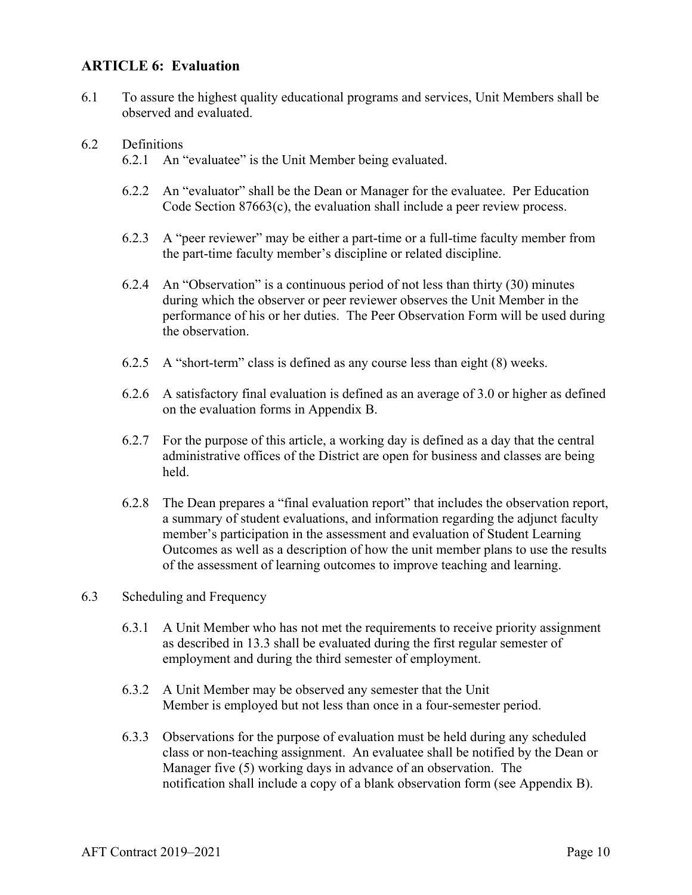## ARTICLE 6: Evaluation

6.1 To assure the highest quality educational programs and services, Unit Members shall be observed and evaluated.

6.2 Definitions

6.2.1 An "evaluatee" is the Unit Member being evaluated.

6.2.2 An "evaluator" shall be the Dean or Manager for the evaluatee. Per Education Code Section 87663(c), the evaluation shall include a peer review process.

6.2.3 A "peer reviewer" may be either a part-time or a full-time faculty member from the part-time faculty member's discipline or related discipline.

6.2.4 An "Observation" is a continuous period of not less than thirty (30) minutes during which the observer or peer reviewer observes the Unit Member in the performance of his or her duties. The Peer Observation Form will be used during the observation.

6.2.5 A "short-term" class is defined as any course less than eight (8) weeks.

6.2.6 A satisfactory final evaluation is defined as an average of 3.0 or higher as defined on the evaluation forms in Appendix B.

6.2.7 For the purpose of this article, a working day is defined as a day that the central administrative offices of the District are open for business and classes are being held.

6.2.8 The Dean prepares a "final evaluation report" that includes the observation report, a summary of student evaluations, and information regarding the adjunct faculty member's participation in the assessment and evaluation of Student Learning Outcomes as well as a description of how the unit member plans to use the results of the assessment of learning outcomes to improve teaching and learning.

6.3 Scheduling and Frequency

6.3.1 A Unit Member who has not met the requirements to receive priority assignment as described in 13.3 shall be evaluated during the first regular semester of employment and during the third semester of employment.

6.3.2 A Unit Member may be observed any semester that the Unit Member is employed but not less than once in a four-semester period.

6.3.3 Observations for the purpose of evaluation must be held during any scheduled class or non-teaching assignment. An evaluatee shall be notified by the Dean or Manager five (5) working days in advance of an observation. The notification shall include a copy of a blank observation form (see Appendix B).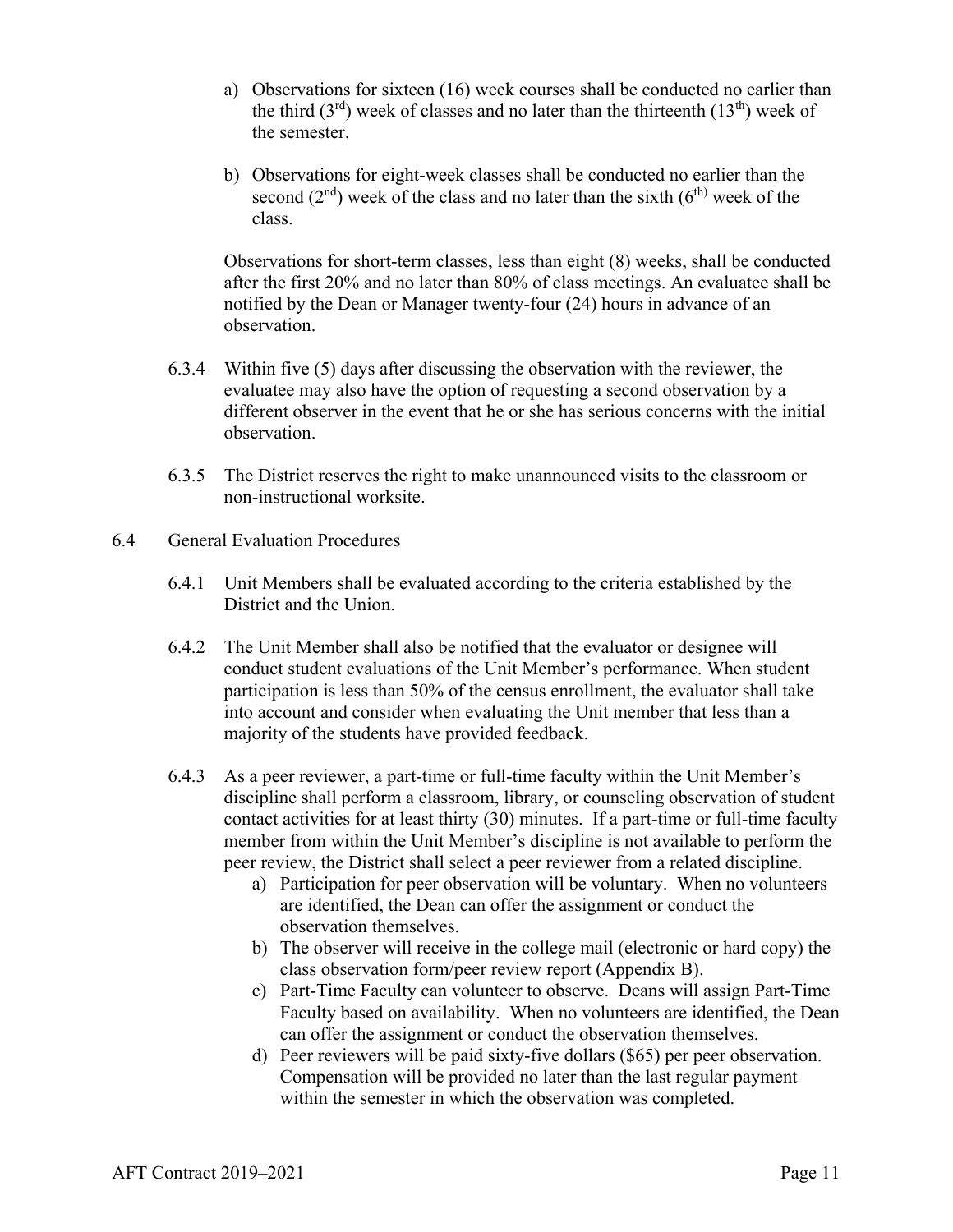a) Observations for sixteen (16) week courses shall be conducted no earlier than the third (3rd) week of classes and no later than the thirteenth (13th) week of the semester.

b) Observations for eight-week classes shall be conducted no earlier than the second (2nd) week of the class and no later than the sixth (6th) week of the class.

Observations for short-term classes, less than eight (8) weeks, shall be conducted after the first 20% and no later than 80% of class meetings. An evaluatee shall be notified by the Dean or Manager twenty-four (24) hours in advance of an observation.

6.3.4 Within five (5) days after discussing the observation with the reviewer, the evaluatee may also have the option of requesting a second observation by a different observer in the event that he or she has serious concerns with the initial observation.

6.3.5 The District reserves the right to make unannounced visits to the classroom or non-instructional worksite.

6.4 General Evaluation Procedures

6.4.1 Unit Members shall be evaluated according to the criteria established by the District and the Union.

6.4.2 The Unit Member shall also be notified that the evaluator or designee will conduct student evaluations of the Unit Member's performance. When student participation is less than 50% of the census enrollment, the evaluator shall take into account and consider when evaluating the Unit member that less than a majority of the students have provided feedback.

6.4.3 As a peer reviewer, a part-time or full-time faculty within the Unit Member's discipline shall perform a classroom, library, or counseling observation of student contact activities for at least thirty (30) minutes. If a part-time or full-time faculty member from within the Unit Member's discipline is not available to perform the peer review, the District shall select a peer reviewer from a related discipline.

a) Participation for peer observation will be voluntary. When no volunteers are identified, the Dean can offer the assignment or conduct the observation themselves.
b) The observer will receive in the college mail (electronic or hard copy) the class observation form/peer review report (Appendix B).
c) Part-Time Faculty can volunteer to observe. Deans will assign Part-Time Faculty based on availability. When no volunteers are identified, the Dean can offer the assignment or conduct the observation themselves.
d) Peer reviewers will be paid sixty-five dollars ($65) per peer observation. Compensation will be provided no later than the last regular payment within the semester in which the observation was completed.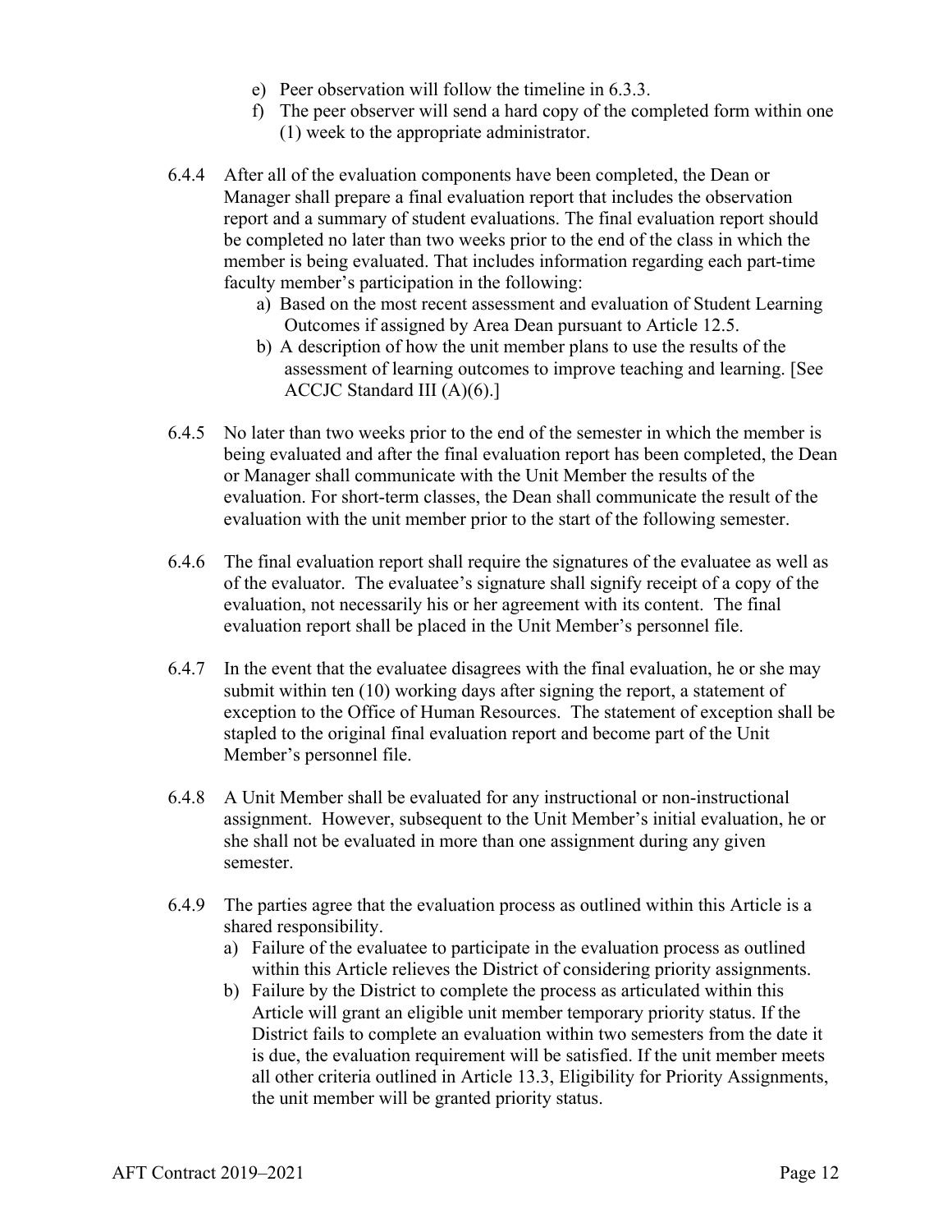e) Peer observation will follow the timeline in 6.3.3.
f) The peer observer will send a hard copy of the completed form within one (1) week to the appropriate administrator.

6.4.4 After all of the evaluation components have been completed, the Dean or Manager shall prepare a final evaluation report that includes the observation report and a summary of student evaluations. The final evaluation report should be completed no later than two weeks prior to the end of the class in which the member is being evaluated. That includes information regarding each part-time faculty member's participation in the following:

a) Based on the most recent assessment and evaluation of Student Learning Outcomes if assigned by Area Dean pursuant to Article 12.5.
b) A description of how the unit member plans to use the results of the assessment of learning outcomes to improve teaching and learning. [See ACCJC Standard III (A)(6).]

6.4.5 No later than two weeks prior to the end of the semester in which the member is being evaluated and after the final evaluation report has been completed, the Dean or Manager shall communicate with the Unit Member the results of the evaluation. For short-term classes, the Dean shall communicate the result of the evaluation with the unit member prior to the start of the following semester.

6.4.6 The final evaluation report shall require the signatures of the evaluatee as well as of the evaluator. The evaluatee's signature shall signify receipt of a copy of the evaluation, not necessarily his or her agreement with its content. The final evaluation report shall be placed in the Unit Member's personnel file.

6.4.7 In the event that the evaluatee disagrees with the final evaluation, he or she may submit within ten (10) working days after signing the report, a statement of exception to the Office of Human Resources. The statement of exception shall be stapled to the original final evaluation report and become part of the Unit Member's personnel file.

6.4.8 A Unit Member shall be evaluated for any instructional or non-instructional assignment. However, subsequent to the Unit Member's initial evaluation, he or she shall not be evaluated in more than one assignment during any given semester.

6.4.9 The parties agree that the evaluation process as outlined within this Article is a shared responsibility.

a) Failure of the evaluatee to participate in the evaluation process as outlined within this Article relieves the District of considering priority assignments.
b) Failure by the District to complete the process as articulated within this Article will grant an eligible unit member temporary priority status. If the District fails to complete an evaluation within two semesters from the date it is due, the evaluation requirement will be satisfied. If the unit member meets all other criteria outlined in Article 13.3, Eligibility for Priority Assignments, the unit member will be granted priority status.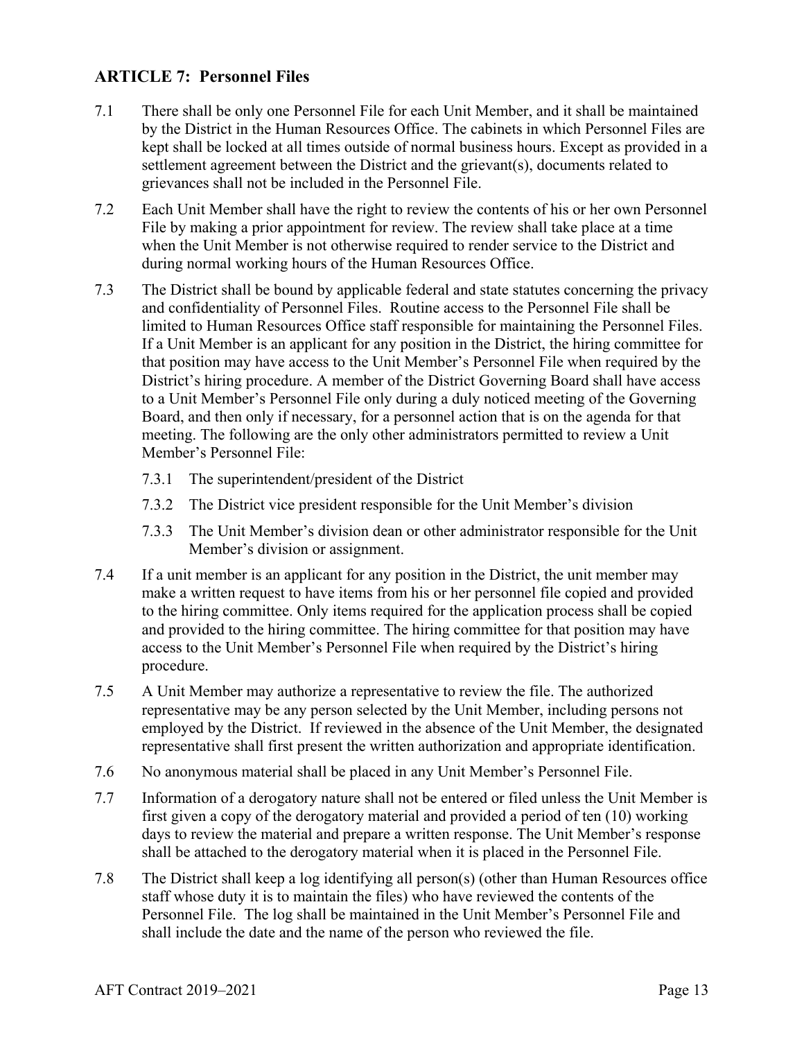## ARTICLE 7: Personnel Files

7.1 There shall be only one Personnel File for each Unit Member, and it shall be maintained by the District in the Human Resources Office. The cabinets in which Personnel Files are kept shall be locked at all times outside of normal business hours. Except as provided in a settlement agreement between the District and the grievant(s), documents related to grievances shall not be included in the Personnel File.

7.2 Each Unit Member shall have the right to review the contents of his or her own Personnel File by making a prior appointment for review. The review shall take place at a time when the Unit Member is not otherwise required to render service to the District and during normal working hours of the Human Resources Office.

7.3 The District shall be bound by applicable federal and state statutes concerning the privacy and confidentiality of Personnel Files. Routine access to the Personnel File shall be limited to Human Resources Office staff responsible for maintaining the Personnel Files. If a Unit Member is an applicant for any position in the District, the hiring committee for that position may have access to the Unit Member's Personnel File when required by the District's hiring procedure. A member of the District Governing Board shall have access to a Unit Member's Personnel File only during a duly noticed meeting of the Governing Board, and then only if necessary, for a personnel action that is on the agenda for that meeting. The following are the only other administrators permitted to review a Unit Member's Personnel File:

- 7.3.1 The superintendent/president of the District
- 7.3.2 The District vice president responsible for the Unit Member's division
- 7.3.3 The Unit Member's division dean or other administrator responsible for the Unit Member's division or assignment.

7.4 If a unit member is an applicant for any position in the District, the unit member may make a written request to have items from his or her personnel file copied and provided to the hiring committee. Only items required for the application process shall be copied and provided to the hiring committee. The hiring committee for that position may have access to the Unit Member's Personnel File when required by the District's hiring procedure.

7.5 A Unit Member may authorize a representative to review the file. The authorized representative may be any person selected by the Unit Member, including persons not employed by the District. If reviewed in the absence of the Unit Member, the designated representative shall first present the written authorization and appropriate identification.

7.6 No anonymous material shall be placed in any Unit Member's Personnel File.

7.7 Information of a derogatory nature shall not be entered or filed unless the Unit Member is first given a copy of the derogatory material and provided a period of ten (10) working days to review the material and prepare a written response. The Unit Member's response shall be attached to the derogatory material when it is placed in the Personnel File.

7.8 The District shall keep a log identifying all person(s) (other than Human Resources office staff whose duty it is to maintain the files) who have reviewed the contents of the Personnel File. The log shall be maintained in the Unit Member's Personnel File and shall include the date and the name of the person who reviewed the file.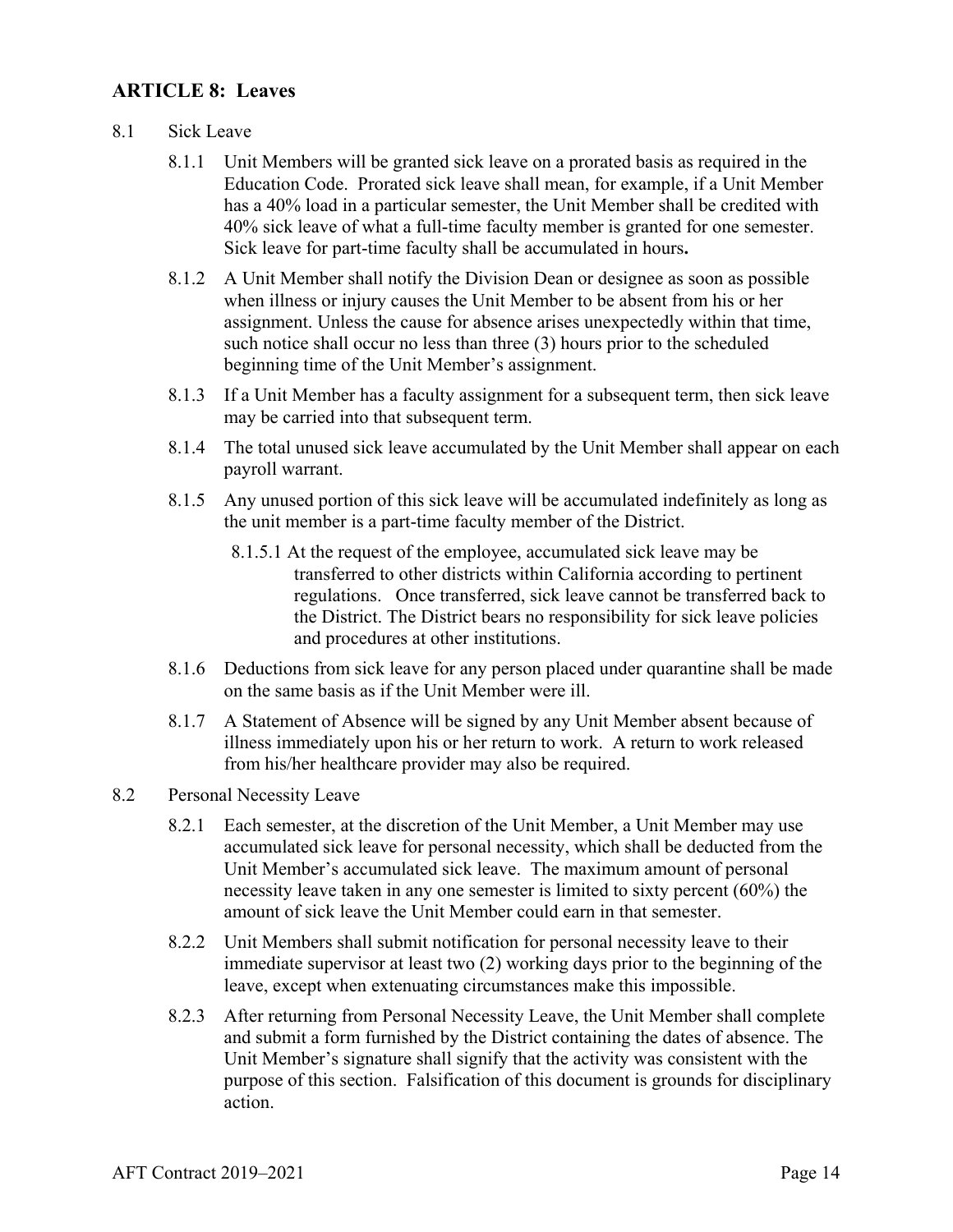## ARTICLE 8: Leaves

8.1 Sick Leave

8.1.1 Unit Members will be granted sick leave on a prorated basis as required in the Education Code. Prorated sick leave shall mean, for example, if a Unit Member has a 40% load in a particular semester, the Unit Member shall be credited with 40% sick leave of what a full-time faculty member is granted for one semester. Sick leave for part-time faculty shall be accumulated in hours**.**

8.1.2 A Unit Member shall notify the Division Dean or designee as soon as possible when illness or injury causes the Unit Member to be absent from his or her assignment. Unless the cause for absence arises unexpectedly within that time, such notice shall occur no less than three (3) hours prior to the scheduled beginning time of the Unit Member's assignment.

8.1.3 If a Unit Member has a faculty assignment for a subsequent term, then sick leave may be carried into that subsequent term.

8.1.4 The total unused sick leave accumulated by the Unit Member shall appear on each payroll warrant.

8.1.5 Any unused portion of this sick leave will be accumulated indefinitely as long as the unit member is a part-time faculty member of the District.

8.1.5.1 At the request of the employee, accumulated sick leave may be transferred to other districts within California according to pertinent regulations. Once transferred, sick leave cannot be transferred back to the District. The District bears no responsibility for sick leave policies and procedures at other institutions.

8.1.6 Deductions from sick leave for any person placed under quarantine shall be made on the same basis as if the Unit Member were ill.

8.1.7 A Statement of Absence will be signed by any Unit Member absent because of illness immediately upon his or her return to work. A return to work released from his/her healthcare provider may also be required.

8.2 Personal Necessity Leave

8.2.1 Each semester, at the discretion of the Unit Member, a Unit Member may use accumulated sick leave for personal necessity, which shall be deducted from the Unit Member's accumulated sick leave. The maximum amount of personal necessity leave taken in any one semester is limited to sixty percent (60%) the amount of sick leave the Unit Member could earn in that semester.

8.2.2 Unit Members shall submit notification for personal necessity leave to their immediate supervisor at least two (2) working days prior to the beginning of the leave, except when extenuating circumstances make this impossible.

8.2.3 After returning from Personal Necessity Leave, the Unit Member shall complete and submit a form furnished by the District containing the dates of absence. The Unit Member's signature shall signify that the activity was consistent with the purpose of this section. Falsification of this document is grounds for disciplinary action.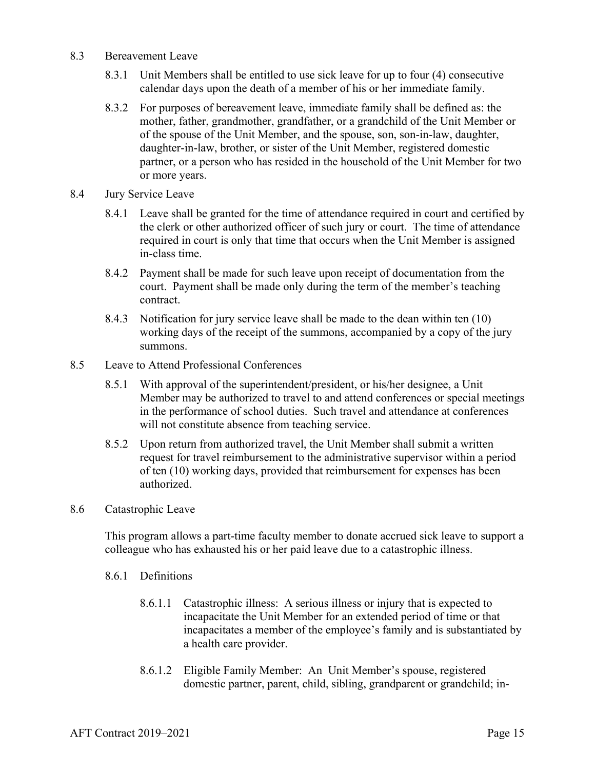8.3 Bereavement Leave

8.3.1 Unit Members shall be entitled to use sick leave for up to four (4) consecutive calendar days upon the death of a member of his or her immediate family.

8.3.2 For purposes of bereavement leave, immediate family shall be defined as: the mother, father, grandmother, grandfather, or a grandchild of the Unit Member or of the spouse of the Unit Member, and the spouse, son, son-in-law, daughter, daughter-in-law, brother, or sister of the Unit Member, registered domestic partner, or a person who has resided in the household of the Unit Member for two or more years.

8.4 Jury Service Leave

8.4.1 Leave shall be granted for the time of attendance required in court and certified by the clerk or other authorized officer of such jury or court. The time of attendance required in court is only that time that occurs when the Unit Member is assigned in-class time.

8.4.2 Payment shall be made for such leave upon receipt of documentation from the court. Payment shall be made only during the term of the member's teaching contract.

8.4.3 Notification for jury service leave shall be made to the dean within ten (10) working days of the receipt of the summons, accompanied by a copy of the jury summons.

8.5 Leave to Attend Professional Conferences

8.5.1 With approval of the superintendent/president, or his/her designee, a Unit Member may be authorized to travel to and attend conferences or special meetings in the performance of school duties. Such travel and attendance at conferences will not constitute absence from teaching service.

8.5.2 Upon return from authorized travel, the Unit Member shall submit a written request for travel reimbursement to the administrative supervisor within a period of ten (10) working days, provided that reimbursement for expenses has been authorized.

8.6 Catastrophic Leave

This program allows a part-time faculty member to donate accrued sick leave to support a colleague who has exhausted his or her paid leave due to a catastrophic illness.

8.6.1 Definitions

8.6.1.1 Catastrophic illness: A serious illness or injury that is expected to incapacitate the Unit Member for an extended period of time or that incapacitates a member of the employee's family and is substantiated by a health care provider.

8.6.1.2 Eligible Family Member: An Unit Member's spouse, registered domestic partner, parent, child, sibling, grandparent or grandchild; in-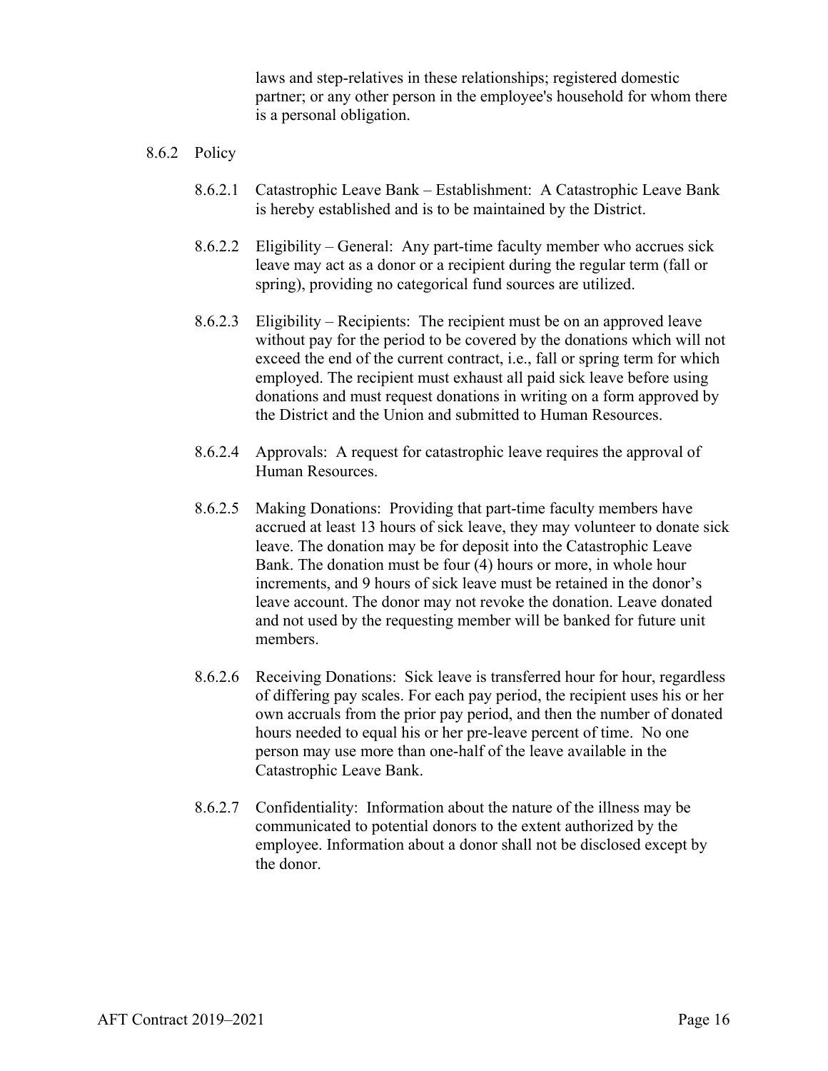laws and step-relatives in these relationships; registered domestic partner; or any other person in the employee's household for whom there is a personal obligation.

8.6.2 Policy

8.6.2.1 Catastrophic Leave Bank – Establishment: A Catastrophic Leave Bank is hereby established and is to be maintained by the District.

8.6.2.2 Eligibility – General: Any part-time faculty member who accrues sick leave may act as a donor or a recipient during the regular term (fall or spring), providing no categorical fund sources are utilized.

8.6.2.3 Eligibility – Recipients: The recipient must be on an approved leave without pay for the period to be covered by the donations which will not exceed the end of the current contract, i.e., fall or spring term for which employed. The recipient must exhaust all paid sick leave before using donations and must request donations in writing on a form approved by the District and the Union and submitted to Human Resources.

8.6.2.4 Approvals: A request for catastrophic leave requires the approval of Human Resources.

8.6.2.5 Making Donations: Providing that part-time faculty members have accrued at least 13 hours of sick leave, they may volunteer to donate sick leave. The donation may be for deposit into the Catastrophic Leave Bank. The donation must be four (4) hours or more, in whole hour increments, and 9 hours of sick leave must be retained in the donor's leave account. The donor may not revoke the donation. Leave donated and not used by the requesting member will be banked for future unit members.

8.6.2.6 Receiving Donations: Sick leave is transferred hour for hour, regardless of differing pay scales. For each pay period, the recipient uses his or her own accruals from the prior pay period, and then the number of donated hours needed to equal his or her pre-leave percent of time. No one person may use more than one-half of the leave available in the Catastrophic Leave Bank.

8.6.2.7 Confidentiality: Information about the nature of the illness may be communicated to potential donors to the extent authorized by the employee. Information about a donor shall not be disclosed except by the donor.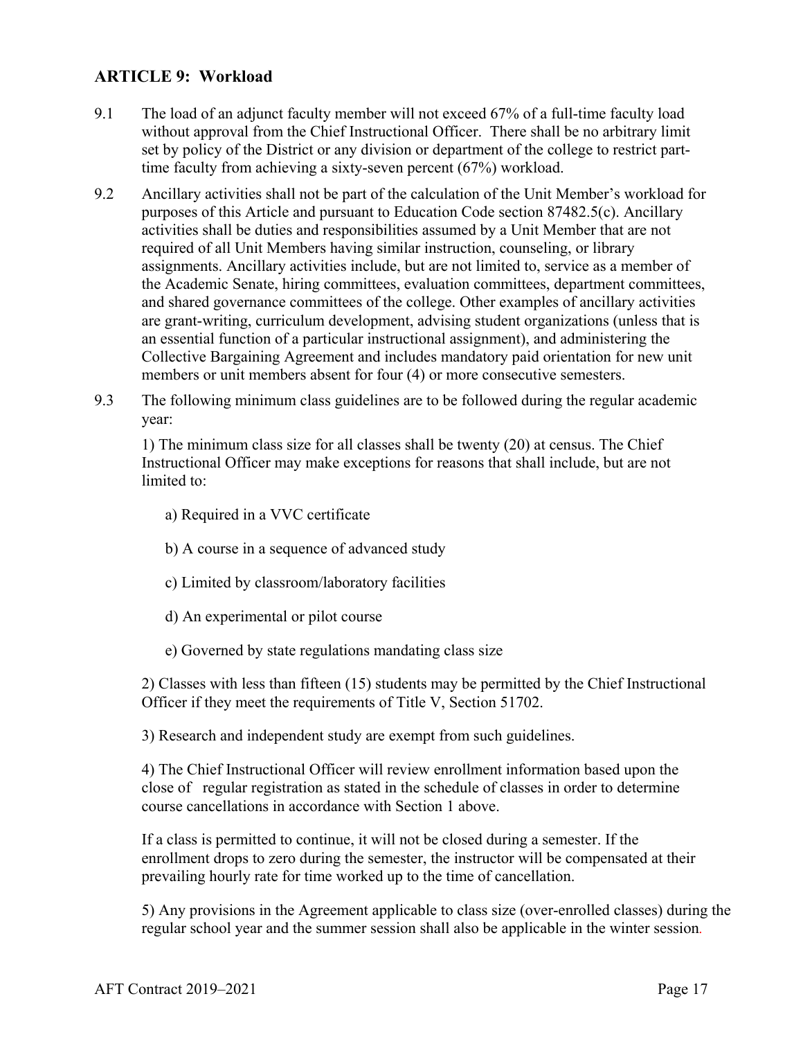## ARTICLE 9: Workload

9.1 The load of an adjunct faculty member will not exceed 67% of a full-time faculty load without approval from the Chief Instructional Officer. There shall be no arbitrary limit set by policy of the District or any division or department of the college to restrict part-time faculty from achieving a sixty-seven percent (67%) workload.

9.2 Ancillary activities shall not be part of the calculation of the Unit Member's workload for purposes of this Article and pursuant to Education Code section 87482.5(c). Ancillary activities shall be duties and responsibilities assumed by a Unit Member that are not required of all Unit Members having similar instruction, counseling, or library assignments. Ancillary activities include, but are not limited to, service as a member of the Academic Senate, hiring committees, evaluation committees, department committees, and shared governance committees of the college. Other examples of ancillary activities are grant-writing, curriculum development, advising student organizations (unless that is an essential function of a particular instructional assignment), and administering the Collective Bargaining Agreement and includes mandatory paid orientation for new unit members or unit members absent for four (4) or more consecutive semesters.

9.3 The following minimum class guidelines are to be followed during the regular academic year:

1) The minimum class size for all classes shall be twenty (20) at census. The Chief Instructional Officer may make exceptions for reasons that shall include, but are not limited to:

a) Required in a VVC certificate

b) A course in a sequence of advanced study

c) Limited by classroom/laboratory facilities

d) An experimental or pilot course

e) Governed by state regulations mandating class size

2) Classes with less than fifteen (15) students may be permitted by the Chief Instructional Officer if they meet the requirements of Title V, Section 51702.

3) Research and independent study are exempt from such guidelines.

4) The Chief Instructional Officer will review enrollment information based upon the close of regular registration as stated in the schedule of classes in order to determine course cancellations in accordance with Section 1 above.

If a class is permitted to continue, it will not be closed during a semester. If the enrollment drops to zero during the semester, the instructor will be compensated at their prevailing hourly rate for time worked up to the time of cancellation.

5) Any provisions in the Agreement applicable to class size (over-enrolled classes) during the regular school year and the summer session shall also be applicable in the winter session.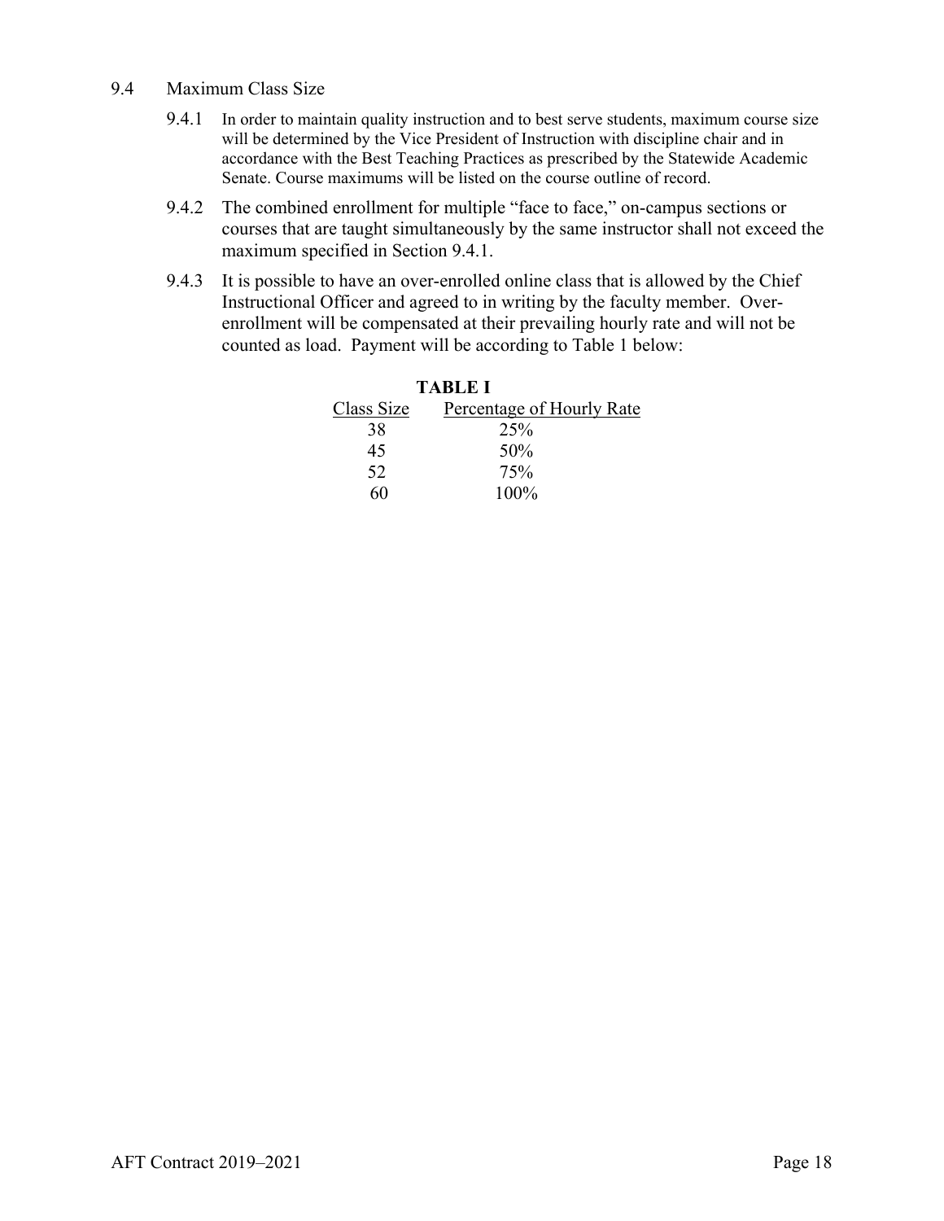### 9.4 Maximum Class Size

9.4.1 In order to maintain quality instruction and to best serve students, maximum course size will be determined by the Vice President of Instruction with discipline chair and in accordance with the Best Teaching Practices as prescribed by the Statewide Academic Senate. Course maximums will be listed on the course outline of record.

9.4.2 The combined enrollment for multiple "face to face," on-campus sections or courses that are taught simultaneously by the same instructor shall not exceed the maximum specified in Section 9.4.1.

9.4.3 It is possible to have an over-enrolled online class that is allowed by the Chief Instructional Officer and agreed to in writing by the faculty member. Over-enrollment will be compensated at their prevailing hourly rate and will not be counted as load. Payment will be according to Table 1 below:

**TABLE I**

| Class Size | Percentage of Hourly Rate |
|---|---|
| 38 | 25% |
| 45 | 50% |
| 52 | 75% |
| 60 | 100% |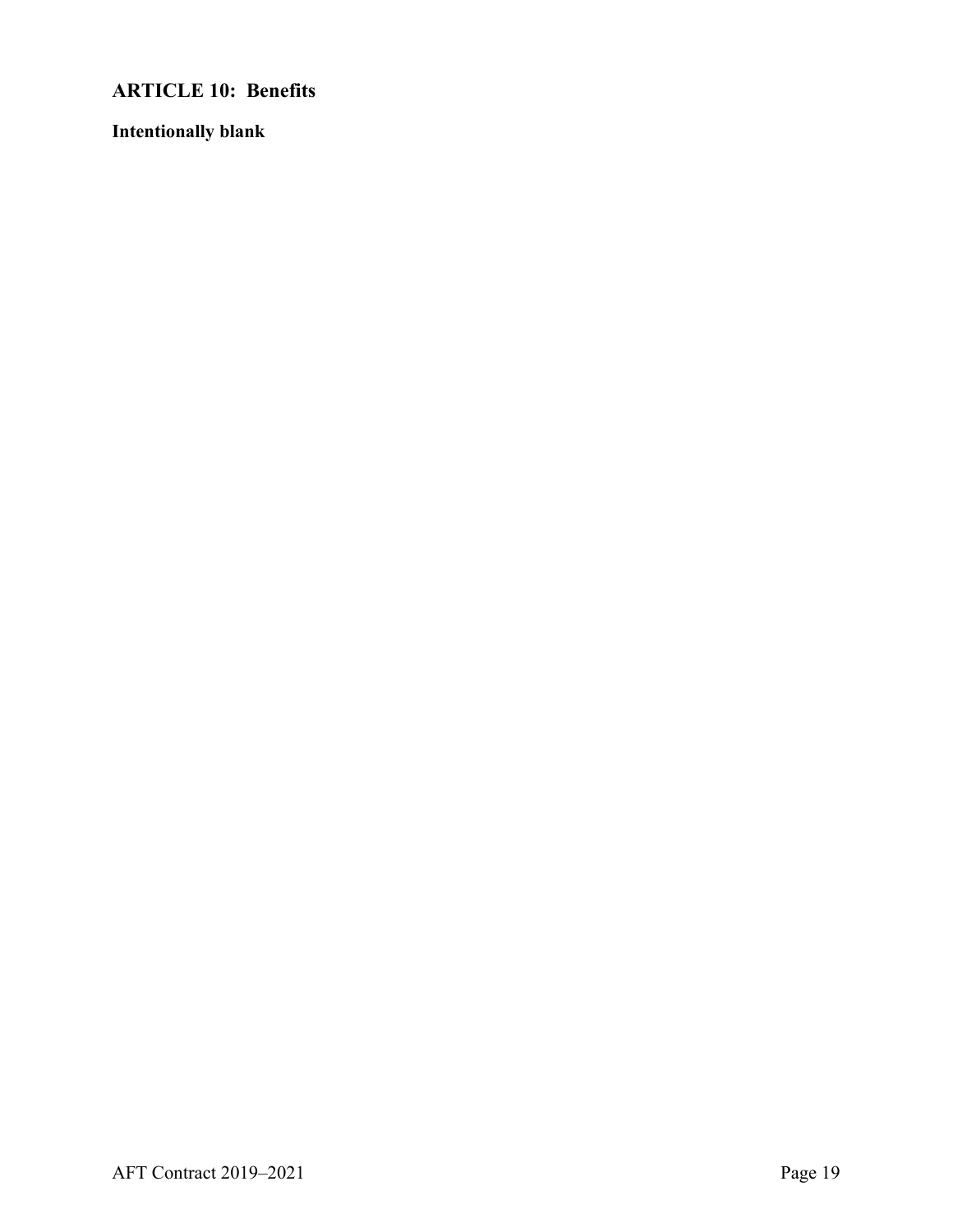## ARTICLE 10: Benefits

**Intentionally blank**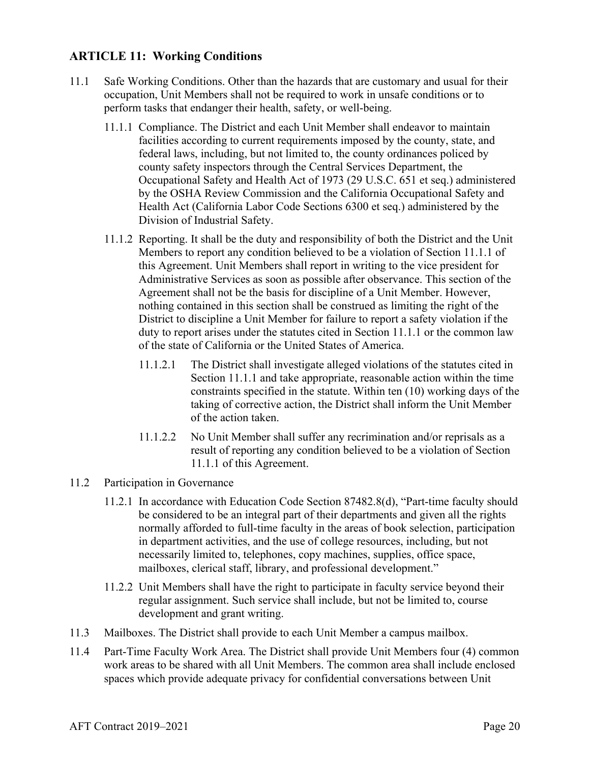## ARTICLE 11: Working Conditions

11.1 Safe Working Conditions. Other than the hazards that are customary and usual for their occupation, Unit Members shall not be required to work in unsafe conditions or to perform tasks that endanger their health, safety, or well-being.

11.1.1 Compliance. The District and each Unit Member shall endeavor to maintain facilities according to current requirements imposed by the county, state, and federal laws, including, but not limited to, the county ordinances policed by county safety inspectors through the Central Services Department, the Occupational Safety and Health Act of 1973 (29 U.S.C. 651 et seq.) administered by the OSHA Review Commission and the California Occupational Safety and Health Act (California Labor Code Sections 6300 et seq.) administered by the Division of Industrial Safety.

11.1.2 Reporting. It shall be the duty and responsibility of both the District and the Unit Members to report any condition believed to be a violation of Section 11.1.1 of this Agreement. Unit Members shall report in writing to the vice president for Administrative Services as soon as possible after observance. This section of the Agreement shall not be the basis for discipline of a Unit Member. However, nothing contained in this section shall be construed as limiting the right of the District to discipline a Unit Member for failure to report a safety violation if the duty to report arises under the statutes cited in Section 11.1.1 or the common law of the state of California or the United States of America.

11.1.2.1 The District shall investigate alleged violations of the statutes cited in Section 11.1.1 and take appropriate, reasonable action within the time constraints specified in the statute. Within ten (10) working days of the taking of corrective action, the District shall inform the Unit Member of the action taken.

11.1.2.2 No Unit Member shall suffer any recrimination and/or reprisals as a result of reporting any condition believed to be a violation of Section 11.1.1 of this Agreement.

11.2 Participation in Governance

11.2.1 In accordance with Education Code Section 87482.8(d), "Part-time faculty should be considered to be an integral part of their departments and given all the rights normally afforded to full-time faculty in the areas of book selection, participation in department activities, and the use of college resources, including, but not necessarily limited to, telephones, copy machines, supplies, office space, mailboxes, clerical staff, library, and professional development."

11.2.2 Unit Members shall have the right to participate in faculty service beyond their regular assignment. Such service shall include, but not be limited to, course development and grant writing.

11.3 Mailboxes. The District shall provide to each Unit Member a campus mailbox.

11.4 Part-Time Faculty Work Area. The District shall provide Unit Members four (4) common work areas to be shared with all Unit Members. The common area shall include enclosed spaces which provide adequate privacy for confidential conversations between Unit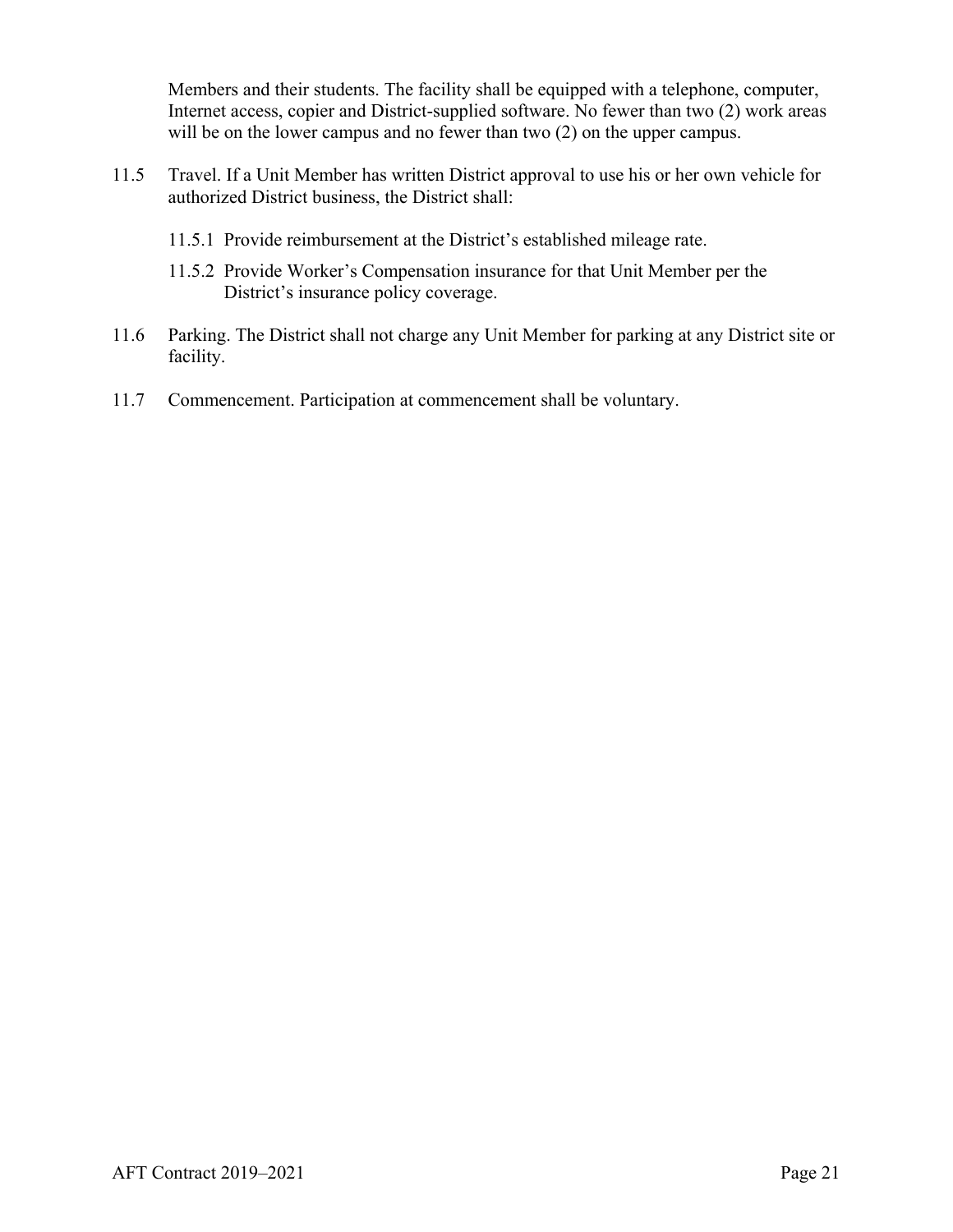Members and their students. The facility shall be equipped with a telephone, computer, Internet access, copier and District-supplied software. No fewer than two (2) work areas will be on the lower campus and no fewer than two (2) on the upper campus.

11.5 Travel. If a Unit Member has written District approval to use his or her own vehicle for authorized District business, the District shall:

11.5.1 Provide reimbursement at the District's established mileage rate.

11.5.2 Provide Worker's Compensation insurance for that Unit Member per the District's insurance policy coverage.

11.6 Parking. The District shall not charge any Unit Member for parking at any District site or facility.

11.7 Commencement. Participation at commencement shall be voluntary.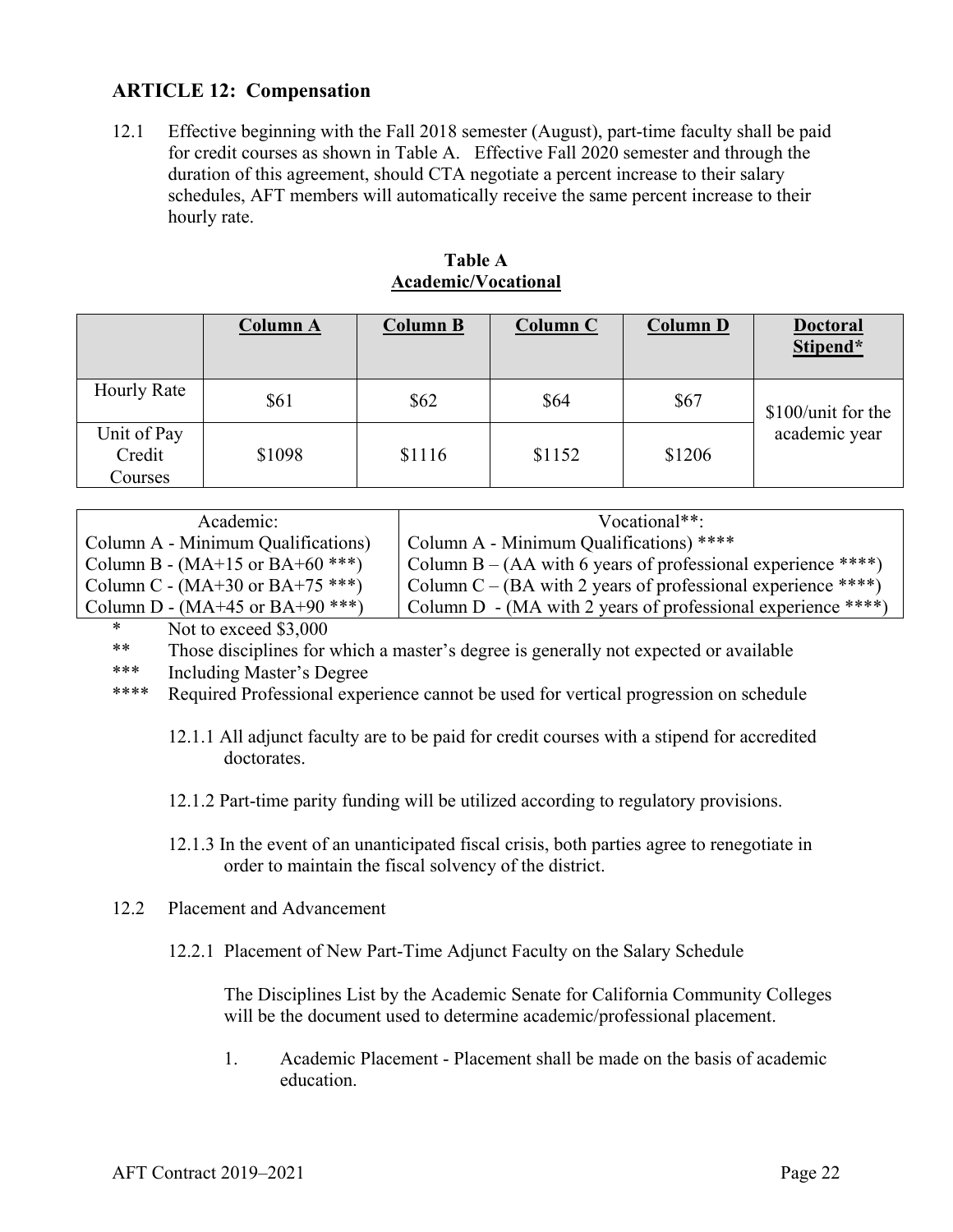## ARTICLE 12: Compensation

12.1 Effective beginning with the Fall 2018 semester (August), part-time faculty shall be paid for credit courses as shown in Table A. Effective Fall 2020 semester and through the duration of this agreement, should CTA negotiate a percent increase to their salary schedules, AFT members will automatically receive the same percent increase to their hourly rate.

**Table A**
**Academic/Vocational**

| | Column A | Column B | Column C | Column D | Doctoral Stipend* |
|---|---|---|---|---|---|
| Hourly Rate | $61 | $62 | $64 | $67 | $100/unit for the academic year |
| Unit of Pay Credit Courses | $1098 | $1116 | $1152 | $1206 | |

| Academic: | Vocational**: |
|---|---|
| Column A - Minimum Qualifications) | Column A - Minimum Qualifications) **** |
| Column B - (MA+15 or BA+60 ***) | Column B – (AA with 6 years of professional experience ****) |
| Column C - (MA+30 or BA+75 ***) | Column C – (BA with 2 years of professional experience ****) |
| Column D - (MA+45 or BA+90 ***) | Column D - (MA with 2 years of professional experience ****) |

\* Not to exceed $3,000

** Those disciplines for which a master's degree is generally not expected or available

*** Including Master's Degree

**** Required Professional experience cannot be used for vertical progression on schedule

12.1.1 All adjunct faculty are to be paid for credit courses with a stipend for accredited doctorates.

12.1.2 Part-time parity funding will be utilized according to regulatory provisions.

12.1.3 In the event of an unanticipated fiscal crisis, both parties agree to renegotiate in order to maintain the fiscal solvency of the district.

12.2 Placement and Advancement

12.2.1 Placement of New Part-Time Adjunct Faculty on the Salary Schedule

The Disciplines List by the Academic Senate for California Community Colleges will be the document used to determine academic/professional placement.

1. Academic Placement - Placement shall be made on the basis of academic education.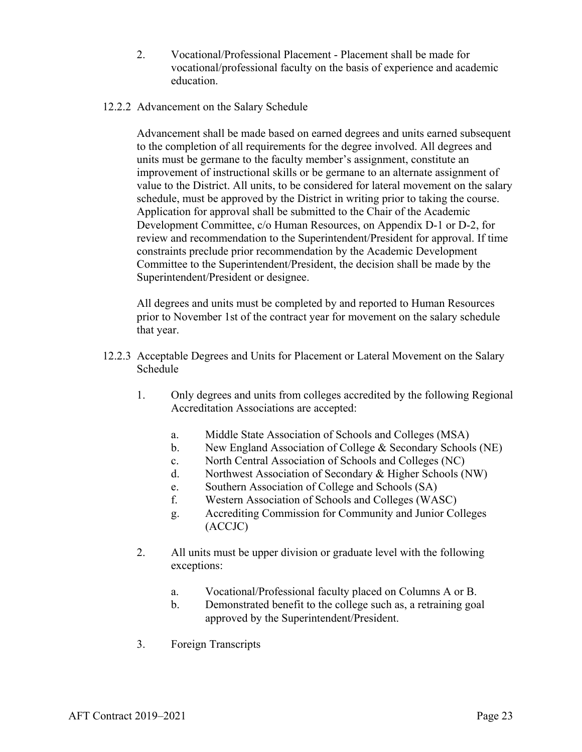2. Vocational/Professional Placement - Placement shall be made for vocational/professional faculty on the basis of experience and academic education.

12.2.2 Advancement on the Salary Schedule

Advancement shall be made based on earned degrees and units earned subsequent to the completion of all requirements for the degree involved. All degrees and units must be germane to the faculty member's assignment, constitute an improvement of instructional skills or be germane to an alternate assignment of value to the District. All units, to be considered for lateral movement on the salary schedule, must be approved by the District in writing prior to taking the course. Application for approval shall be submitted to the Chair of the Academic Development Committee, c/o Human Resources, on Appendix D-1 or D-2, for review and recommendation to the Superintendent/President for approval. If time constraints preclude prior recommendation by the Academic Development Committee to the Superintendent/President, the decision shall be made by the Superintendent/President or designee.

All degrees and units must be completed by and reported to Human Resources prior to November 1st of the contract year for movement on the salary schedule that year.

12.2.3 Acceptable Degrees and Units for Placement or Lateral Movement on the Salary Schedule

1. Only degrees and units from colleges accredited by the following Regional Accreditation Associations are accepted:

   a. Middle State Association of Schools and Colleges (MSA)
   b. New England Association of College & Secondary Schools (NE)
   c. North Central Association of Schools and Colleges (NC)
   d. Northwest Association of Secondary & Higher Schools (NW)
   e. Southern Association of College and Schools (SA)
   f. Western Association of Schools and Colleges (WASC)
   g. Accrediting Commission for Community and Junior Colleges (ACCJC)

2. All units must be upper division or graduate level with the following exceptions:

   a. Vocational/Professional faculty placed on Columns A or B.
   b. Demonstrated benefit to the college such as, a retraining goal approved by the Superintendent/President.

3. Foreign Transcripts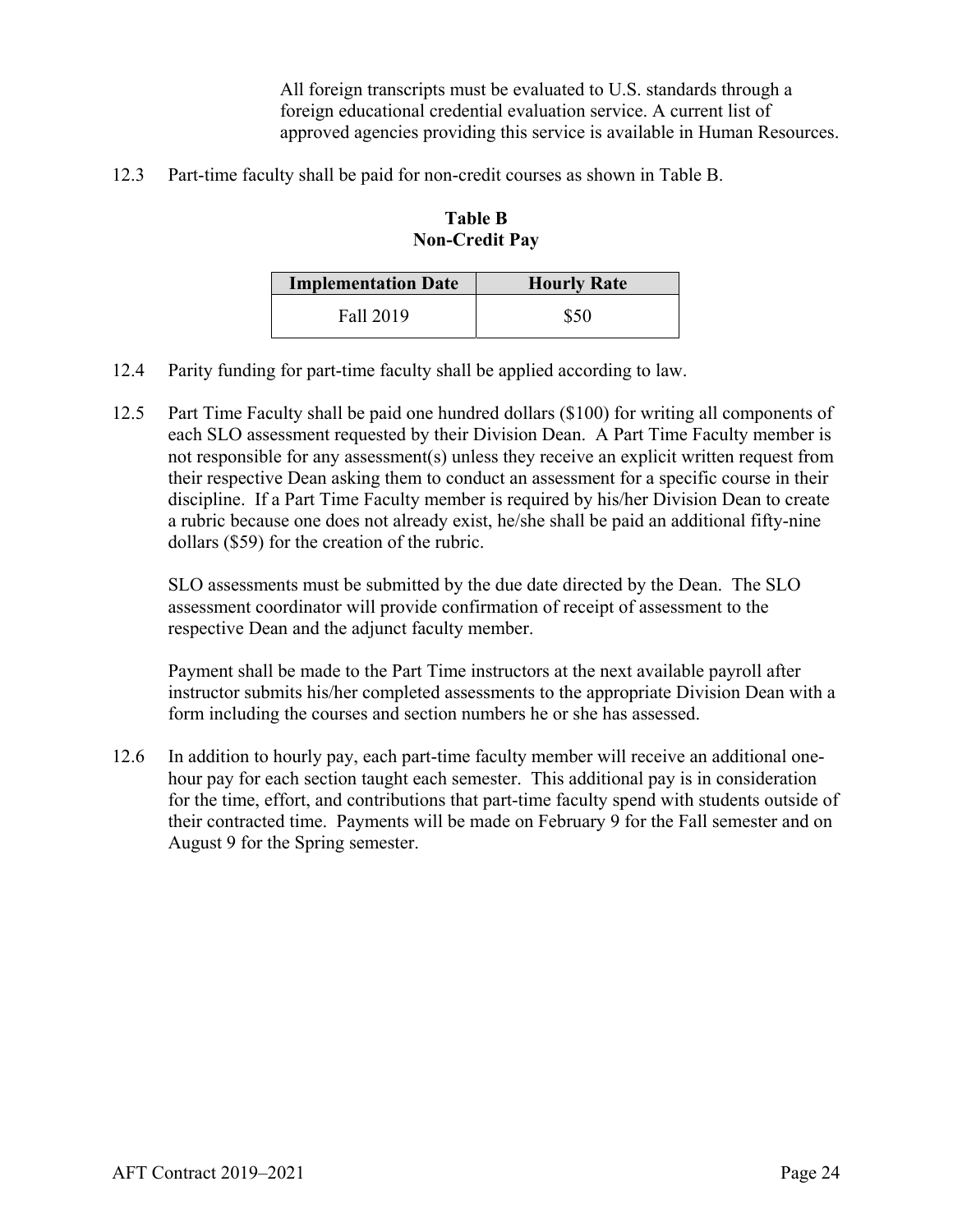All foreign transcripts must be evaluated to U.S. standards through a foreign educational credential evaluation service. A current list of approved agencies providing this service is available in Human Resources.

12.3 Part-time faculty shall be paid for non-credit courses as shown in Table B.

**Table B**
**Non-Credit Pay**

| Implementation Date | Hourly Rate |
|---|---|
| Fall 2019 | $50 |

12.4 Parity funding for part-time faculty shall be applied according to law.

12.5 Part Time Faculty shall be paid one hundred dollars ($100) for writing all components of each SLO assessment requested by their Division Dean. A Part Time Faculty member is not responsible for any assessment(s) unless they receive an explicit written request from their respective Dean asking them to conduct an assessment for a specific course in their discipline. If a Part Time Faculty member is required by his/her Division Dean to create a rubric because one does not already exist, he/she shall be paid an additional fifty-nine dollars ($59) for the creation of the rubric.

SLO assessments must be submitted by the due date directed by the Dean. The SLO assessment coordinator will provide confirmation of receipt of assessment to the respective Dean and the adjunct faculty member.

Payment shall be made to the Part Time instructors at the next available payroll after instructor submits his/her completed assessments to the appropriate Division Dean with a form including the courses and section numbers he or she has assessed.

12.6 In addition to hourly pay, each part-time faculty member will receive an additional one-hour pay for each section taught each semester. This additional pay is in consideration for the time, effort, and contributions that part-time faculty spend with students outside of their contracted time. Payments will be made on February 9 for the Fall semester and on August 9 for the Spring semester.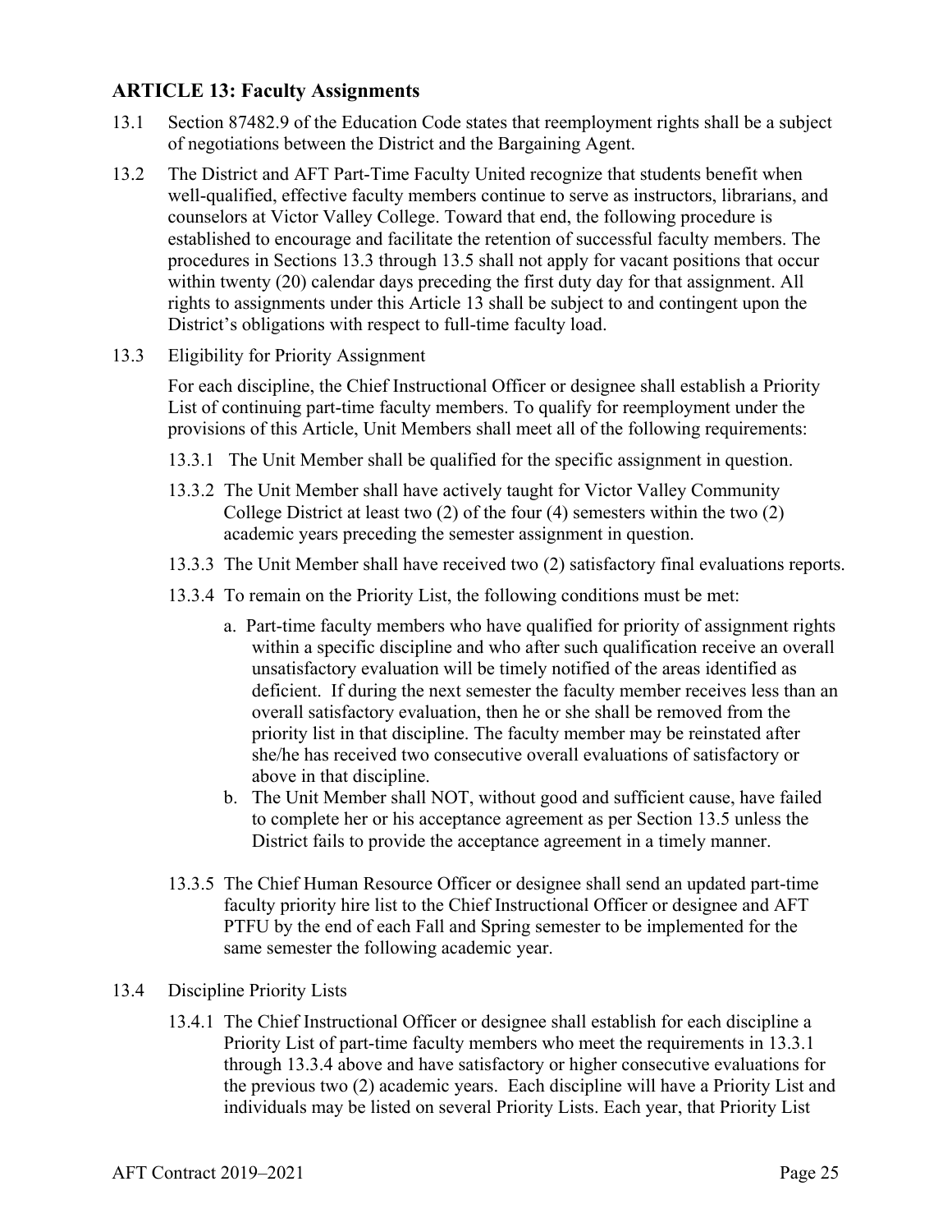## ARTICLE 13: Faculty Assignments

13.1 Section 87482.9 of the Education Code states that reemployment rights shall be a subject of negotiations between the District and the Bargaining Agent.

13.2 The District and AFT Part-Time Faculty United recognize that students benefit when well-qualified, effective faculty members continue to serve as instructors, librarians, and counselors at Victor Valley College. Toward that end, the following procedure is established to encourage and facilitate the retention of successful faculty members. The procedures in Sections 13.3 through 13.5 shall not apply for vacant positions that occur within twenty (20) calendar days preceding the first duty day for that assignment. All rights to assignments under this Article 13 shall be subject to and contingent upon the District's obligations with respect to full-time faculty load.

13.3 Eligibility for Priority Assignment

For each discipline, the Chief Instructional Officer or designee shall establish a Priority List of continuing part-time faculty members. To qualify for reemployment under the provisions of this Article, Unit Members shall meet all of the following requirements:

13.3.1 The Unit Member shall be qualified for the specific assignment in question.

13.3.2 The Unit Member shall have actively taught for Victor Valley Community College District at least two (2) of the four (4) semesters within the two (2) academic years preceding the semester assignment in question.

13.3.3 The Unit Member shall have received two (2) satisfactory final evaluations reports.

13.3.4 To remain on the Priority List, the following conditions must be met:

a. Part-time faculty members who have qualified for priority of assignment rights within a specific discipline and who after such qualification receive an overall unsatisfactory evaluation will be timely notified of the areas identified as deficient. If during the next semester the faculty member receives less than an overall satisfactory evaluation, then he or she shall be removed from the priority list in that discipline. The faculty member may be reinstated after she/he has received two consecutive overall evaluations of satisfactory or above in that discipline.

b. The Unit Member shall NOT, without good and sufficient cause, have failed to complete her or his acceptance agreement as per Section 13.5 unless the District fails to provide the acceptance agreement in a timely manner.

13.3.5 The Chief Human Resource Officer or designee shall send an updated part-time faculty priority hire list to the Chief Instructional Officer or designee and AFT PTFU by the end of each Fall and Spring semester to be implemented for the same semester the following academic year.

13.4 Discipline Priority Lists

13.4.1 The Chief Instructional Officer or designee shall establish for each discipline a Priority List of part-time faculty members who meet the requirements in 13.3.1 through 13.3.4 above and have satisfactory or higher consecutive evaluations for the previous two (2) academic years. Each discipline will have a Priority List and individuals may be listed on several Priority Lists. Each year, that Priority List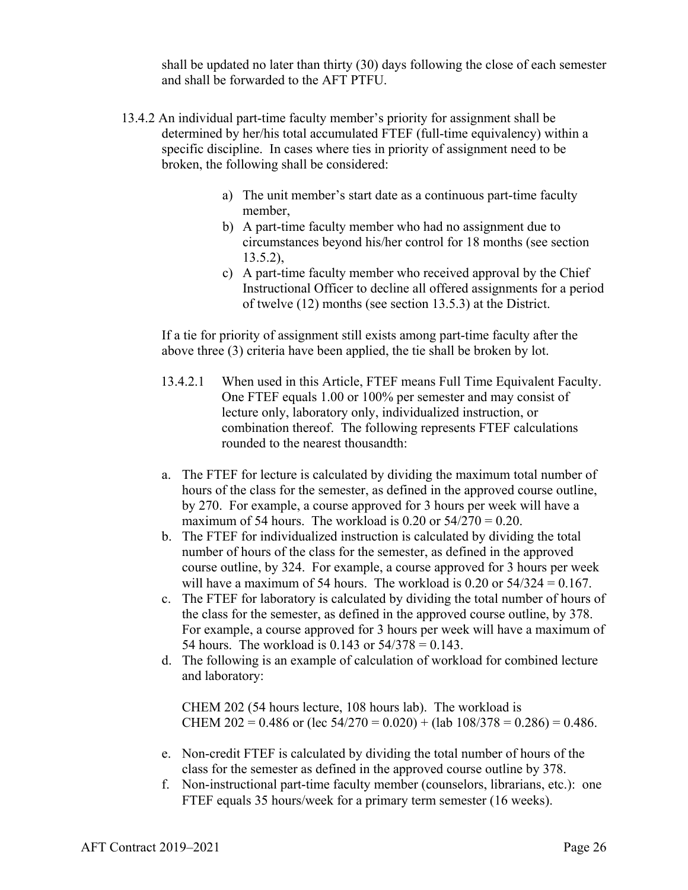shall be updated no later than thirty (30) days following the close of each semester and shall be forwarded to the AFT PTFU.

13.4.2 An individual part-time faculty member's priority for assignment shall be determined by her/his total accumulated FTEF (full-time equivalency) within a specific discipline. In cases where ties in priority of assignment need to be broken, the following shall be considered:

a) The unit member's start date as a continuous part-time faculty member,
b) A part-time faculty member who had no assignment due to circumstances beyond his/her control for 18 months (see section 13.5.2),
c) A part-time faculty member who received approval by the Chief Instructional Officer to decline all offered assignments for a period of twelve (12) months (see section 13.5.3) at the District.

If a tie for priority of assignment still exists among part-time faculty after the above three (3) criteria have been applied, the tie shall be broken by lot.

13.4.2.1 When used in this Article, FTEF means Full Time Equivalent Faculty. One FTEF equals 1.00 or 100% per semester and may consist of lecture only, laboratory only, individualized instruction, or combination thereof. The following represents FTEF calculations rounded to the nearest thousandth:

a. The FTEF for lecture is calculated by dividing the maximum total number of hours of the class for the semester, as defined in the approved course outline, by 270. For example, a course approved for 3 hours per week will have a maximum of 54 hours. The workload is 0.20 or 54/270 = 0.20.
b. The FTEF for individualized instruction is calculated by dividing the total number of hours of the class for the semester, as defined in the approved course outline, by 324. For example, a course approved for 3 hours per week will have a maximum of 54 hours. The workload is 0.20 or 54/324 = 0.167.
c. The FTEF for laboratory is calculated by dividing the total number of hours of the class for the semester, as defined in the approved course outline, by 378. For example, a course approved for 3 hours per week will have a maximum of 54 hours. The workload is 0.143 or 54/378 = 0.143.
d. The following is an example of calculation of workload for combined lecture and laboratory:

   CHEM 202 (54 hours lecture, 108 hours lab). The workload is CHEM 202 = 0.486 or (lec 54/270 = 0.020) + (lab 108/378 = 0.286) = 0.486.

e. Non-credit FTEF is calculated by dividing the total number of hours of the class for the semester as defined in the approved course outline by 378.
f. Non-instructional part-time faculty member (counselors, librarians, etc.): one FTEF equals 35 hours/week for a primary term semester (16 weeks).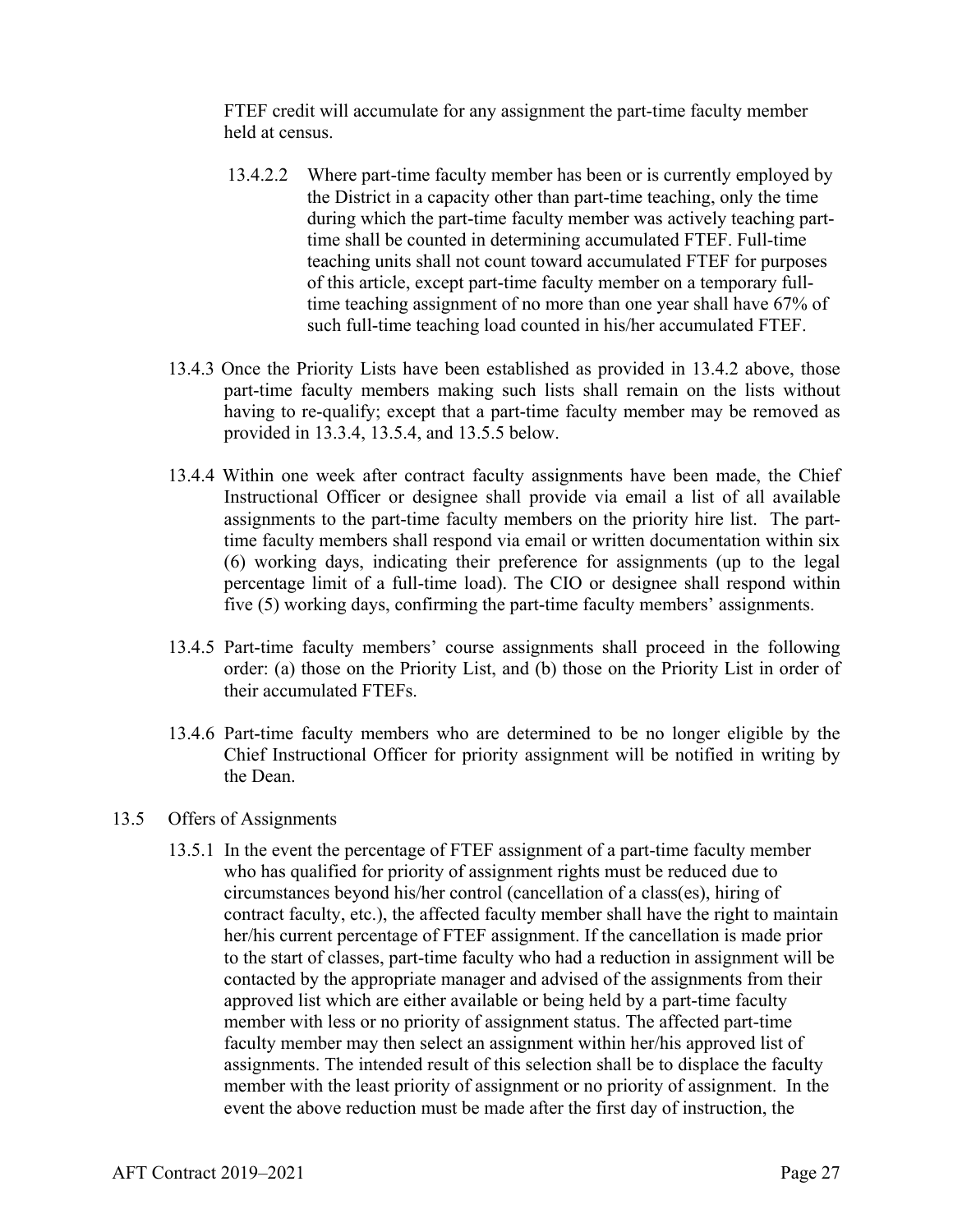FTEF credit will accumulate for any assignment the part-time faculty member held at census.

13.4.2.2 Where part-time faculty member has been or is currently employed by the District in a capacity other than part-time teaching, only the time during which the part-time faculty member was actively teaching part-time shall be counted in determining accumulated FTEF. Full-time teaching units shall not count toward accumulated FTEF for purposes of this article, except part-time faculty member on a temporary full-time teaching assignment of no more than one year shall have 67% of such full-time teaching load counted in his/her accumulated FTEF.

13.4.3 Once the Priority Lists have been established as provided in 13.4.2 above, those part-time faculty members making such lists shall remain on the lists without having to re-qualify; except that a part-time faculty member may be removed as provided in 13.3.4, 13.5.4, and 13.5.5 below.

13.4.4 Within one week after contract faculty assignments have been made, the Chief Instructional Officer or designee shall provide via email a list of all available assignments to the part-time faculty members on the priority hire list. The part-time faculty members shall respond via email or written documentation within six (6) working days, indicating their preference for assignments (up to the legal percentage limit of a full-time load). The CIO or designee shall respond within five (5) working days, confirming the part-time faculty members' assignments.

13.4.5 Part-time faculty members' course assignments shall proceed in the following order: (a) those on the Priority List, and (b) those on the Priority List in order of their accumulated FTEFs.

13.4.6 Part-time faculty members who are determined to be no longer eligible by the Chief Instructional Officer for priority assignment will be notified in writing by the Dean.

13.5 Offers of Assignments

13.5.1 In the event the percentage of FTEF assignment of a part-time faculty member who has qualified for priority of assignment rights must be reduced due to circumstances beyond his/her control (cancellation of a class(es), hiring of contract faculty, etc.), the affected faculty member shall have the right to maintain her/his current percentage of FTEF assignment. If the cancellation is made prior to the start of classes, part-time faculty who had a reduction in assignment will be contacted by the appropriate manager and advised of the assignments from their approved list which are either available or being held by a part-time faculty member with less or no priority of assignment status. The affected part-time faculty member may then select an assignment within her/his approved list of assignments. The intended result of this selection shall be to displace the faculty member with the least priority of assignment or no priority of assignment. In the event the above reduction must be made after the first day of instruction, the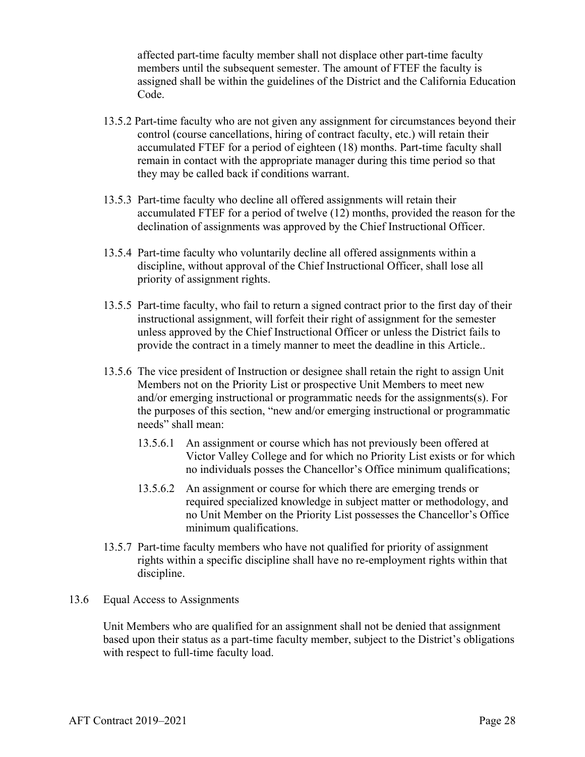affected part-time faculty member shall not displace other part-time faculty members until the subsequent semester. The amount of FTEF the faculty is assigned shall be within the guidelines of the District and the California Education Code.

13.5.2 Part-time faculty who are not given any assignment for circumstances beyond their control (course cancellations, hiring of contract faculty, etc.) will retain their accumulated FTEF for a period of eighteen (18) months. Part-time faculty shall remain in contact with the appropriate manager during this time period so that they may be called back if conditions warrant.

13.5.3 Part-time faculty who decline all offered assignments will retain their accumulated FTEF for a period of twelve (12) months, provided the reason for the declination of assignments was approved by the Chief Instructional Officer.

13.5.4 Part-time faculty who voluntarily decline all offered assignments within a discipline, without approval of the Chief Instructional Officer, shall lose all priority of assignment rights.

13.5.5 Part-time faculty, who fail to return a signed contract prior to the first day of their instructional assignment, will forfeit their right of assignment for the semester unless approved by the Chief Instructional Officer or unless the District fails to provide the contract in a timely manner to meet the deadline in this Article..

13.5.6 The vice president of Instruction or designee shall retain the right to assign Unit Members not on the Priority List or prospective Unit Members to meet new and/or emerging instructional or programmatic needs for the assignments(s). For the purposes of this section, "new and/or emerging instructional or programmatic needs" shall mean:

13.5.6.1 An assignment or course which has not previously been offered at Victor Valley College and for which no Priority List exists or for which no individuals posses the Chancellor's Office minimum qualifications;

13.5.6.2 An assignment or course for which there are emerging trends or required specialized knowledge in subject matter or methodology, and no Unit Member on the Priority List possesses the Chancellor's Office minimum qualifications.

13.5.7 Part-time faculty members who have not qualified for priority of assignment rights within a specific discipline shall have no re-employment rights within that discipline.

13.6 Equal Access to Assignments

Unit Members who are qualified for an assignment shall not be denied that assignment based upon their status as a part-time faculty member, subject to the District's obligations with respect to full-time faculty load.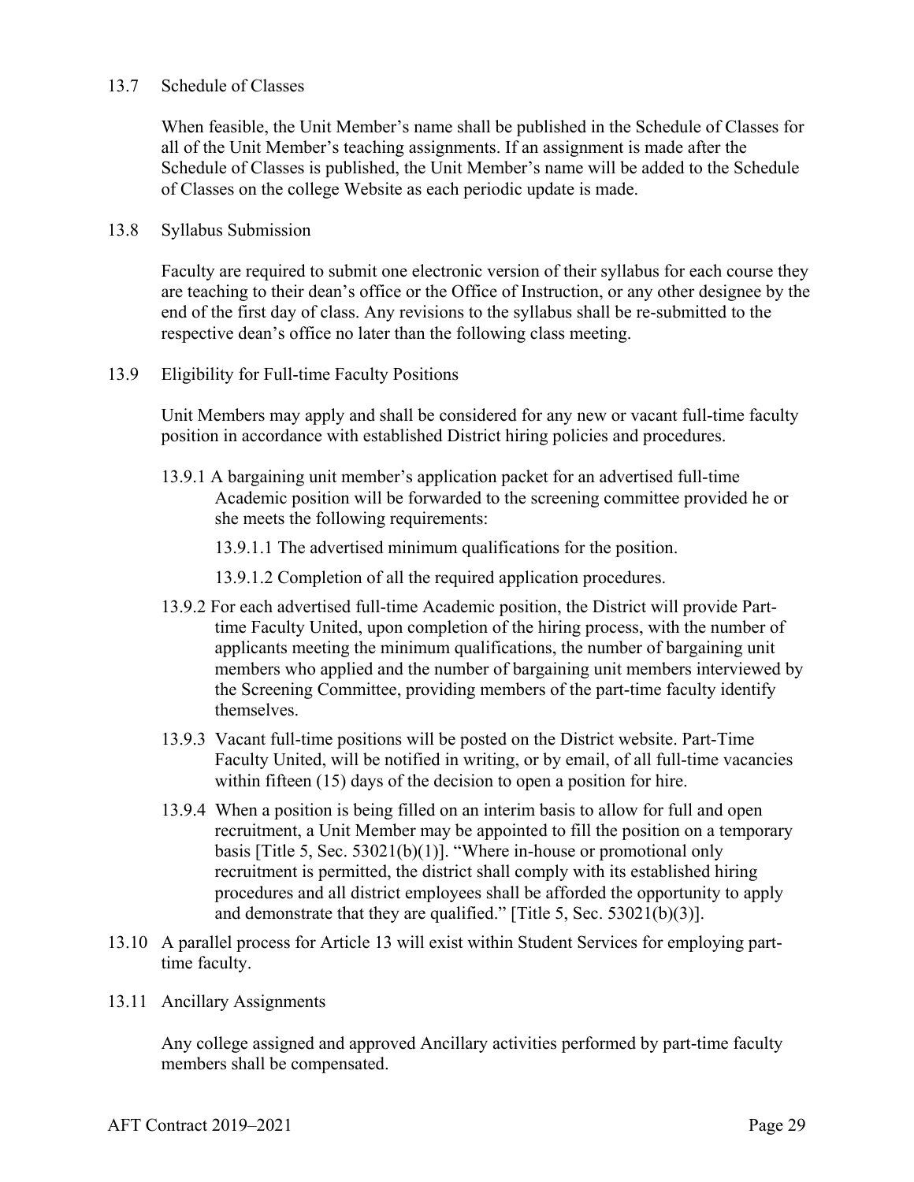13.7 Schedule of Classes

When feasible, the Unit Member's name shall be published in the Schedule of Classes for all of the Unit Member's teaching assignments. If an assignment is made after the Schedule of Classes is published, the Unit Member's name will be added to the Schedule of Classes on the college Website as each periodic update is made.

13.8 Syllabus Submission

Faculty are required to submit one electronic version of their syllabus for each course they are teaching to their dean's office or the Office of Instruction, or any other designee by the end of the first day of class. Any revisions to the syllabus shall be re-submitted to the respective dean's office no later than the following class meeting.

13.9 Eligibility for Full-time Faculty Positions

Unit Members may apply and shall be considered for any new or vacant full-time faculty position in accordance with established District hiring policies and procedures.

13.9.1 A bargaining unit member's application packet for an advertised full-time Academic position will be forwarded to the screening committee provided he or she meets the following requirements:

13.9.1.1 The advertised minimum qualifications for the position.

13.9.1.2 Completion of all the required application procedures.

13.9.2 For each advertised full-time Academic position, the District will provide Part-time Faculty United, upon completion of the hiring process, with the number of applicants meeting the minimum qualifications, the number of bargaining unit members who applied and the number of bargaining unit members interviewed by the Screening Committee, providing members of the part-time faculty identify themselves.

13.9.3 Vacant full-time positions will be posted on the District website. Part-Time Faculty United, will be notified in writing, or by email, of all full-time vacancies within fifteen (15) days of the decision to open a position for hire.

13.9.4 When a position is being filled on an interim basis to allow for full and open recruitment, a Unit Member may be appointed to fill the position on a temporary basis [Title 5, Sec. 53021(b)(1)]. "Where in-house or promotional only recruitment is permitted, the district shall comply with its established hiring procedures and all district employees shall be afforded the opportunity to apply and demonstrate that they are qualified." [Title 5, Sec. 53021(b)(3)].

13.10 A parallel process for Article 13 will exist within Student Services for employing part-time faculty.

13.11 Ancillary Assignments

Any college assigned and approved Ancillary activities performed by part-time faculty members shall be compensated.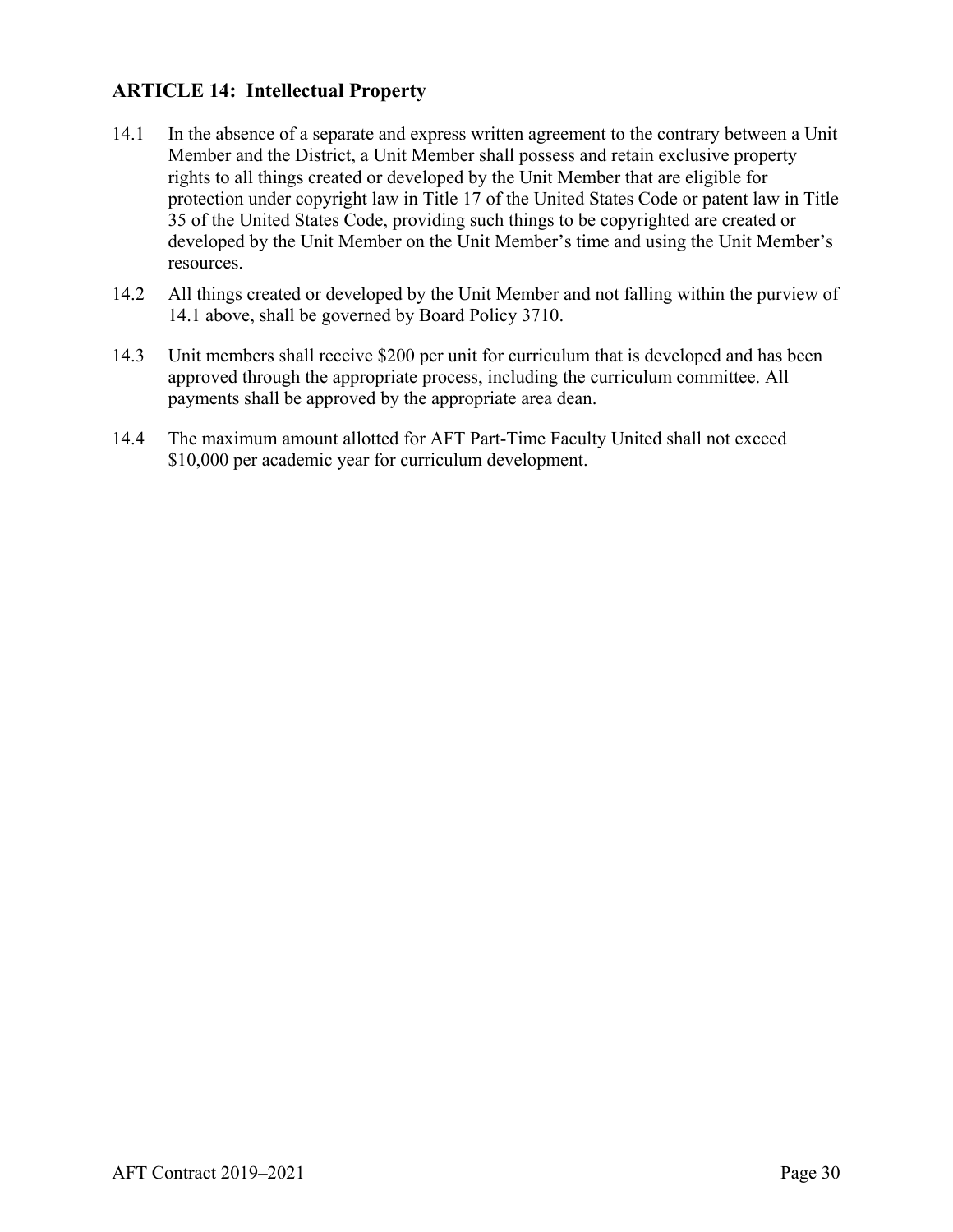## ARTICLE 14: Intellectual Property

14.1 In the absence of a separate and express written agreement to the contrary between a Unit Member and the District, a Unit Member shall possess and retain exclusive property rights to all things created or developed by the Unit Member that are eligible for protection under copyright law in Title 17 of the United States Code or patent law in Title 35 of the United States Code, providing such things to be copyrighted are created or developed by the Unit Member on the Unit Member's time and using the Unit Member's resources.

14.2 All things created or developed by the Unit Member and not falling within the purview of 14.1 above, shall be governed by Board Policy 3710.

14.3 Unit members shall receive $200 per unit for curriculum that is developed and has been approved through the appropriate process, including the curriculum committee. All payments shall be approved by the appropriate area dean.

14.4 The maximum amount allotted for AFT Part-Time Faculty United shall not exceed $10,000 per academic year for curriculum development.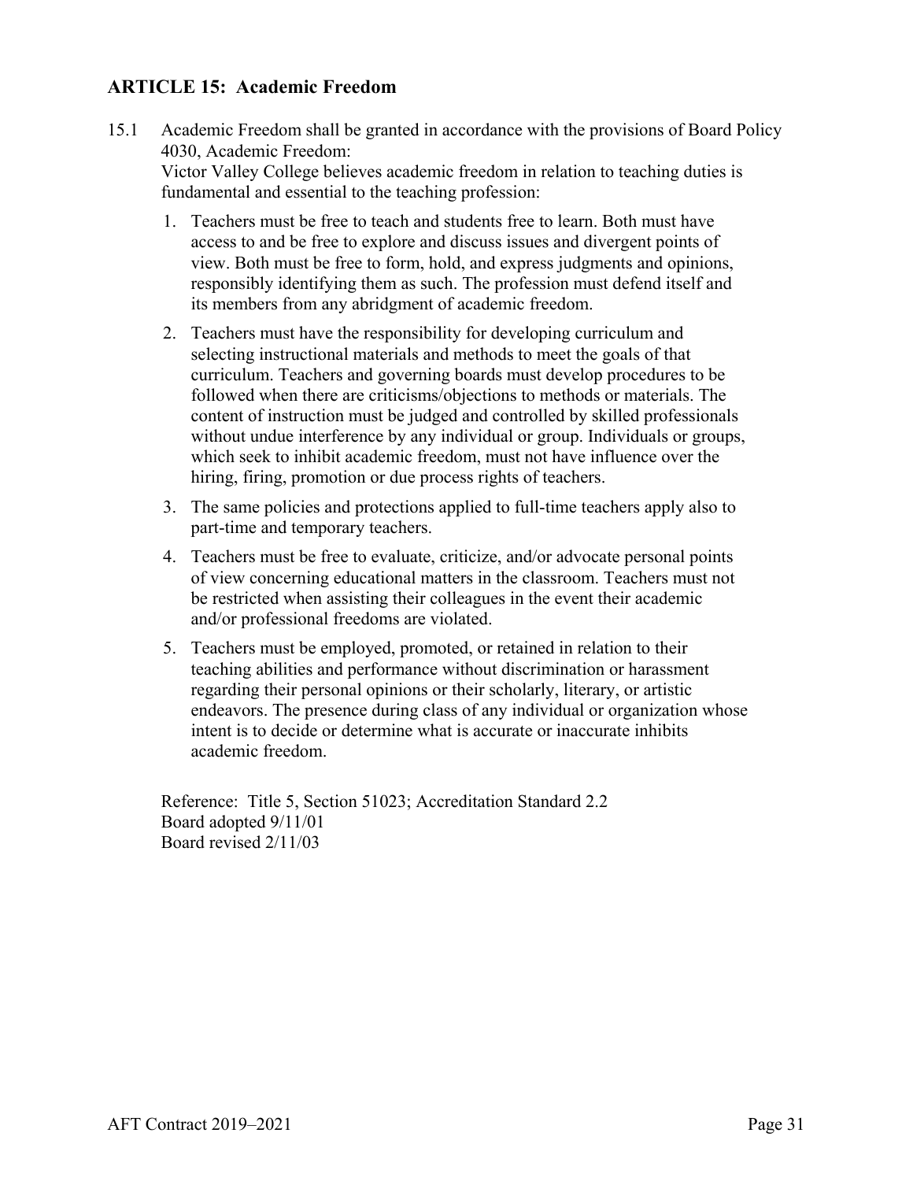## ARTICLE 15: Academic Freedom

15.1 Academic Freedom shall be granted in accordance with the provisions of Board Policy 4030, Academic Freedom:
Victor Valley College believes academic freedom in relation to teaching duties is fundamental and essential to the teaching profession:

1. Teachers must be free to teach and students free to learn. Both must have access to and be free to explore and discuss issues and divergent points of view. Both must be free to form, hold, and express judgments and opinions, responsibly identifying them as such. The profession must defend itself and its members from any abridgment of academic freedom.
2. Teachers must have the responsibility for developing curriculum and selecting instructional materials and methods to meet the goals of that curriculum. Teachers and governing boards must develop procedures to be followed when there are criticisms/objections to methods or materials. The content of instruction must be judged and controlled by skilled professionals without undue interference by any individual or group. Individuals or groups, which seek to inhibit academic freedom, must not have influence over the hiring, firing, promotion or due process rights of teachers.
3. The same policies and protections applied to full-time teachers apply also to part-time and temporary teachers.
4. Teachers must be free to evaluate, criticize, and/or advocate personal points of view concerning educational matters in the classroom. Teachers must not be restricted when assisting their colleagues in the event their academic and/or professional freedoms are violated.
5. Teachers must be employed, promoted, or retained in relation to their teaching abilities and performance without discrimination or harassment regarding their personal opinions or their scholarly, literary, or artistic endeavors. The presence during class of any individual or organization whose intent is to decide or determine what is accurate or inaccurate inhibits academic freedom.

Reference: Title 5, Section 51023; Accreditation Standard 2.2
Board adopted 9/11/01
Board revised 2/11/03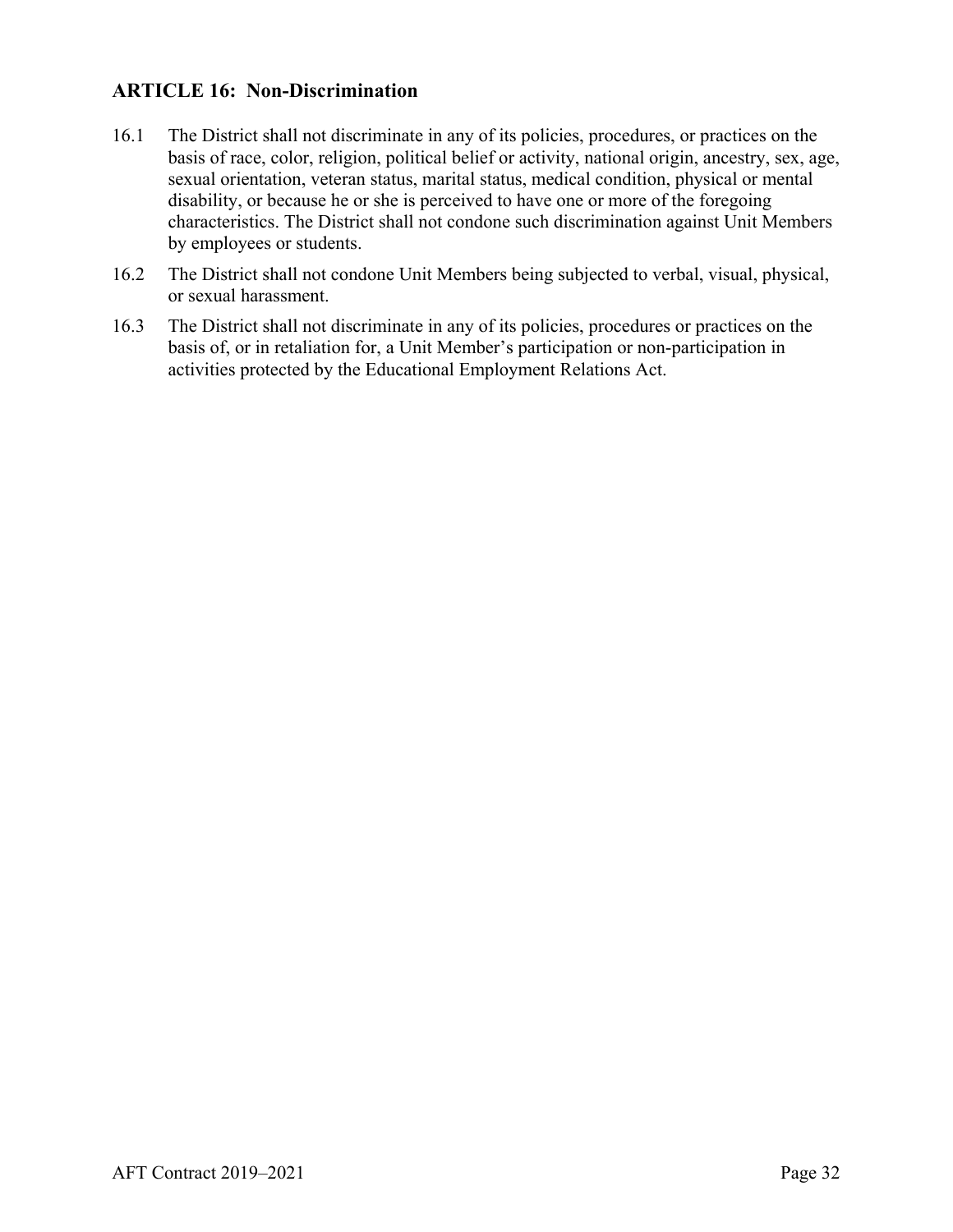## ARTICLE 16: Non-Discrimination

16.1 The District shall not discriminate in any of its policies, procedures, or practices on the basis of race, color, religion, political belief or activity, national origin, ancestry, sex, age, sexual orientation, veteran status, marital status, medical condition, physical or mental disability, or because he or she is perceived to have one or more of the foregoing characteristics. The District shall not condone such discrimination against Unit Members by employees or students.

16.2 The District shall not condone Unit Members being subjected to verbal, visual, physical, or sexual harassment.

16.3 The District shall not discriminate in any of its policies, procedures or practices on the basis of, or in retaliation for, a Unit Member's participation or non-participation in activities protected by the Educational Employment Relations Act.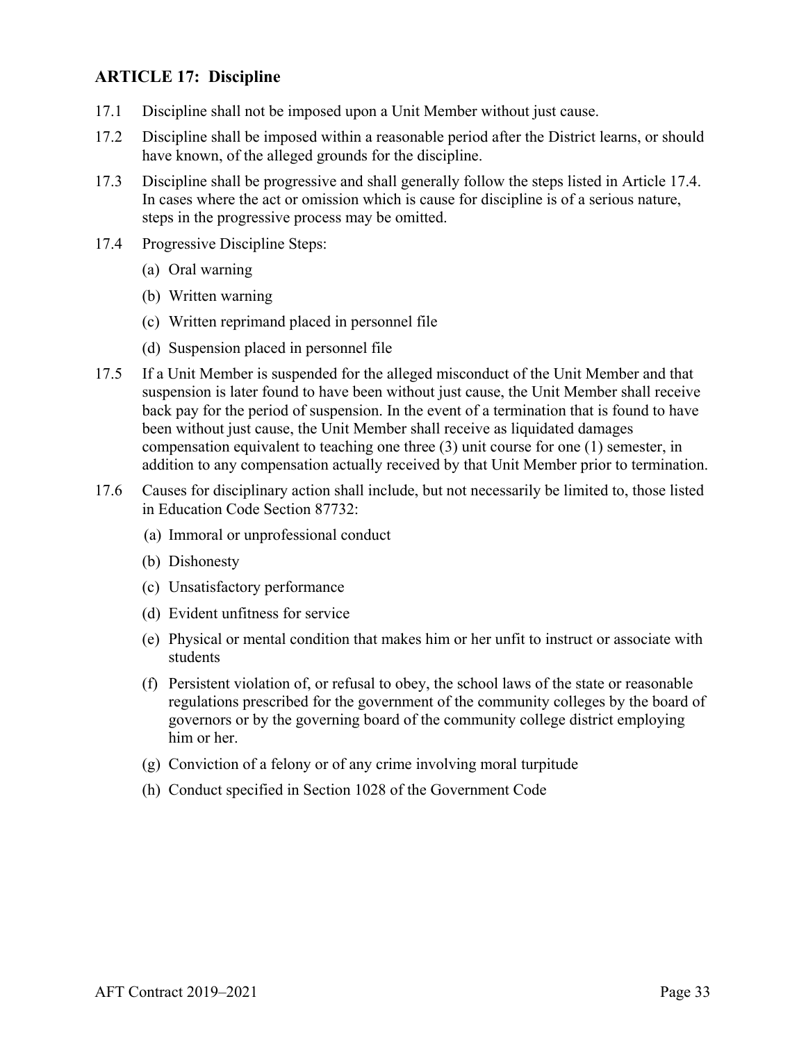## ARTICLE 17: Discipline

17.1 Discipline shall not be imposed upon a Unit Member without just cause.

17.2 Discipline shall be imposed within a reasonable period after the District learns, or should have known, of the alleged grounds for the discipline.

17.3 Discipline shall be progressive and shall generally follow the steps listed in Article 17.4. In cases where the act or omission which is cause for discipline is of a serious nature, steps in the progressive process may be omitted.

17.4 Progressive Discipline Steps:

(a) Oral warning

(b) Written warning

(c) Written reprimand placed in personnel file

(d) Suspension placed in personnel file

17.5 If a Unit Member is suspended for the alleged misconduct of the Unit Member and that suspension is later found to have been without just cause, the Unit Member shall receive back pay for the period of suspension. In the event of a termination that is found to have been without just cause, the Unit Member shall receive as liquidated damages compensation equivalent to teaching one three (3) unit course for one (1) semester, in addition to any compensation actually received by that Unit Member prior to termination.

17.6 Causes for disciplinary action shall include, but not necessarily be limited to, those listed in Education Code Section 87732:

(a) Immoral or unprofessional conduct

(b) Dishonesty

(c) Unsatisfactory performance

(d) Evident unfitness for service

(e) Physical or mental condition that makes him or her unfit to instruct or associate with students

(f) Persistent violation of, or refusal to obey, the school laws of the state or reasonable regulations prescribed for the government of the community colleges by the board of governors or by the governing board of the community college district employing him or her.

(g) Conviction of a felony or of any crime involving moral turpitude

(h) Conduct specified in Section 1028 of the Government Code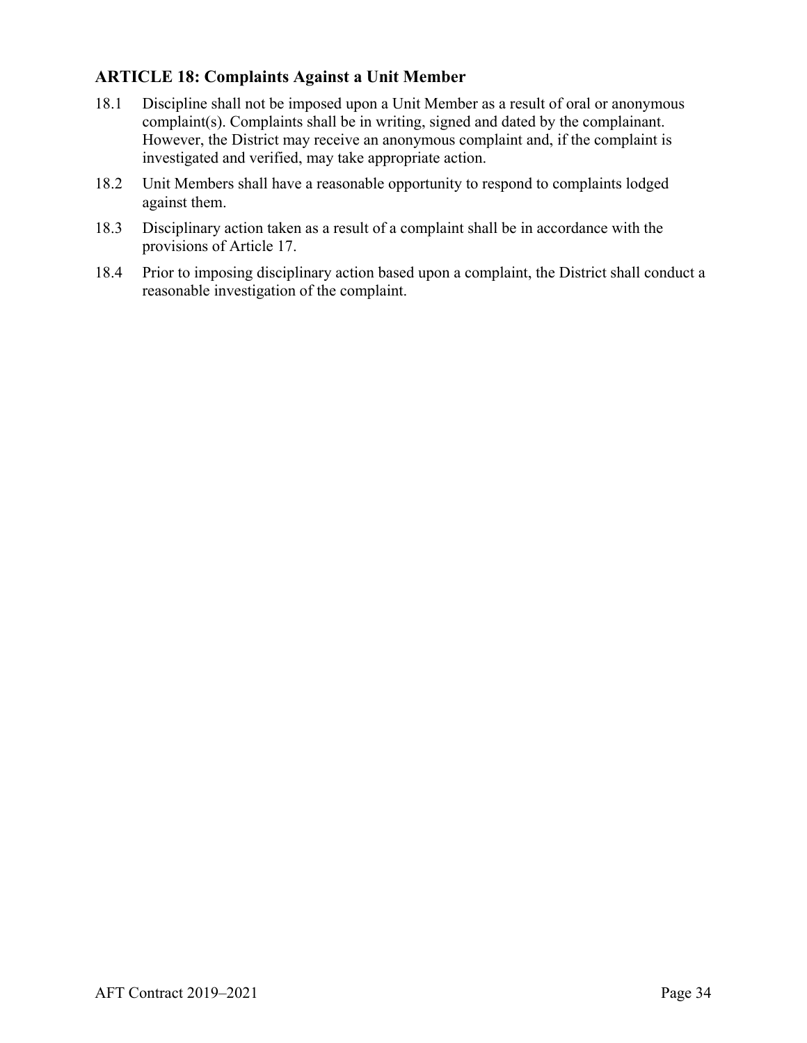## ARTICLE 18: Complaints Against a Unit Member

18.1 Discipline shall not be imposed upon a Unit Member as a result of oral or anonymous complaint(s). Complaints shall be in writing, signed and dated by the complainant. However, the District may receive an anonymous complaint and, if the complaint is investigated and verified, may take appropriate action.

18.2 Unit Members shall have a reasonable opportunity to respond to complaints lodged against them.

18.3 Disciplinary action taken as a result of a complaint shall be in accordance with the provisions of Article 17.

18.4 Prior to imposing disciplinary action based upon a complaint, the District shall conduct a reasonable investigation of the complaint.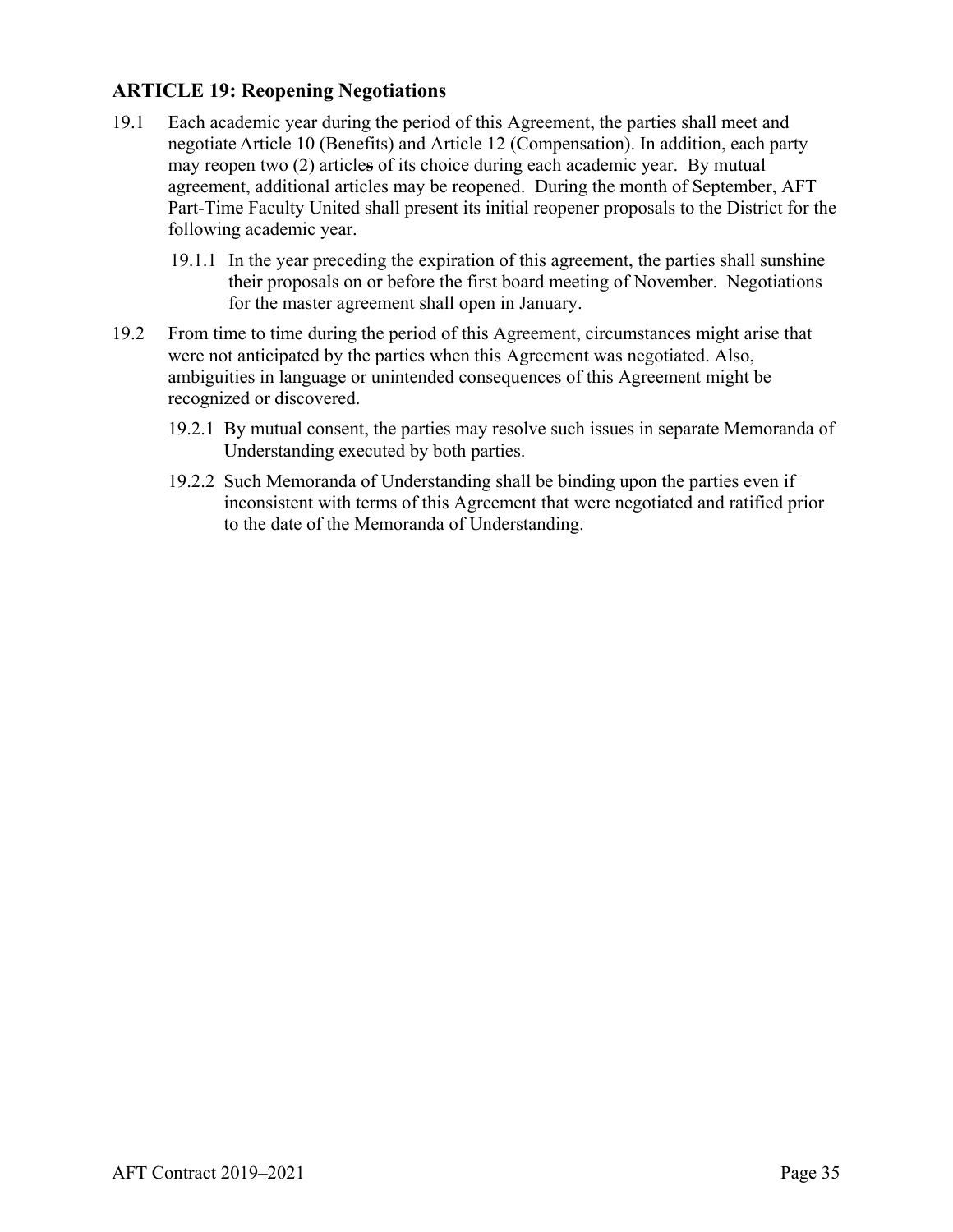## ARTICLE 19: Reopening Negotiations

19.1 Each academic year during the period of this Agreement, the parties shall meet and negotiate Article 10 (Benefits) and Article 12 (Compensation). In addition, each party may reopen two (2) articles of its choice during each academic year. By mutual agreement, additional articles may be reopened. During the month of September, AFT Part-Time Faculty United shall present its initial reopener proposals to the District for the following academic year.

> 19.1.1 In the year preceding the expiration of this agreement, the parties shall sunshine their proposals on or before the first board meeting of November. Negotiations for the master agreement shall open in January.

19.2 From time to time during the period of this Agreement, circumstances might arise that were not anticipated by the parties when this Agreement was negotiated. Also, ambiguities in language or unintended consequences of this Agreement might be recognized or discovered.

> 19.2.1 By mutual consent, the parties may resolve such issues in separate Memoranda of Understanding executed by both parties.
>
> 19.2.2 Such Memoranda of Understanding shall be binding upon the parties even if inconsistent with terms of this Agreement that were negotiated and ratified prior to the date of the Memoranda of Understanding.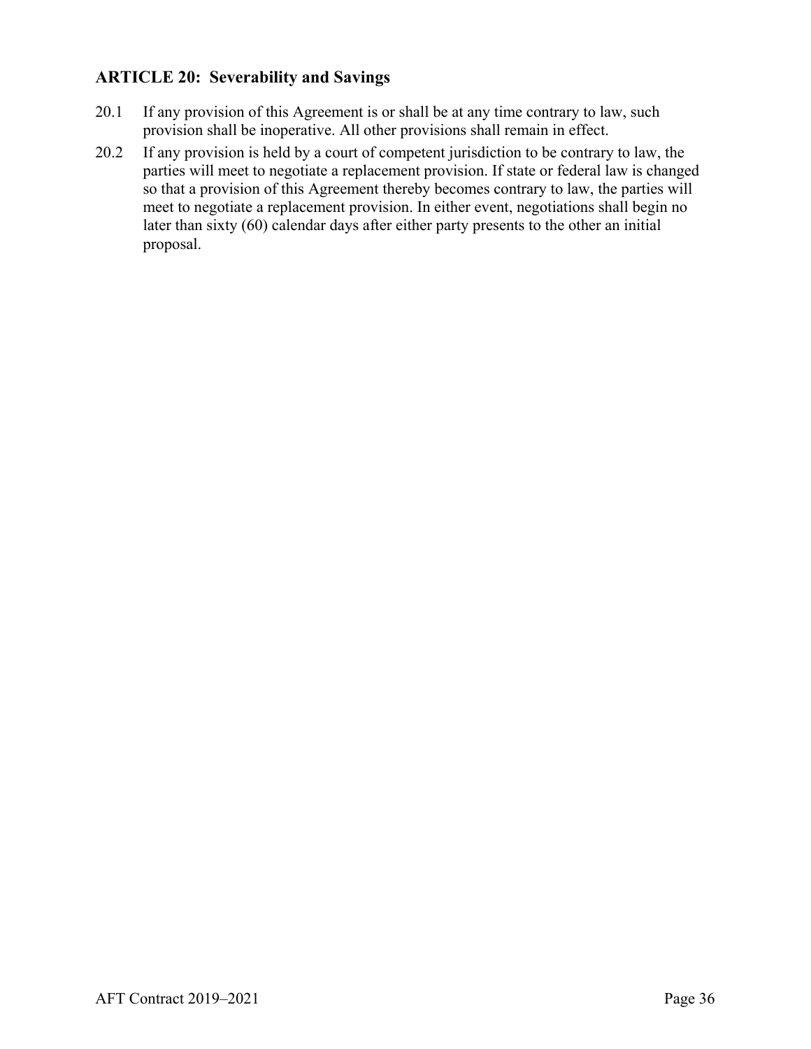## ARTICLE 20: Severability and Savings

20.1 If any provision of this Agreement is or shall be at any time contrary to law, such provision shall be inoperative. All other provisions shall remain in effect.

20.2 If any provision is held by a court of competent jurisdiction to be contrary to law, the parties will meet to negotiate a replacement provision. If state or federal law is changed so that a provision of this Agreement thereby becomes contrary to law, the parties will meet to negotiate a replacement provision. In either event, negotiations shall begin no later than sixty (60) calendar days after either party presents to the other an initial proposal.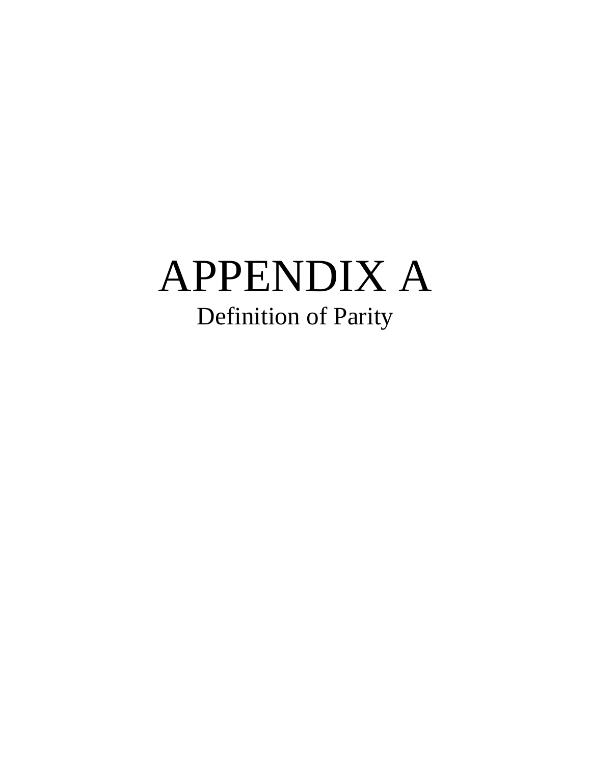# APPENDIX A

Definition of Parity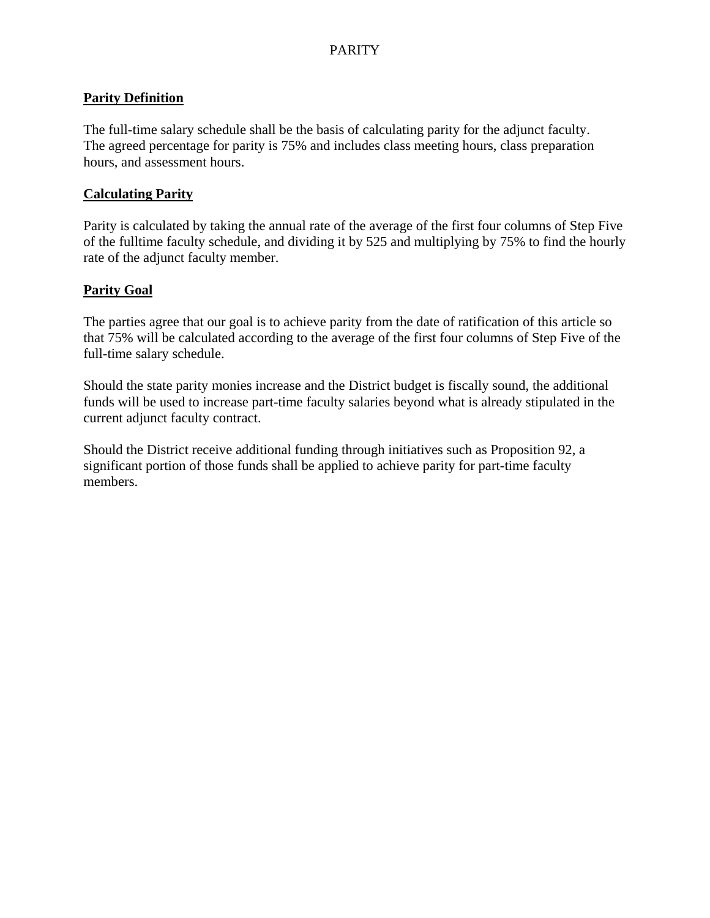# PARITY

**Parity Definition**

The full-time salary schedule shall be the basis of calculating parity for the adjunct faculty. The agreed percentage for parity is 75% and includes class meeting hours, class preparation hours, and assessment hours.

**Calculating Parity**

Parity is calculated by taking the annual rate of the average of the first four columns of Step Five of the fulltime faculty schedule, and dividing it by 525 and multiplying by 75% to find the hourly rate of the adjunct faculty member.

**Parity Goal**

The parties agree that our goal is to achieve parity from the date of ratification of this article so that 75% will be calculated according to the average of the first four columns of Step Five of the full-time salary schedule.

Should the state parity monies increase and the District budget is fiscally sound, the additional funds will be used to increase part-time faculty salaries beyond what is already stipulated in the current adjunct faculty contract.

Should the District receive additional funding through initiatives such as Proposition 92, a significant portion of those funds shall be applied to achieve parity for part-time faculty members.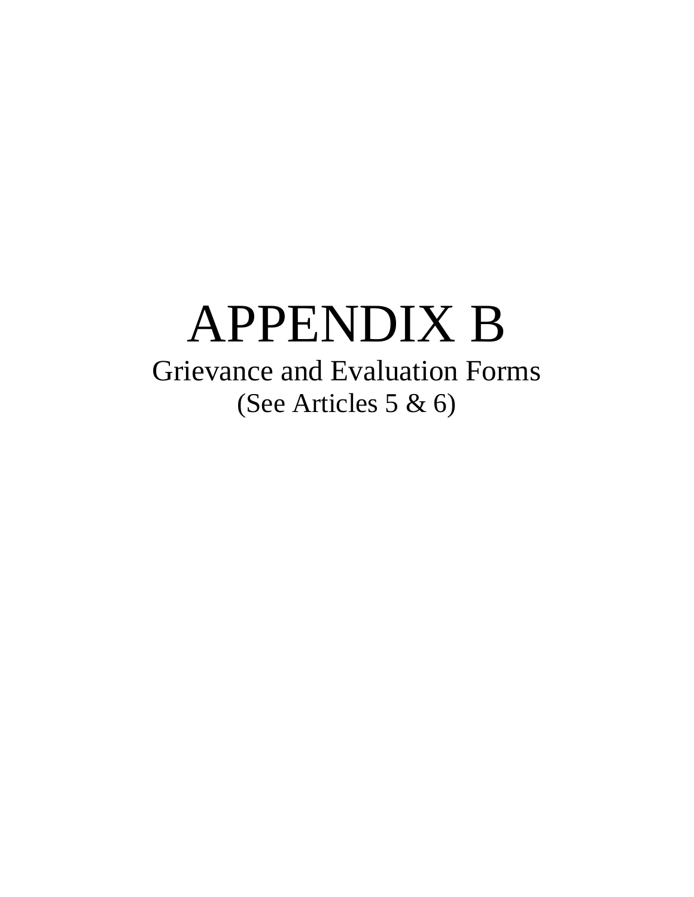# APPENDIX B

Grievance and Evaluation Forms

(See Articles 5 & 6)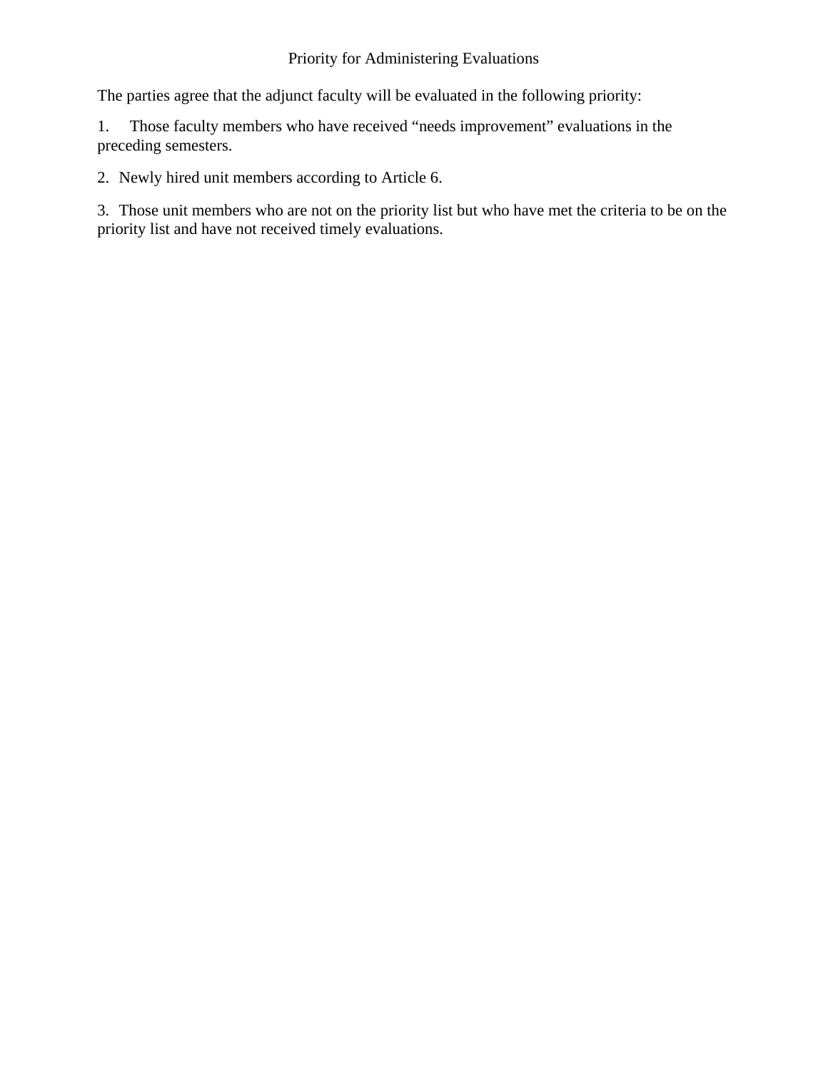# Priority for Administering Evaluations

The parties agree that the adjunct faculty will be evaluated in the following priority:

1. Those faculty members who have received "needs improvement" evaluations in the preceding semesters.

2. Newly hired unit members according to Article 6.

3. Those unit members who are not on the priority list but who have met the criteria to be on the priority list and have not received timely evaluations.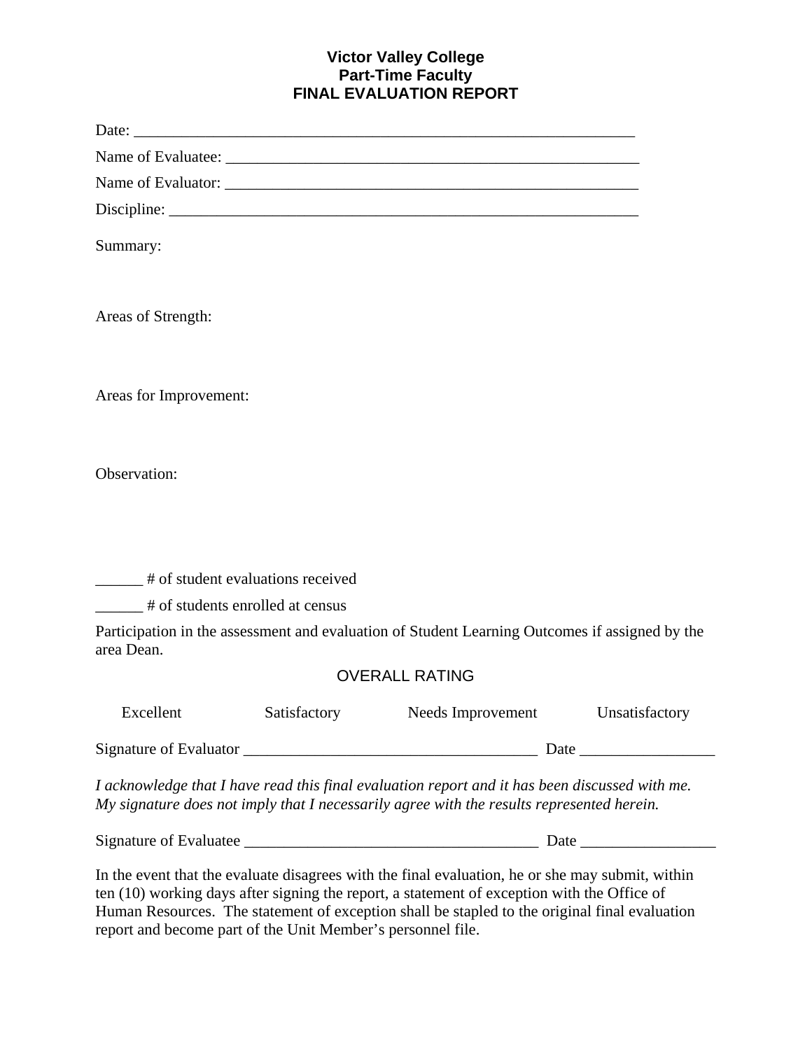# Victor Valley College
## Part-Time Faculty
## FINAL EVALUATION REPORT

Date: _________________________________________________________________

Name of Evaluatee: _____________________________________________________

Name of Evaluator: _____________________________________________________

Discipline: ____________________________________________________________

Summary:

Areas of Strength:

Areas for Improvement:

Observation:

______ # of student evaluations received

______ # of students enrolled at census

Participation in the assessment and evaluation of Student Learning Outcomes if assigned by the area Dean.

OVERALL RATING

Excellent    Satisfactory    Needs Improvement    Unsatisfactory

Signature of Evaluator _____________________________________ Date _________________

*I acknowledge that I have read this final evaluation report and it has been discussed with me. My signature does not imply that I necessarily agree with the results represented herein.*

Signature of Evaluatee _____________________________________ Date _________________

In the event that the evaluate disagrees with the final evaluation, he or she may submit, within ten (10) working days after signing the report, a statement of exception with the Office of Human Resources. The statement of exception shall be stapled to the original final evaluation report and become part of the Unit Member's personnel file.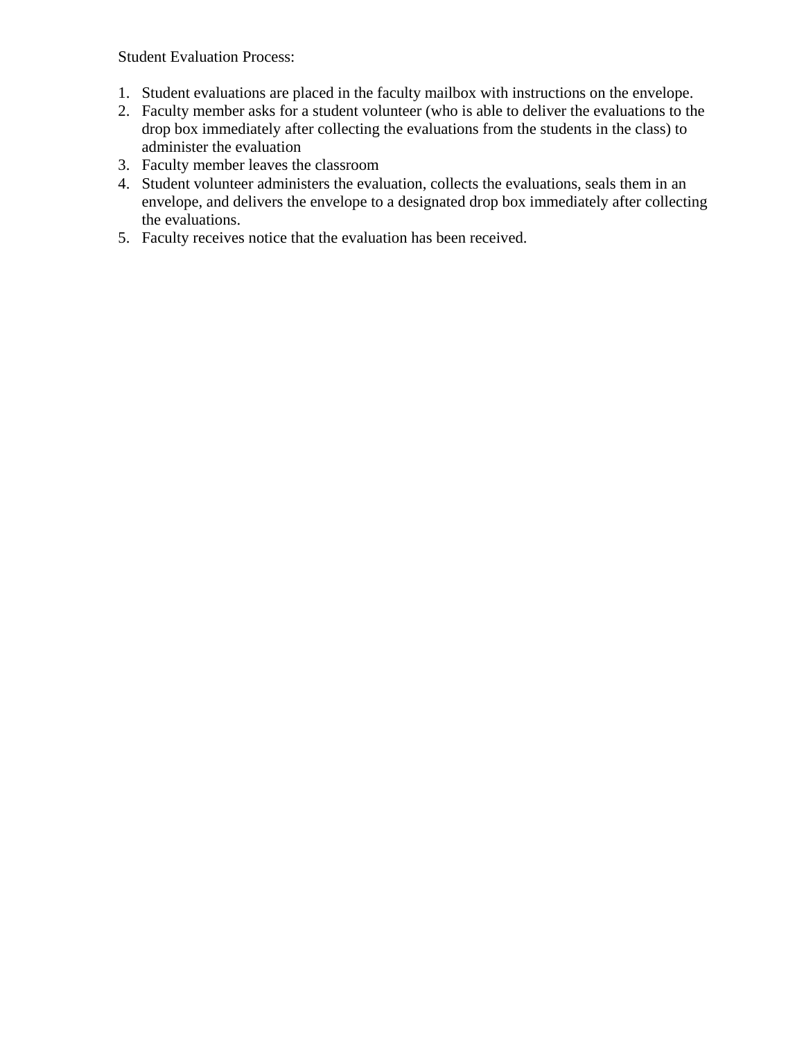Student Evaluation Process:

1. Student evaluations are placed in the faculty mailbox with instructions on the envelope.
2. Faculty member asks for a student volunteer (who is able to deliver the evaluations to the drop box immediately after collecting the evaluations from the students in the class) to administer the evaluation
3. Faculty member leaves the classroom
4. Student volunteer administers the evaluation, collects the evaluations, seals them in an envelope, and delivers the envelope to a designated drop box immediately after collecting the evaluations.
5. Faculty receives notice that the evaluation has been received.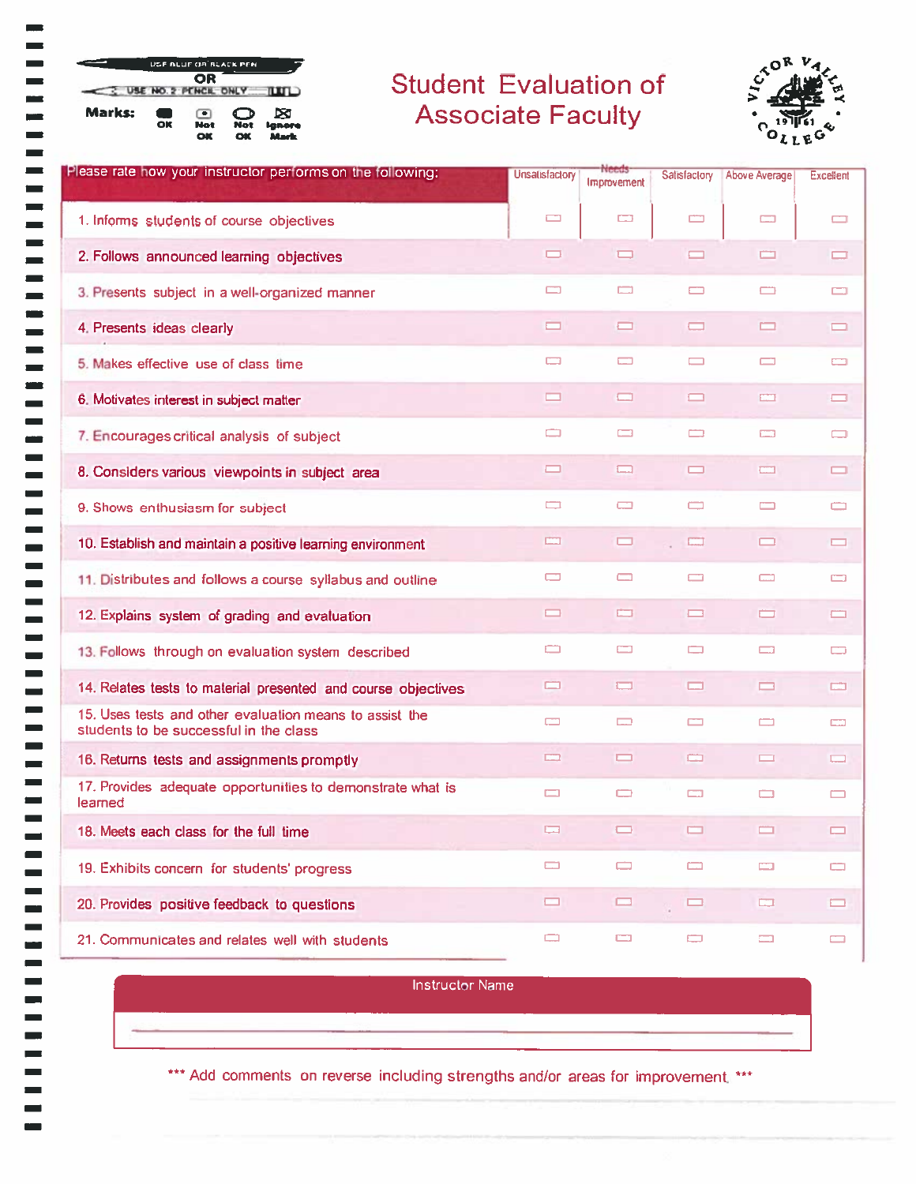USE BLUE OR BLACK PEN

OR

USE NO. 2 PENCIL ONLY

Marks: OK | Not OK | Not OK | Ignore Mark

# Student Evaluation of Associate Faculty

VICTOR VALLEY COLLEGE 1961

| Please rate how your instructor performs on the following: | Unsatisfactory | Needs Improvement | Satisfactory | Above Average | Excellent |
|---|---|---|---|---|---|
| 1. Informs students of course objectives | ▭ | ▭ | ▭ | ▭ | ▭ |
| 2. Follows announced learning objectives | ▭ | ▭ | ▭ | ▭ | ▭ |
| 3. Presents subject in a well-organized manner | ▭ | ▭ | ▭ | ▭ | ▭ |
| 4. Presents ideas clearly | ▭ | ▭ | ▭ | ▭ | ▭ |
| 5. Makes effective use of class time | ▭ | ▭ | ▭ | ▭ | ▭ |
| 6. Motivates interest in subject matter | ▭ | ▭ | ▭ | ▭ | ▭ |
| 7. Encourages critical analysis of subject | ▭ | ▭ | ▭ | ▭ | ▭ |
| 8. Considers various viewpoints in subject area | ▭ | ▭ | ▭ | ▭ | ▭ |
| 9. Shows enthusiasm for subject | ▭ | ▭ | ▭ | ▭ | ▭ |
| 10. Establish and maintain a positive learning environment | ▭ | ▭ | ▭ | ▭ | ▭ |
| 11. Distributes and follows a course syllabus and outline | ▭ | ▭ | ▭ | ▭ | ▭ |
| 12. Explains system of grading and evaluation | ▭ | ▭ | ▭ | ▭ | ▭ |
| 13. Follows through on evaluation system described | ▭ | ▭ | ▭ | ▭ | ▭ |
| 14. Relates tests to material presented and course objectives | ▭ | ▭ | ▭ | ▭ | ▭ |
| 15. Uses tests and other evaluation means to assist the students to be successful in the class | ▭ | ▭ | ▭ | ▭ | ▭ |
| 16. Returns tests and assignments promptly | ▭ | ▭ | ▭ | ▭ | ▭ |
| 17. Provides adequate opportunities to demonstrate what is learned | ▭ | ▭ | ▭ | ▭ | ▭ |
| 18. Meets each class for the full time | ▭ | ▭ | ▭ | ▭ | ▭ |
| 19. Exhibits concern for students' progress | ▭ | ▭ | ▭ | ▭ | ▭ |
| 20. Provides positive feedback to questions | ▭ | ▭ | ▭ | ▭ | ▭ |
| 21. Communicates and relates well with students | ▭ | ▭ | ▭ | ▭ | ▭ |

**Instructor Name**

______________________________________________

*** Add comments on reverse including strengths and/or areas for improvement ***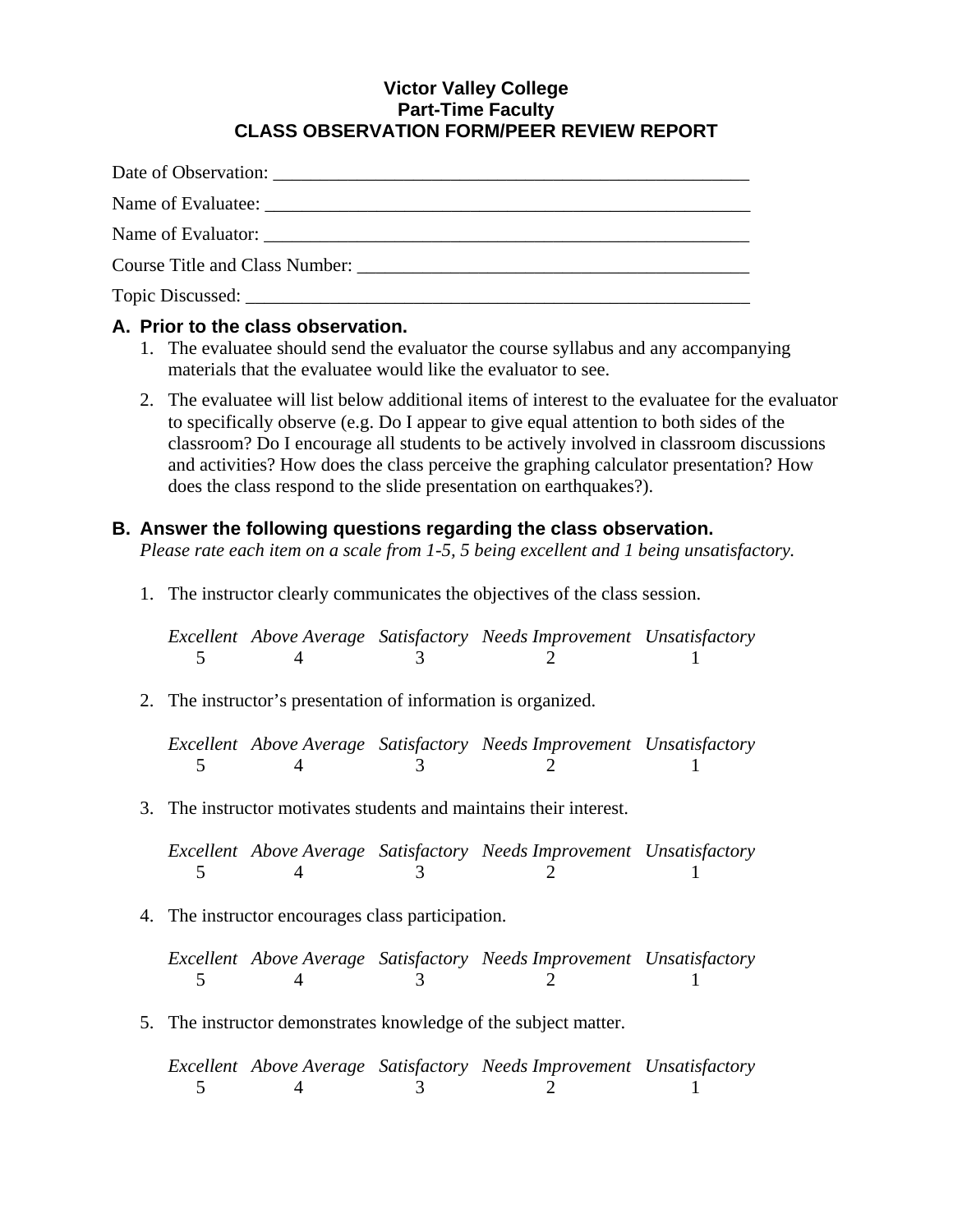# Victor Valley College
## Part-Time Faculty
## CLASS OBSERVATION FORM/PEER REVIEW REPORT

Date of Observation: ____________________________________________________

Name of Evaluatee: ____________________________________________________

Name of Evaluator: ____________________________________________________

Course Title and Class Number: __________________________________________

Topic Discussed: ______________________________________________________

### A. Prior to the class observation.

1. The evaluatee should send the evaluator the course syllabus and any accompanying materials that the evaluatee would like the evaluator to see.
2. The evaluatee will list below additional items of interest to the evaluatee for the evaluator to specifically observe (e.g. Do I appear to give equal attention to both sides of the classroom? Do I encourage all students to be actively involved in classroom discussions and activities? How does the class perceive the graphing calculator presentation? How does the class respond to the slide presentation on earthquakes?).

### B. Answer the following questions regarding the class observation.

*Please rate each item on a scale from 1-5, 5 being excellent and 1 being unsatisfactory.*

1. The instructor clearly communicates the objectives of the class session.

| *Excellent* | *Above Average* | *Satisfactory* | *Needs Improvement* | *Unsatisfactory* |
|---|---|---|---|---|
| 5 | 4 | 3 | 2 | 1 |

2. The instructor's presentation of information is organized.

| *Excellent* | *Above Average* | *Satisfactory* | *Needs Improvement* | *Unsatisfactory* |
|---|---|---|---|---|
| 5 | 4 | 3 | 2 | 1 |

3. The instructor motivates students and maintains their interest.

| *Excellent* | *Above Average* | *Satisfactory* | *Needs Improvement* | *Unsatisfactory* |
|---|---|---|---|---|
| 5 | 4 | 3 | 2 | 1 |

4. The instructor encourages class participation.

| *Excellent* | *Above Average* | *Satisfactory* | *Needs Improvement* | *Unsatisfactory* |
|---|---|---|---|---|
| 5 | 4 | 3 | 2 | 1 |

5. The instructor demonstrates knowledge of the subject matter.

| *Excellent* | *Above Average* | *Satisfactory* | *Needs Improvement* | *Unsatisfactory* |
|---|---|---|---|---|
| 5 | 4 | 3 | 2 | 1 |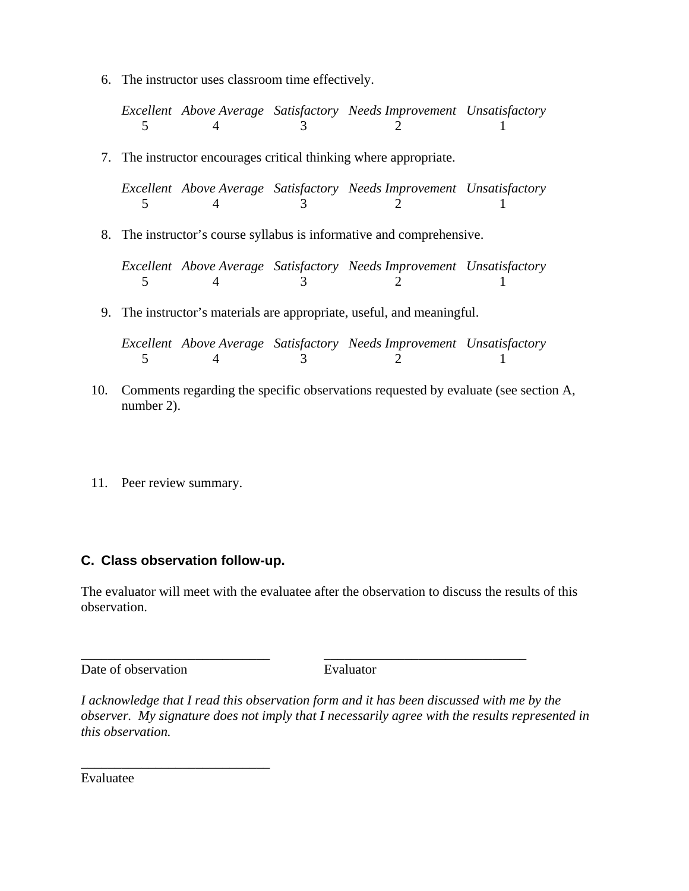6. The instructor uses classroom time effectively.

| *Excellent* | *Above Average* | *Satisfactory* | *Needs Improvement* | *Unsatisfactory* |
|---|---|---|---|---|
| 5 | 4 | 3 | 2 | 1 |

7. The instructor encourages critical thinking where appropriate.

| *Excellent* | *Above Average* | *Satisfactory* | *Needs Improvement* | *Unsatisfactory* |
|---|---|---|---|---|
| 5 | 4 | 3 | 2 | 1 |

8. The instructor's course syllabus is informative and comprehensive.

| *Excellent* | *Above Average* | *Satisfactory* | *Needs Improvement* | *Unsatisfactory* |
|---|---|---|---|---|
| 5 | 4 | 3 | 2 | 1 |

9. The instructor's materials are appropriate, useful, and meaningful.

| *Excellent* | *Above Average* | *Satisfactory* | *Needs Improvement* | *Unsatisfactory* |
|---|---|---|---|---|
| 5 | 4 | 3 | 2 | 1 |

10. Comments regarding the specific observations requested by evaluate (see section A, number 2).

11. Peer review summary.

### C. Class observation follow-up.

The evaluator will meet with the evaluatee after the observation to discuss the results of this observation.

_____________________________ _______________________________

Date of observation Evaluator

*I acknowledge that I read this observation form and it has been discussed with me by the observer. My signature does not imply that I necessarily agree with the results represented in this observation.*

_____________________________

Evaluatee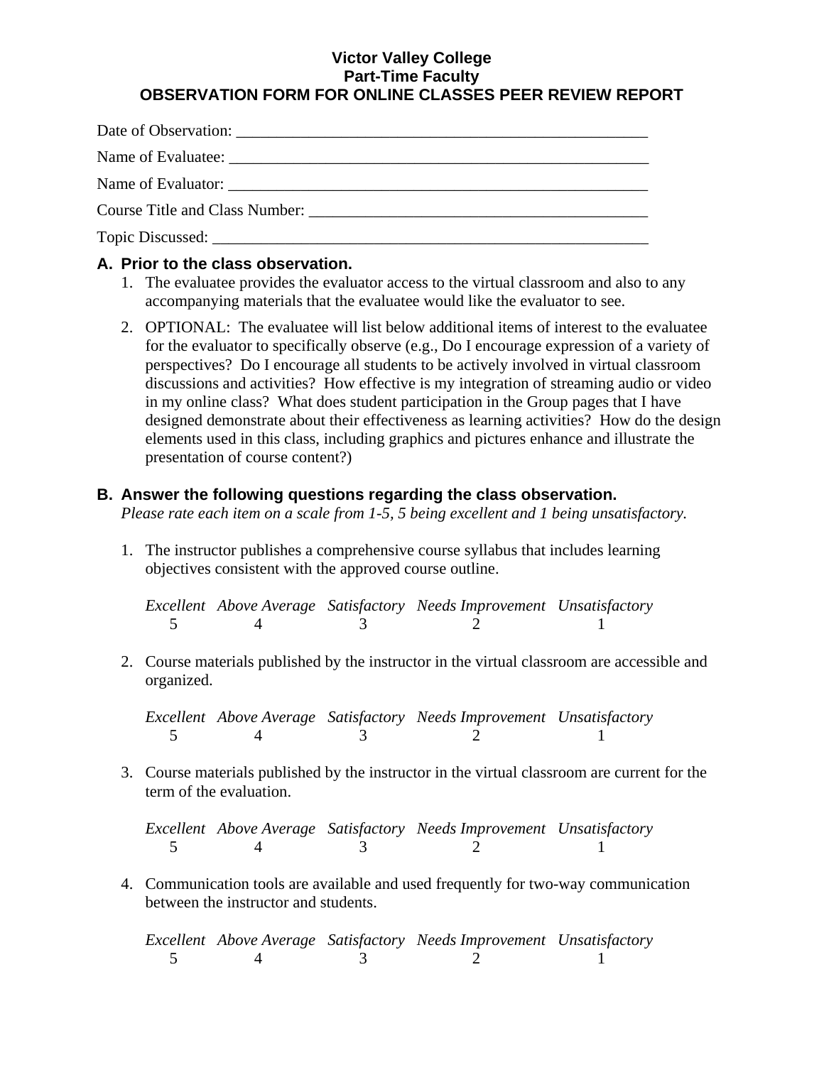**Victor Valley College**
**Part-Time Faculty**
**OBSERVATION FORM FOR ONLINE CLASSES PEER REVIEW REPORT**

Date of Observation: ____________________________________________________

Name of Evaluatee: _____________________________________________________

Name of Evaluator: _____________________________________________________

Course Title and Class Number: __________________________________________

Topic Discussed: ________________________________________________________

## A. Prior to the class observation.

1. The evaluatee provides the evaluator access to the virtual classroom and also to any accompanying materials that the evaluatee would like the evaluator to see.

2. OPTIONAL: The evaluatee will list below additional items of interest to the evaluatee for the evaluator to specifically observe (e.g., Do I encourage expression of a variety of perspectives? Do I encourage all students to be actively involved in virtual classroom discussions and activities? How effective is my integration of streaming audio or video in my online class? What does student participation in the Group pages that I have designed demonstrate about their effectiveness as learning activities? How do the design elements used in this class, including graphics and pictures enhance and illustrate the presentation of course content?)

## B. Answer the following questions regarding the class observation.

*Please rate each item on a scale from 1-5, 5 being excellent and 1 being unsatisfactory.*

1. The instructor publishes a comprehensive course syllabus that includes learning objectives consistent with the approved course outline.

| *Excellent* | *Above Average* | *Satisfactory* | *Needs Improvement* | *Unsatisfactory* |
|---|---|---|---|---|
| 5 | 4 | 3 | 2 | 1 |

2. Course materials published by the instructor in the virtual classroom are accessible and organized.

| *Excellent* | *Above Average* | *Satisfactory* | *Needs Improvement* | *Unsatisfactory* |
|---|---|---|---|---|
| 5 | 4 | 3 | 2 | 1 |

3. Course materials published by the instructor in the virtual classroom are current for the term of the evaluation.

| *Excellent* | *Above Average* | *Satisfactory* | *Needs Improvement* | *Unsatisfactory* |
|---|---|---|---|---|
| 5 | 4 | 3 | 2 | 1 |

4. Communication tools are available and used frequently for two-way communication between the instructor and students.

| *Excellent* | *Above Average* | *Satisfactory* | *Needs Improvement* | *Unsatisfactory* |
|---|---|---|---|---|
| 5 | 4 | 3 | 2 | 1 |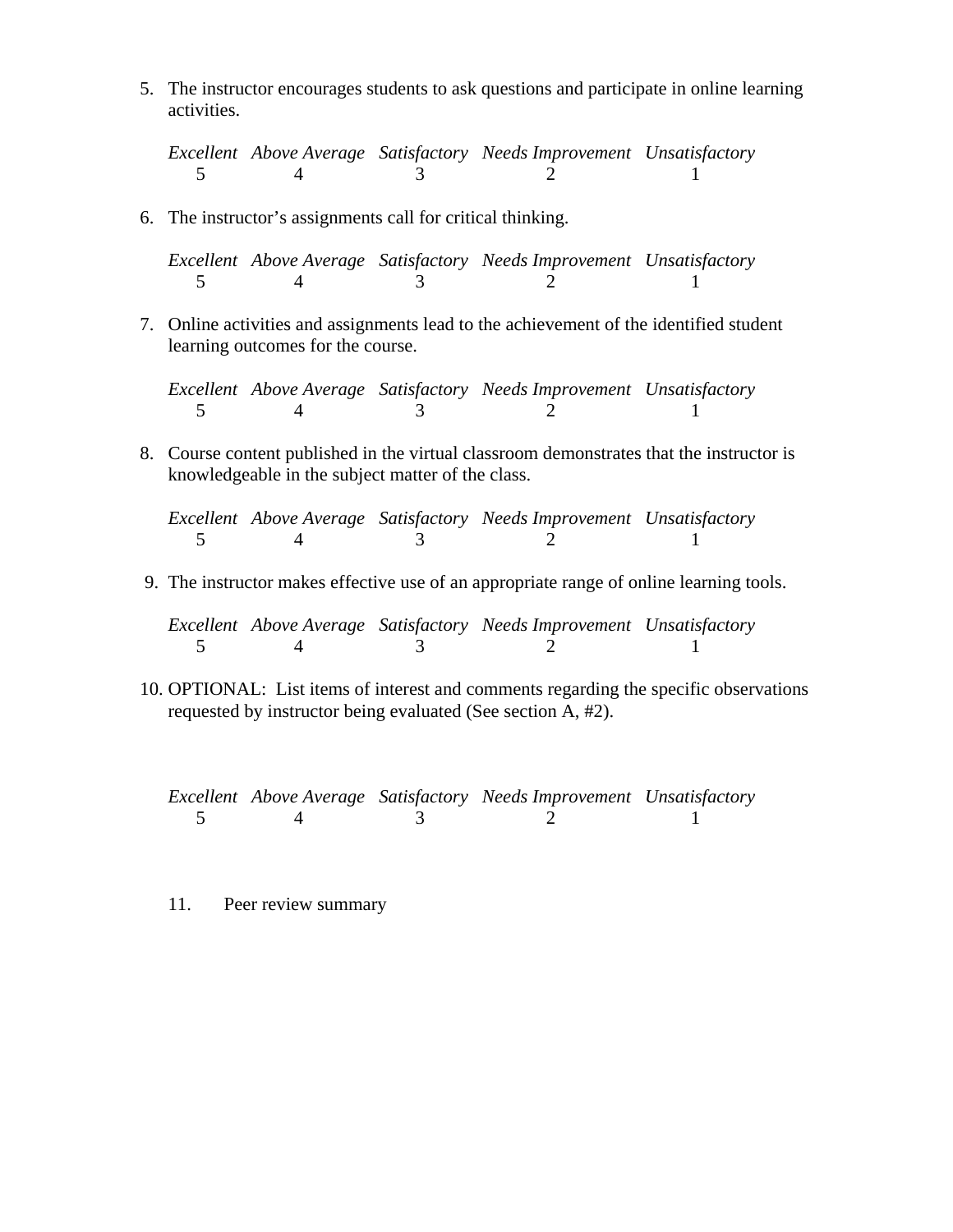5. The instructor encourages students to ask questions and participate in online learning activities.

   | *Excellent* | *Above Average* | *Satisfactory* | *Needs Improvement* | *Unsatisfactory* |
   |---|---|---|---|---|
   | 5 | 4 | 3 | 2 | 1 |

6. The instructor's assignments call for critical thinking.

   | *Excellent* | *Above Average* | *Satisfactory* | *Needs Improvement* | *Unsatisfactory* |
   |---|---|---|---|---|
   | 5 | 4 | 3 | 2 | 1 |

7. Online activities and assignments lead to the achievement of the identified student learning outcomes for the course.

   | *Excellent* | *Above Average* | *Satisfactory* | *Needs Improvement* | *Unsatisfactory* |
   |---|---|---|---|---|
   | 5 | 4 | 3 | 2 | 1 |

8. Course content published in the virtual classroom demonstrates that the instructor is knowledgeable in the subject matter of the class.

   | *Excellent* | *Above Average* | *Satisfactory* | *Needs Improvement* | *Unsatisfactory* |
   |---|---|---|---|---|
   | 5 | 4 | 3 | 2 | 1 |

9. The instructor makes effective use of an appropriate range of online learning tools.

   | *Excellent* | *Above Average* | *Satisfactory* | *Needs Improvement* | *Unsatisfactory* |
   |---|---|---|---|---|
   | 5 | 4 | 3 | 2 | 1 |

10. OPTIONAL: List items of interest and comments regarding the specific observations requested by instructor being evaluated (See section A, #2).

    | *Excellent* | *Above Average* | *Satisfactory* | *Needs Improvement* | *Unsatisfactory* |
    |---|---|---|---|---|
    | 5 | 4 | 3 | 2 | 1 |

11. Peer review summary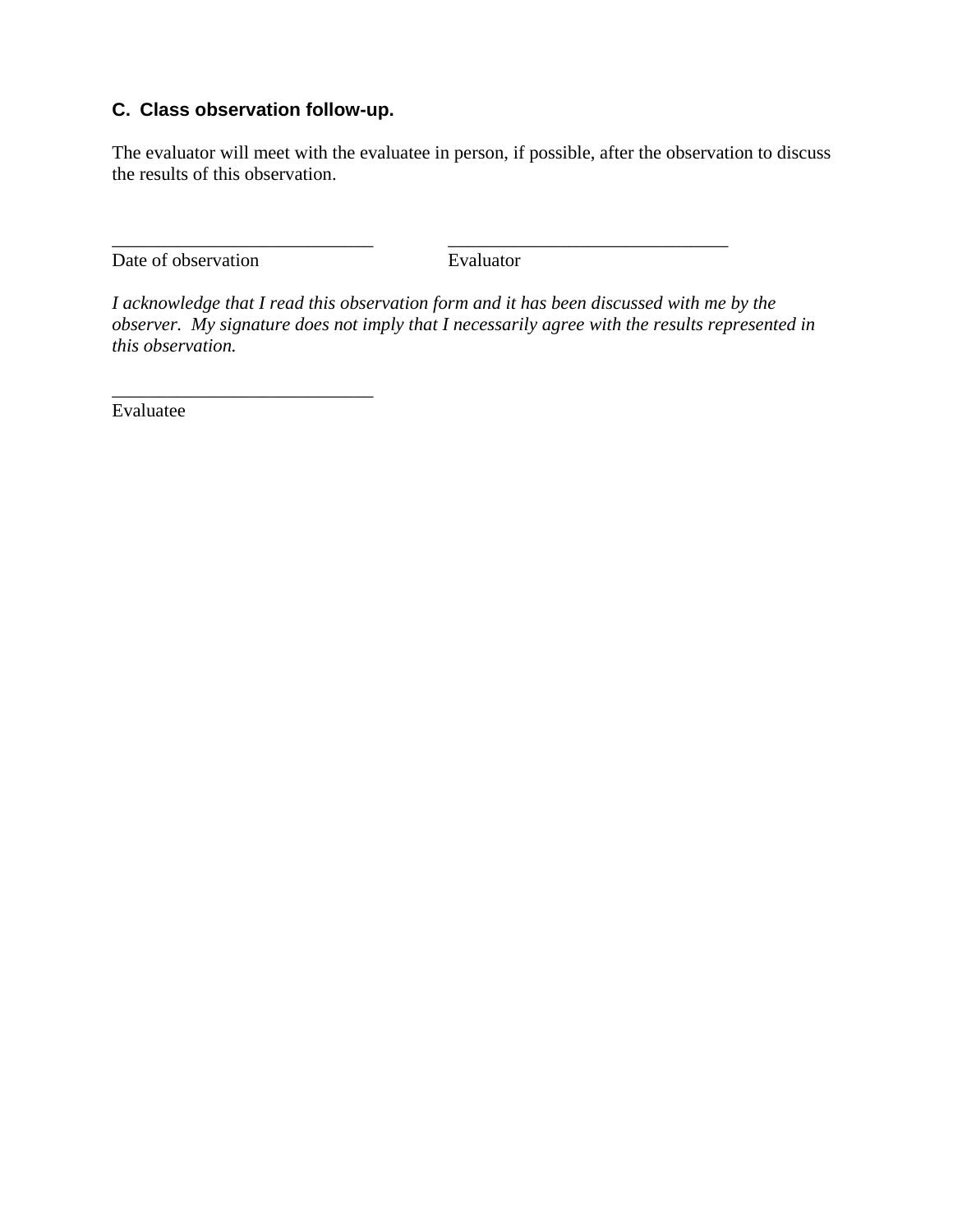### C. Class observation follow-up.

The evaluator will meet with the evaluatee in person, if possible, after the observation to discuss the results of this observation.

\_\_\_\_\_\_\_\_\_\_\_\_\_\_\_\_\_\_\_\_\_\_\_\_\_\_\_\_\_\_ \_\_\_\_\_\_\_\_\_\_\_\_\_\_\_\_\_\_\_\_\_\_\_\_\_\_\_\_\_\_\_\_
Date of observation Evaluator

*I acknowledge that I read this observation form and it has been discussed with me by the observer. My signature does not imply that I necessarily agree with the results represented in this observation.*

\_\_\_\_\_\_\_\_\_\_\_\_\_\_\_\_\_\_\_\_\_\_\_\_\_\_\_\_\_\_
Evaluatee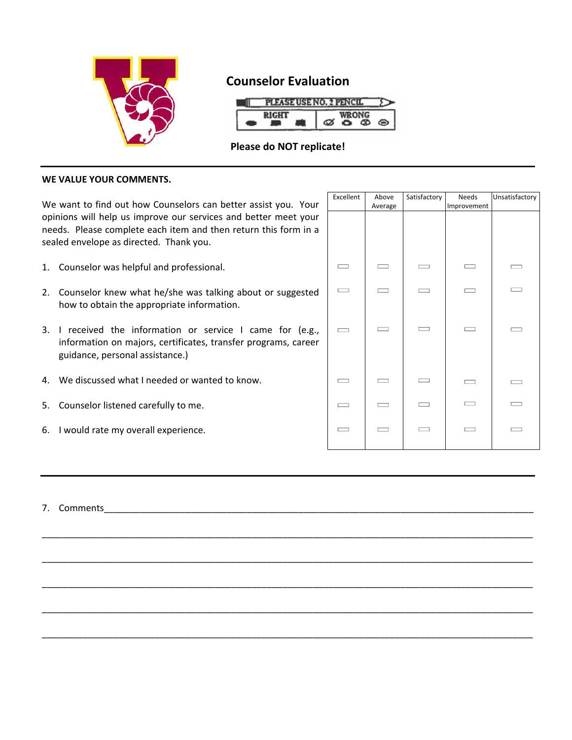# Counselor Evaluation

PLEASE USE NO. 2 PENCIL

RIGHT | WRONG

**Please do NOT replicate!**

---

**WE VALUE YOUR COMMENTS.**

We want to find out how Counselors can better assist you. Your opinions will help us improve our services and better meet your needs. Please complete each item and then return this form in a sealed envelope as directed. Thank you.

| | Excellent | Above Average | Satisfactory | Needs Improvement | Unsatisfactory |
|---|---|---|---|---|---|
| 1. Counselor was helpful and professional. | ▭ | ▭ | ▭ | ▭ | ▭ |
| 2. Counselor knew what he/she was talking about or suggested how to obtain the appropriate information. | ▭ | ▭ | ▭ | ▭ | ▭ |
| 3. I received the information or service I came for (e.g., information on majors, certificates, transfer programs, career guidance, personal assistance.) | ▭ | ▭ | ▭ | ▭ | ▭ |
| 4. We discussed what I needed or wanted to know. | ▭ | ▭ | ▭ | ▭ | ▭ |
| 5. Counselor listened carefully to me. | ▭ | ▭ | ▭ | ▭ | ▭ |
| 6. I would rate my overall experience. | ▭ | ▭ | ▭ | ▭ | ▭ |

---

7. Comments\_\_\_\_\_\_\_\_\_\_\_\_\_\_\_\_\_\_\_\_\_\_\_\_\_\_\_\_\_\_\_\_\_\_\_\_\_\_\_\_\_\_\_\_\_\_\_\_\_\_\_\_\_\_\_\_\_\_\_\_\_\_\_\_\_\_\_\_\_\_\_\_

\_\_\_\_\_\_\_\_\_\_\_\_\_\_\_\_\_\_\_\_\_\_\_\_\_\_\_\_\_\_\_\_\_\_\_\_\_\_\_\_\_\_\_\_\_\_\_\_\_\_\_\_\_\_\_\_\_\_\_\_\_\_\_\_\_\_\_\_\_\_\_\_\_\_\_\_\_\_\_\_

\_\_\_\_\_\_\_\_\_\_\_\_\_\_\_\_\_\_\_\_\_\_\_\_\_\_\_\_\_\_\_\_\_\_\_\_\_\_\_\_\_\_\_\_\_\_\_\_\_\_\_\_\_\_\_\_\_\_\_\_\_\_\_\_\_\_\_\_\_\_\_\_\_\_\_\_\_\_\_\_

\_\_\_\_\_\_\_\_\_\_\_\_\_\_\_\_\_\_\_\_\_\_\_\_\_\_\_\_\_\_\_\_\_\_\_\_\_\_\_\_\_\_\_\_\_\_\_\_\_\_\_\_\_\_\_\_\_\_\_\_\_\_\_\_\_\_\_\_\_\_\_\_\_\_\_\_\_\_\_\_

\_\_\_\_\_\_\_\_\_\_\_\_\_\_\_\_\_\_\_\_\_\_\_\_\_\_\_\_\_\_\_\_\_\_\_\_\_\_\_\_\_\_\_\_\_\_\_\_\_\_\_\_\_\_\_\_\_\_\_\_\_\_\_\_\_\_\_\_\_\_\_\_\_\_\_\_\_\_\_\_

\_\_\_\_\_\_\_\_\_\_\_\_\_\_\_\_\_\_\_\_\_\_\_\_\_\_\_\_\_\_\_\_\_\_\_\_\_\_\_\_\_\_\_\_\_\_\_\_\_\_\_\_\_\_\_\_\_\_\_\_\_\_\_\_\_\_\_\_\_\_\_\_\_\_\_\_\_\_\_\_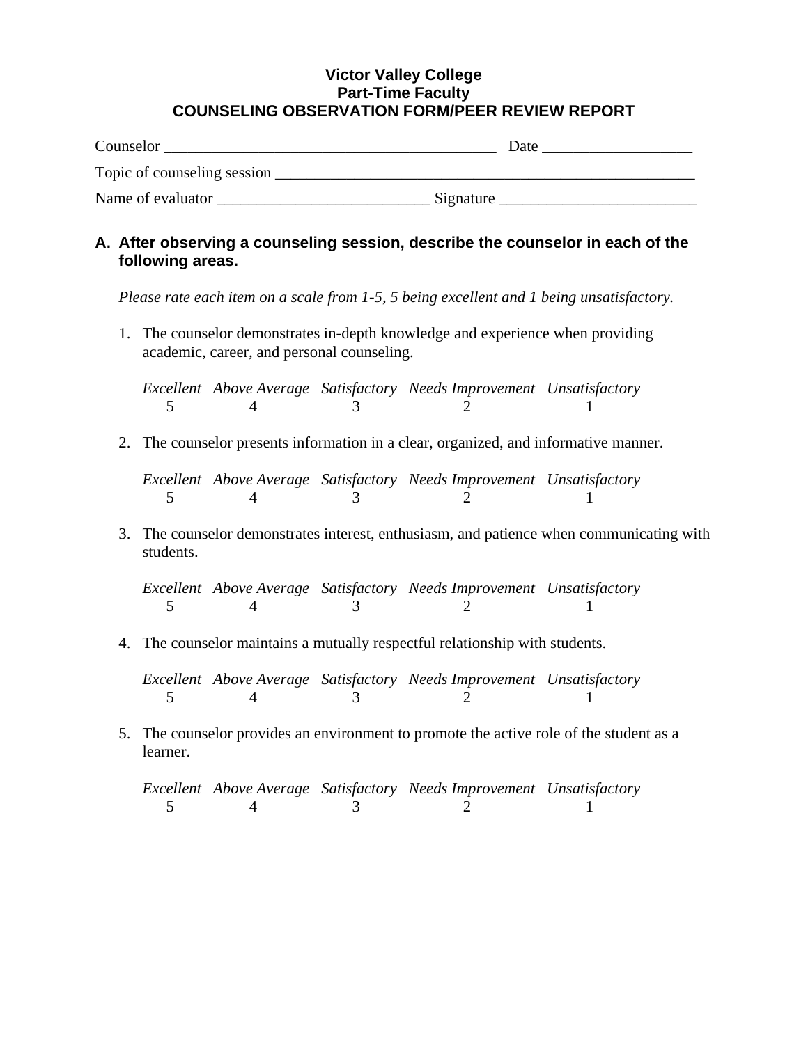**Victor Valley College**
**Part-Time Faculty**
**COUNSELING OBSERVATION FORM/PEER REVIEW REPORT**

Counselor ___________________________________________ Date ___________________

Topic of counseling session _______________________________________________________

Name of evaluator ___________________________ Signature _________________________

## A. After observing a counseling session, describe the counselor in each of the following areas.

*Please rate each item on a scale from 1-5, 5 being excellent and 1 being unsatisfactory.*

1. The counselor demonstrates in-depth knowledge and experience when providing academic, career, and personal counseling.

| *Excellent* | *Above Average* | *Satisfactory* | *Needs Improvement* | *Unsatisfactory* |
|---|---|---|---|---|
| 5 | 4 | 3 | 2 | 1 |

2. The counselor presents information in a clear, organized, and informative manner.

| *Excellent* | *Above Average* | *Satisfactory* | *Needs Improvement* | *Unsatisfactory* |
|---|---|---|---|---|
| 5 | 4 | 3 | 2 | 1 |

3. The counselor demonstrates interest, enthusiasm, and patience when communicating with students.

| *Excellent* | *Above Average* | *Satisfactory* | *Needs Improvement* | *Unsatisfactory* |
|---|---|---|---|---|
| 5 | 4 | 3 | 2 | 1 |

4. The counselor maintains a mutually respectful relationship with students.

| *Excellent* | *Above Average* | *Satisfactory* | *Needs Improvement* | *Unsatisfactory* |
|---|---|---|---|---|
| 5 | 4 | 3 | 2 | 1 |

5. The counselor provides an environment to promote the active role of the student as a learner.

| *Excellent* | *Above Average* | *Satisfactory* | *Needs Improvement* | *Unsatisfactory* |
|---|---|---|---|---|
| 5 | 4 | 3 | 2 | 1 |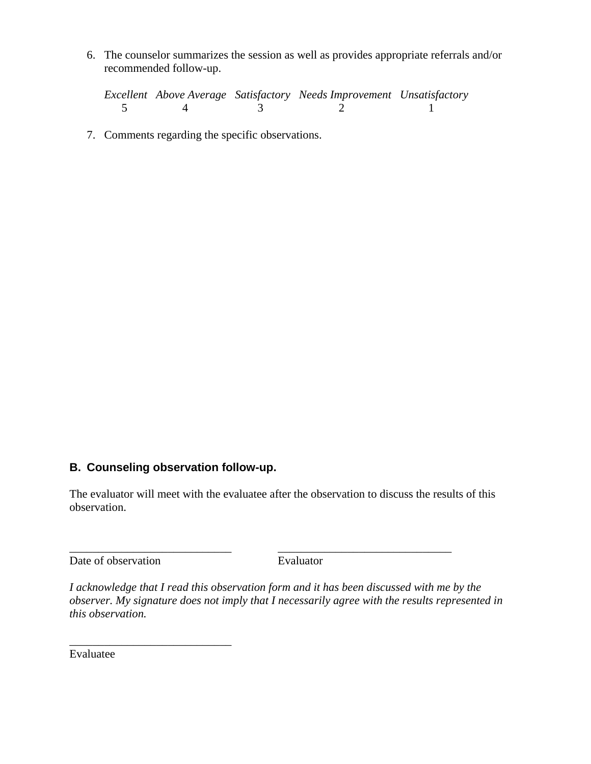6. The counselor summarizes the session as well as provides appropriate referrals and/or recommended follow-up.

| *Excellent* | *Above Average* | *Satisfactory* | *Needs Improvement* | *Unsatisfactory* |
|---|---|---|---|---|
| 5 | 4 | 3 | 2 | 1 |

7. Comments regarding the specific observations.

### B. Counseling observation follow-up.

The evaluator will meet with the evaluatee after the observation to discuss the results of this observation.

\_\_\_\_\_\_\_\_\_\_\_\_\_\_\_\_\_\_\_\_\_\_\_\_\_\_\_\_ \_\_\_\_\_\_\_\_\_\_\_\_\_\_\_\_\_\_\_\_\_\_\_\_\_\_\_\_\_\_
Date of observation Evaluator

*I acknowledge that I read this observation form and it has been discussed with me by the observer. My signature does not imply that I necessarily agree with the results represented in this observation.*

\_\_\_\_\_\_\_\_\_\_\_\_\_\_\_\_\_\_\_\_\_\_\_\_\_\_\_\_
Evaluatee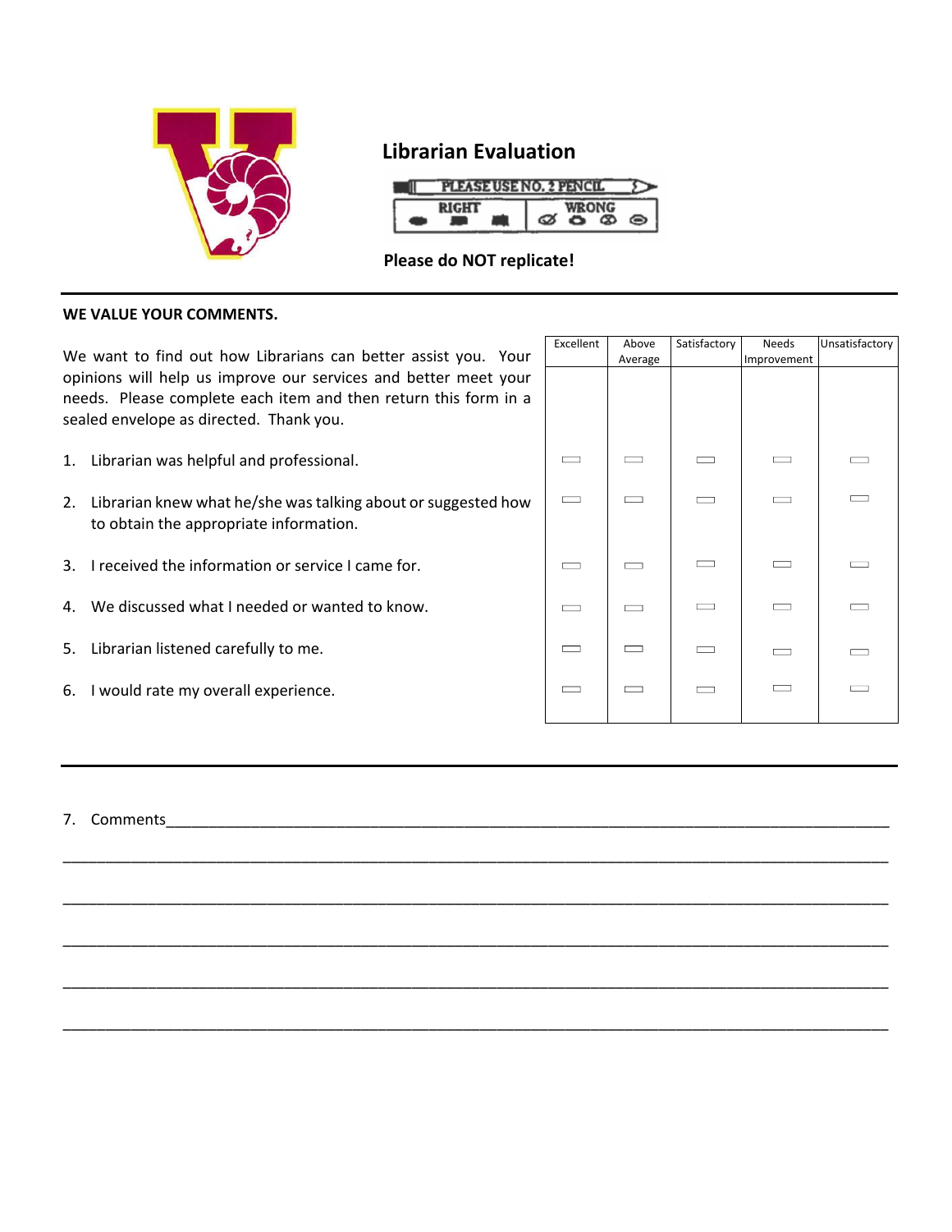# Librarian Evaluation

PLEASE USE NO. 2 PENCIL

RIGHT | WRONG

**Please do NOT replicate!**

---

**WE VALUE YOUR COMMENTS.**

We want to find out how Librarians can better assist you. Your opinions will help us improve our services and better meet your needs. Please complete each item and then return this form in a sealed envelope as directed. Thank you.

| | Excellent | Above Average | Satisfactory | Needs Improvement | Unsatisfactory |
|---|---|---|---|---|---|
| 1. Librarian was helpful and professional. | ▭ | ▭ | ▭ | ▭ | ▭ |
| 2. Librarian knew what he/she was talking about or suggested how to obtain the appropriate information. | ▭ | ▭ | ▭ | ▭ | ▭ |
| 3. I received the information or service I came for. | ▭ | ▭ | ▭ | ▭ | ▭ |
| 4. We discussed what I needed or wanted to know. | ▭ | ▭ | ▭ | ▭ | ▭ |
| 5. Librarian listened carefully to me. | ▭ | ▭ | ▭ | ▭ | ▭ |
| 6. I would rate my overall experience. | ▭ | ▭ | ▭ | ▭ | ▭ |

---

7. Comments______________________________________________________________________________

___________________________________________________________________________________________

___________________________________________________________________________________________

___________________________________________________________________________________________

___________________________________________________________________________________________

___________________________________________________________________________________________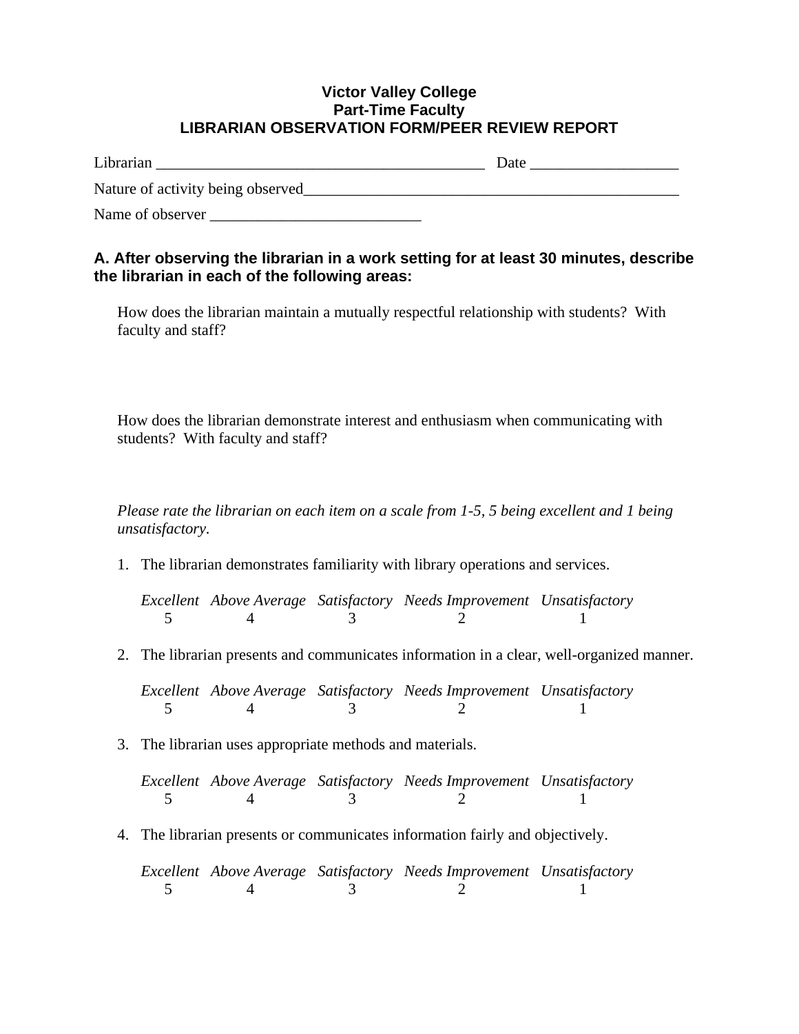**Victor Valley College**
**Part-Time Faculty**
**LIBRARIAN OBSERVATION FORM/PEER REVIEW REPORT**

Librarian ___________________________________________ Date ___________________

Nature of activity being observed__________________________________________________

Name of observer ___________________________

### A. After observing the librarian in a work setting for at least 30 minutes, describe the librarian in each of the following areas:

How does the librarian maintain a mutually respectful relationship with students? With faculty and staff?

How does the librarian demonstrate interest and enthusiasm when communicating with students? With faculty and staff?

*Please rate the librarian on each item on a scale from 1-5, 5 being excellent and 1 being unsatisfactory.*

1. The librarian demonstrates familiarity with library operations and services.

| *Excellent* | *Above Average* | *Satisfactory* | *Needs Improvement* | *Unsatisfactory* |
|---|---|---|---|---|
| 5 | 4 | 3 | 2 | 1 |

2. The librarian presents and communicates information in a clear, well-organized manner.

| *Excellent* | *Above Average* | *Satisfactory* | *Needs Improvement* | *Unsatisfactory* |
|---|---|---|---|---|
| 5 | 4 | 3 | 2 | 1 |

3. The librarian uses appropriate methods and materials.

| *Excellent* | *Above Average* | *Satisfactory* | *Needs Improvement* | *Unsatisfactory* |
|---|---|---|---|---|
| 5 | 4 | 3 | 2 | 1 |

4. The librarian presents or communicates information fairly and objectively.

| *Excellent* | *Above Average* | *Satisfactory* | *Needs Improvement* | *Unsatisfactory* |
|---|---|---|---|---|
| 5 | 4 | 3 | 2 | 1 |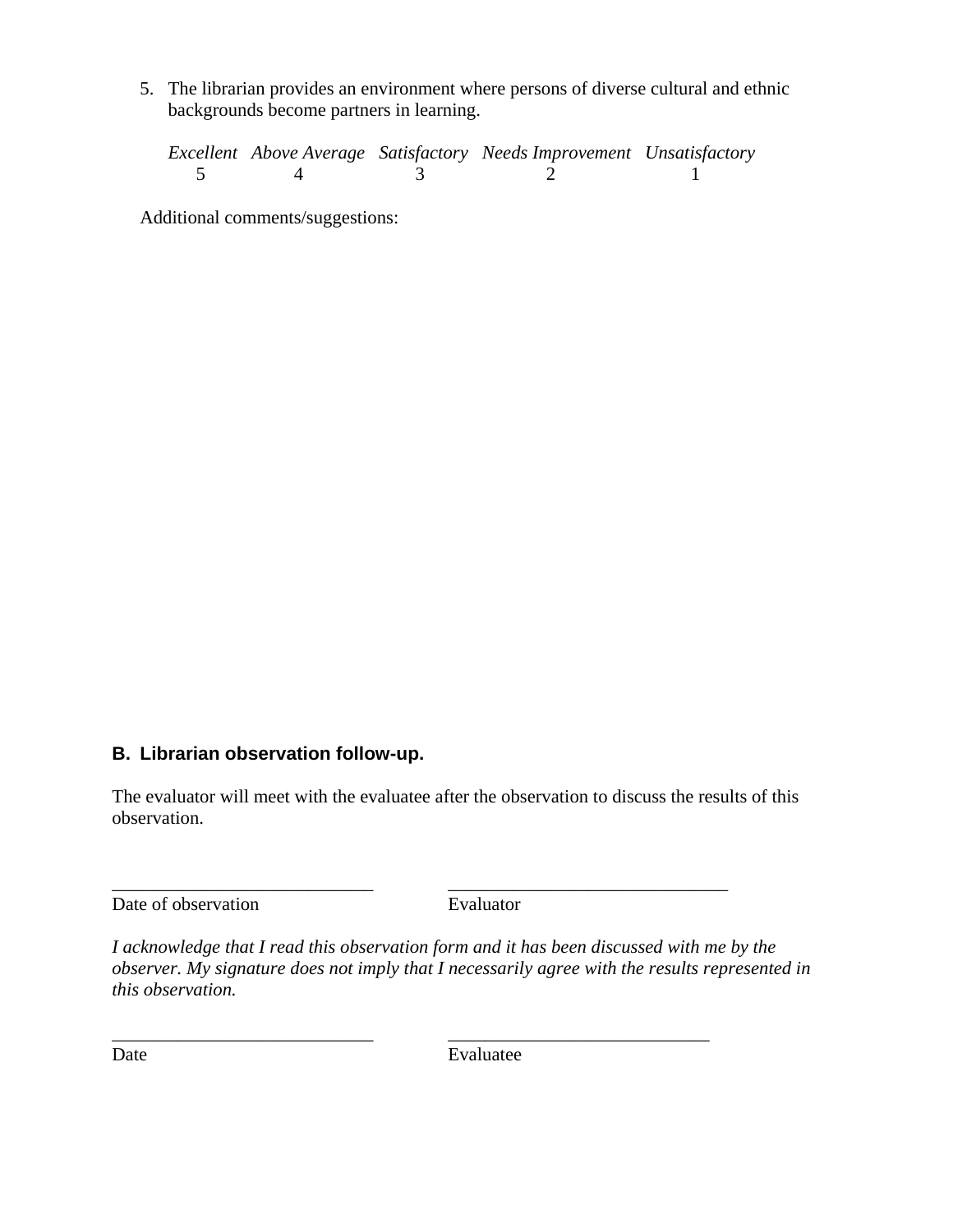5. The librarian provides an environment where persons of diverse cultural and ethnic backgrounds become partners in learning.

| *Excellent* | *Above Average* | *Satisfactory* | *Needs Improvement* | *Unsatisfactory* |
|---|---|---|---|---|
| 5 | 4 | 3 | 2 | 1 |

Additional comments/suggestions:

### B. Librarian observation follow-up.

The evaluator will meet with the evaluatee after the observation to discuss the results of this observation.

____________________________ Date of observation

______________________________ Evaluator

*I acknowledge that I read this observation form and it has been discussed with me by the observer. My signature does not imply that I necessarily agree with the results represented in this observation.*

____________________________ Date

____________________________ Evaluatee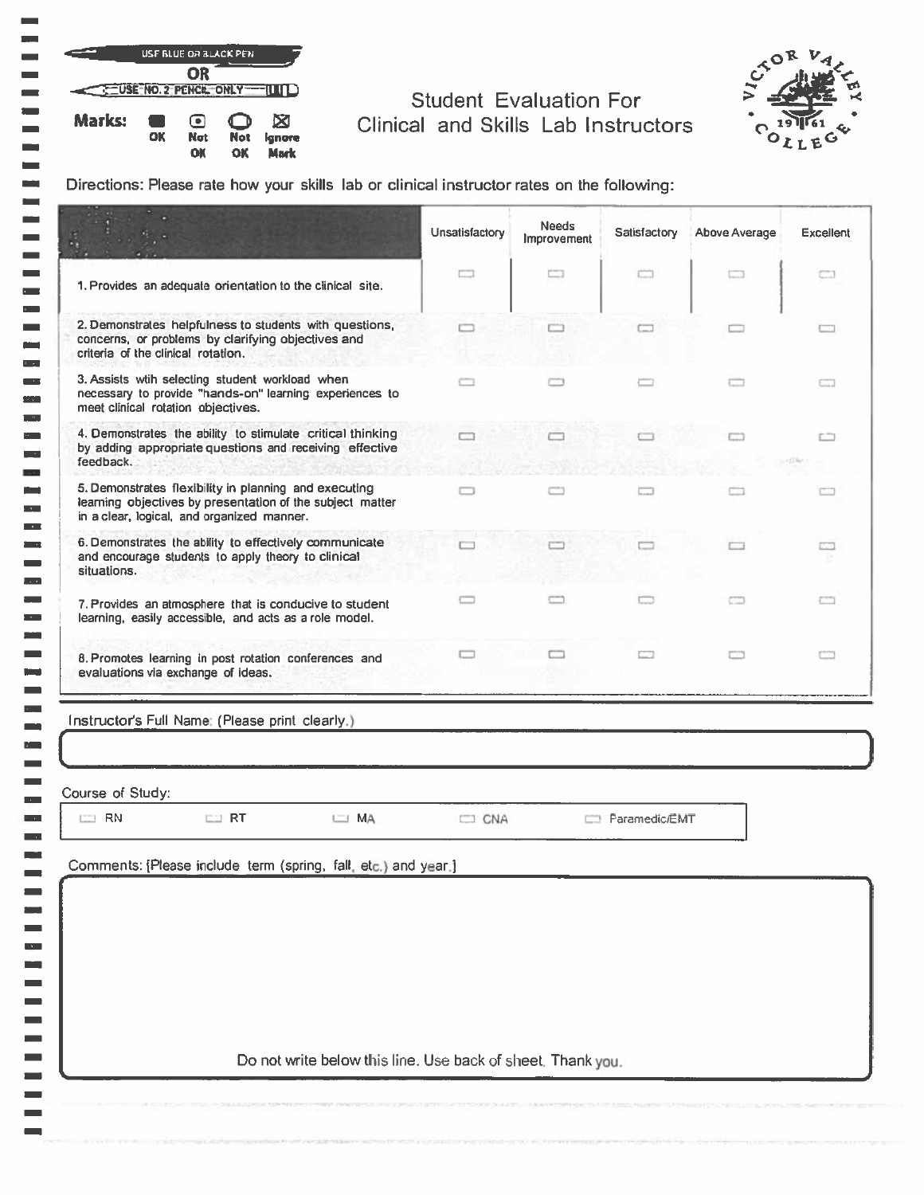USE BLUE OR BLACK PEN

OR

USE NO. 2 PENCIL ONLY

**Marks:** OK | Not OK | Not OK | Ignore Mark

# Student Evaluation For Clinical and Skills Lab Instructors

VICTOR VALLEY COLLEGE 1961

Directions: Please rate how your skills lab or clinical instructor rates on the following:

| | Unsatisfactory | Needs Improvement | Satisfactory | Above Average | Excellent |
|---|---|---|---|---|---|
| 1. Provides an adequate orientation to the clinical site. | ☐ | ☐ | ☐ | ☐ | ☐ |
| 2. Demonstrates helpfulness to students with questions, concerns, or problems by clarifying objectives and criteria of the clinical rotation. | ☐ | ☐ | ☐ | ☐ | ☐ |
| 3. Assists wtih selecting student workload when necessary to provide "hands-on" learning experiences to meet clinical rotation objectives. | ☐ | ☐ | ☐ | ☐ | ☐ |
| 4. Demonstrates the ability to stimulate critical thinking by adding appropriate questions and receiving effective feedback. | ☐ | ☐ | ☐ | ☐ | ☐ |
| 5. Demonstrates flexibility in planning and executing learning objectives by presentation of the subject matter in a clear, logical, and organized manner. | ☐ | ☐ | ☐ | ☐ | ☐ |
| 6. Demonstrates the ability to effectively communicate and encourage students to apply theory to clinical situations. | ☐ | ☐ | ☐ | ☐ | ☐ |
| 7. Provides an atmosphere that is conducive to student learning, easily accessible, and acts as a role model. | ☐ | ☐ | ☐ | ☐ | ☐ |
| 8. Promotes learning in post rotation conferences and evaluations via exchange of ideas. | ☐ | ☐ | ☐ | ☐ | ☐ |

Instructor's Full Name: (Please print clearly.)

Course of Study:

☐ RN ☐ RT ☐ MA ☐ CNA ☐ Paramedic/EMT

Comments: (Please include term (spring, fall, etc.) and year.)

Do not write below this line. Use back of sheet. Thank you.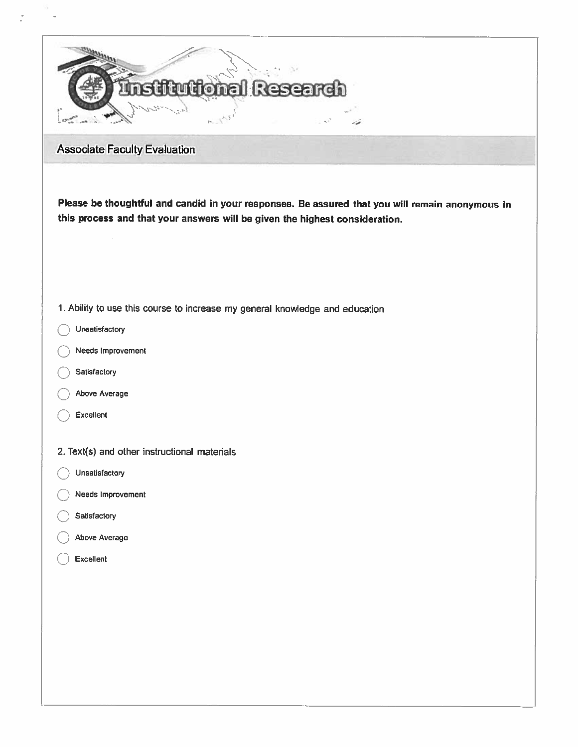# Institutional Research

## Associate Faculty Evaluation

**Please be thoughtful and candid in your responses. Be assured that you will remain anonymous in this process and that your answers will be given the highest consideration.**

1. Ability to use this course to increase my general knowledge and education

- ◯ Unsatisfactory
- ◯ Needs Improvement
- ◯ Satisfactory
- ◯ Above Average
- ◯ Excellent

2. Text(s) and other instructional materials

- ◯ Unsatisfactory
- ◯ Needs Improvement
- ◯ Satisfactory
- ◯ Above Average
- ◯ Excellent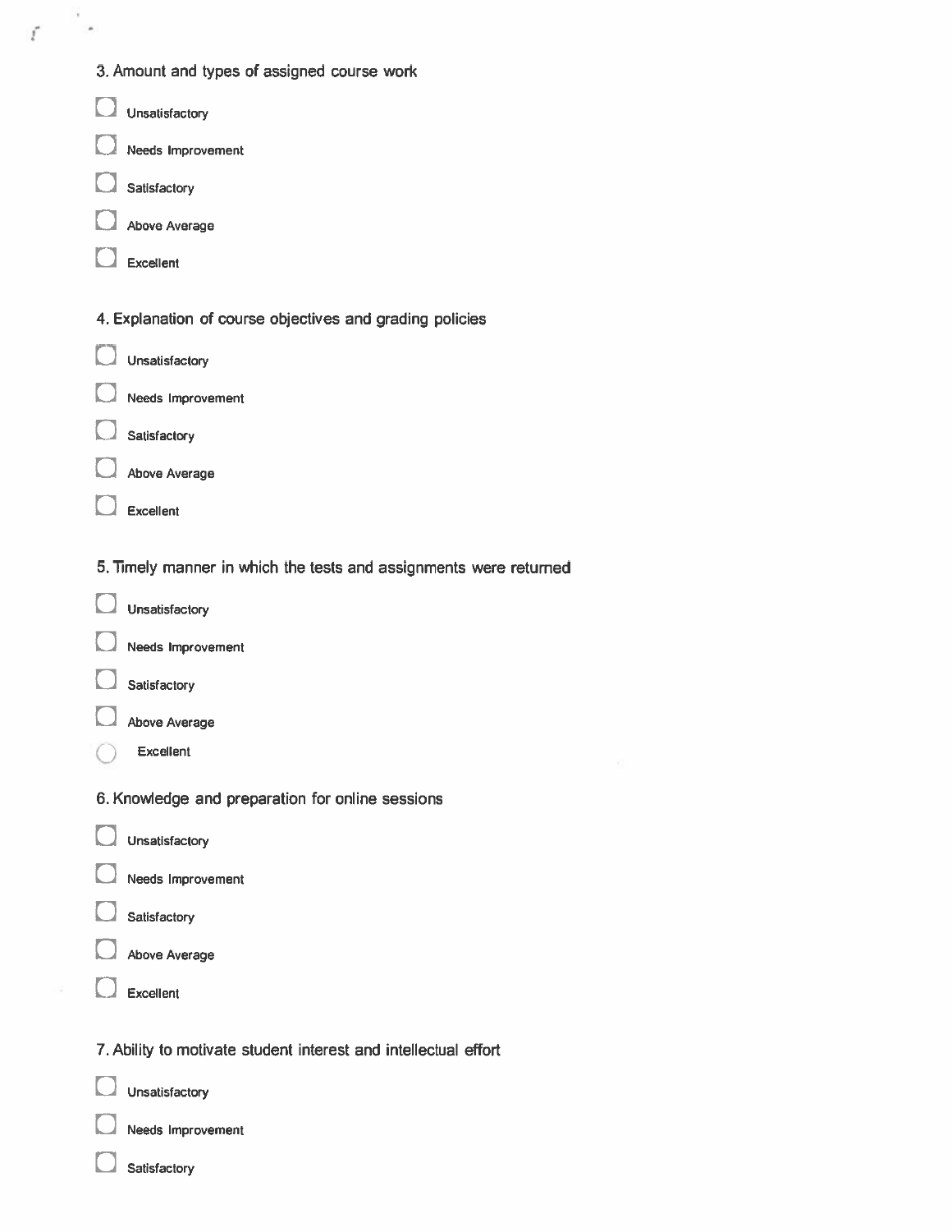3. Amount and types of assigned course work

- [ ] Unsatisfactory
- [ ] Needs Improvement
- [ ] Satisfactory
- [ ] Above Average
- [ ] Excellent

4. Explanation of course objectives and grading policies

- [ ] Unsatisfactory
- [ ] Needs Improvement
- [ ] Satisfactory
- [ ] Above Average
- [ ] Excellent

5. Timely manner in which the tests and assignments were returned

- [ ] Unsatisfactory
- [ ] Needs Improvement
- [ ] Satisfactory
- [ ] Above Average
- [ ] Excellent

6. Knowledge and preparation for online sessions

- [ ] Unsatisfactory
- [ ] Needs Improvement
- [ ] Satisfactory
- [ ] Above Average
- [ ] Excellent

7. Ability to motivate student interest and intellectual effort

- [ ] Unsatisfactory
- [ ] Needs Improvement
- [ ] Satisfactory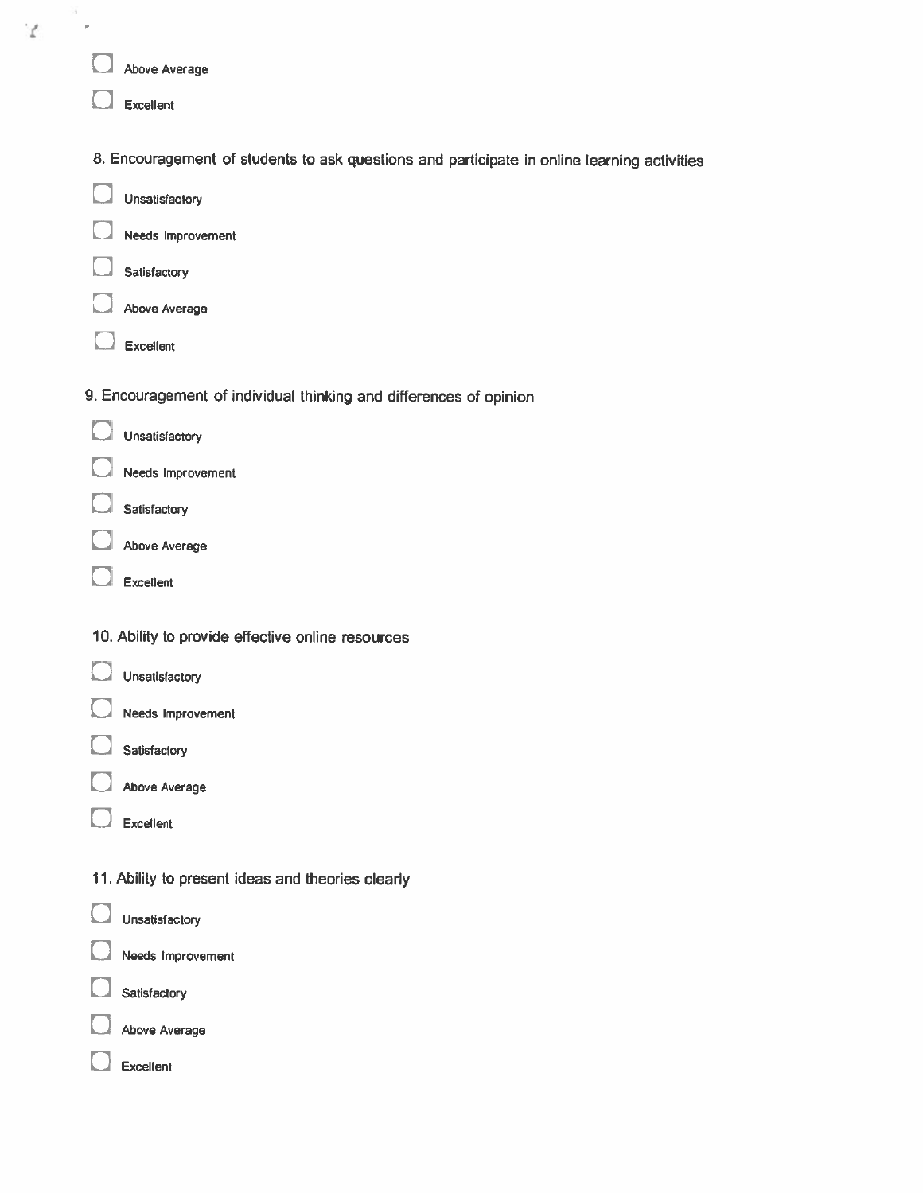- [ ] Above Average
- [ ] Excellent

8. Encouragement of students to ask questions and participate in online learning activities

- [ ] Unsatisfactory
- [ ] Needs Improvement
- [ ] Satisfactory
- [ ] Above Average
- [ ] Excellent

9. Encouragement of individual thinking and differences of opinion

- [ ] Unsatisfactory
- [ ] Needs Improvement
- [ ] Satisfactory
- [ ] Above Average
- [ ] Excellent

10. Ability to provide effective online resources

- [ ] Unsatisfactory
- [ ] Needs Improvement
- [ ] Satisfactory
- [ ] Above Average
- [ ] Excellent

11. Ability to present ideas and theories clearly

- [ ] Unsatisfactory
- [ ] Needs Improvement
- [ ] Satisfactory
- [ ] Above Average
- [ ] Excellent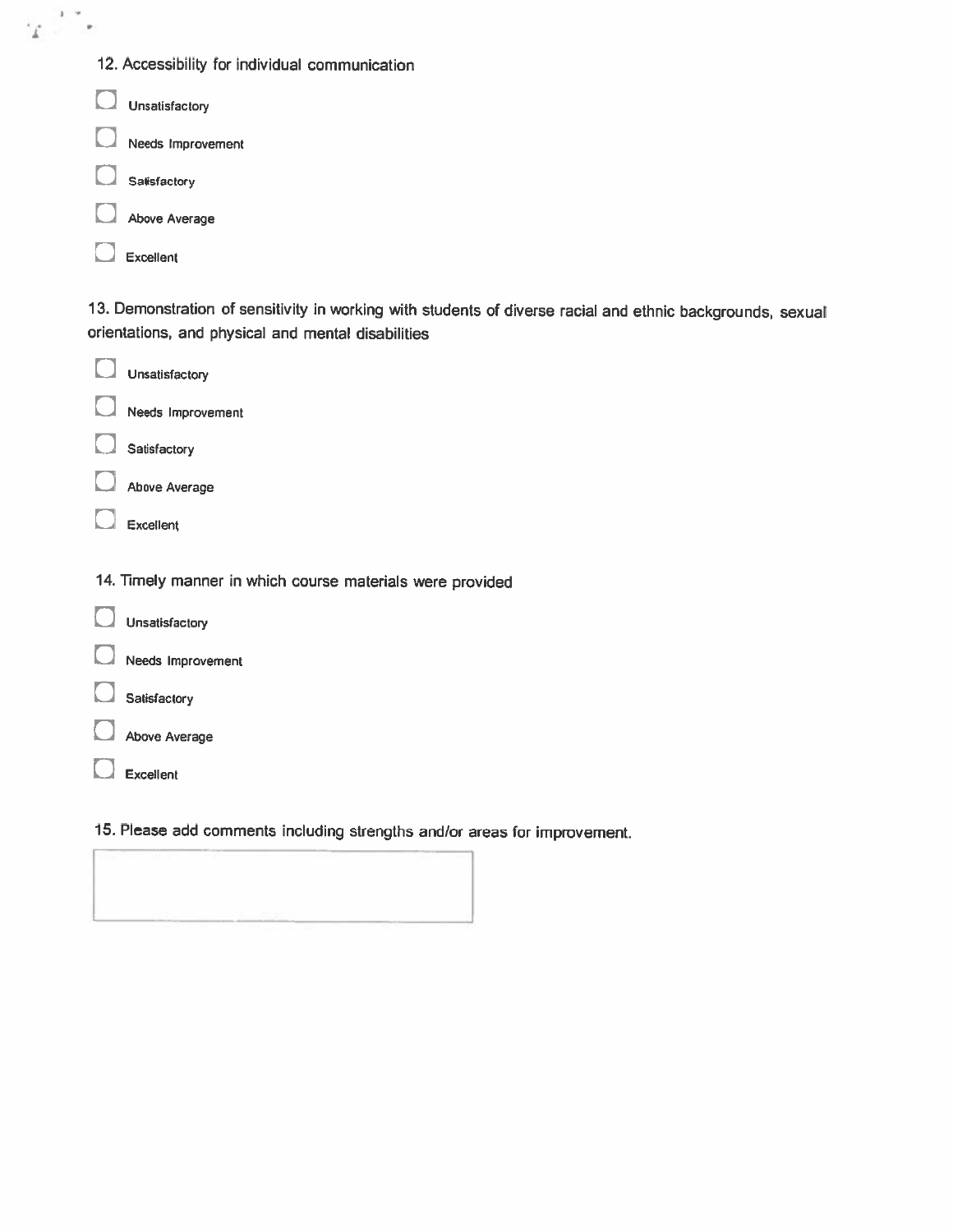12. Accessibility for individual communication

- [ ] Unsatisfactory
- [ ] Needs Improvement
- [ ] Satisfactory
- [ ] Above Average
- [ ] Excellent

13. Demonstration of sensitivity in working with students of diverse racial and ethnic backgrounds, sexual orientations, and physical and mental disabilities

- [ ] Unsatisfactory
- [ ] Needs Improvement
- [ ] Satisfactory
- [ ] Above Average
- [ ] Excellent

14. Timely manner in which course materials were provided

- [ ] Unsatisfactory
- [ ] Needs Improvement
- [ ] Satisfactory
- [ ] Above Average
- [ ] Excellent

15. Please add comments including strengths and/or areas for improvement.

| |
|---|
| |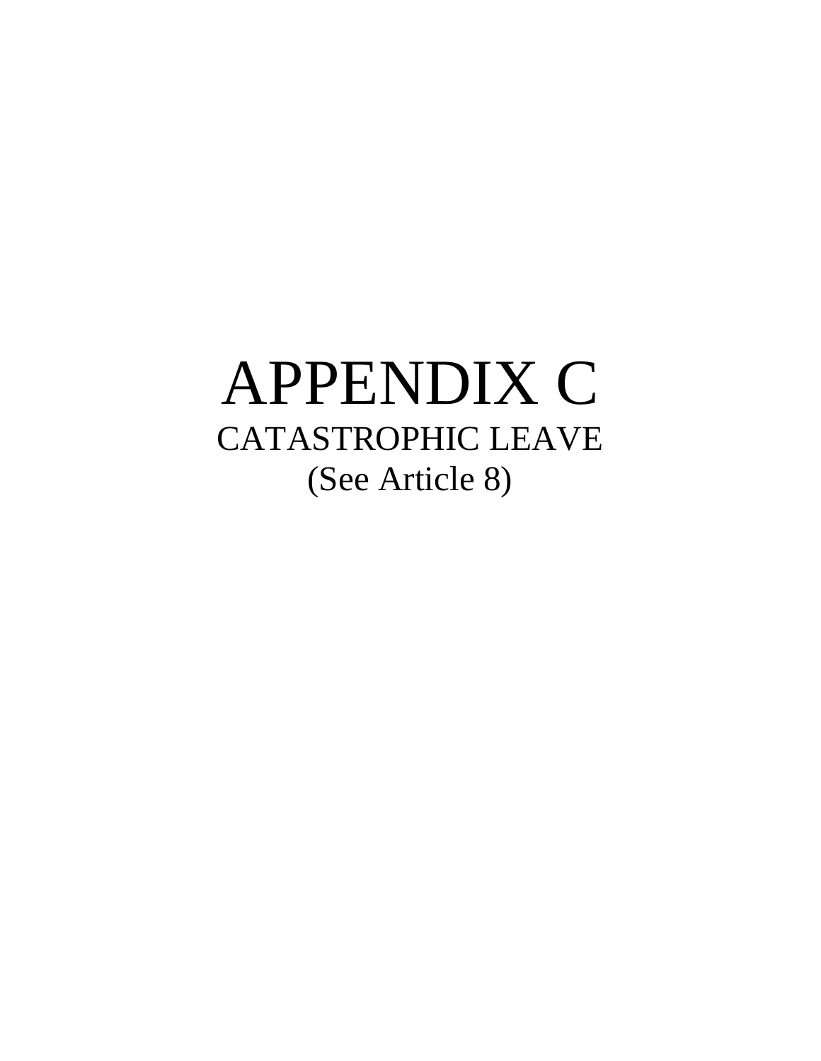# APPENDIX C

## CATASTROPHIC LEAVE

(See Article 8)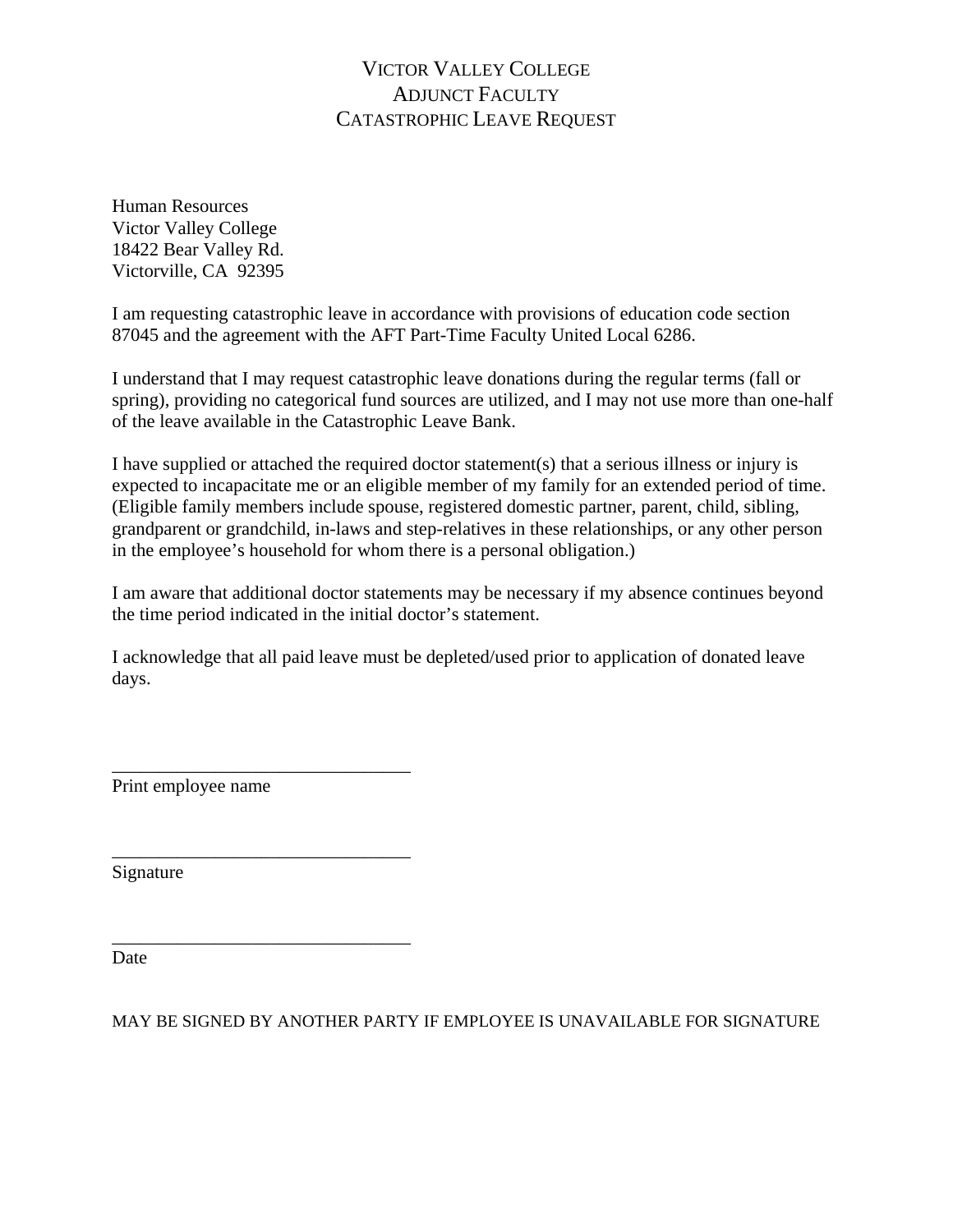# VICTOR VALLEY COLLEGE
# ADJUNCT FACULTY
# CATASTROPHIC LEAVE REQUEST

Human Resources
Victor Valley College
18422 Bear Valley Rd.
Victorville, CA 92395

I am requesting catastrophic leave in accordance with provisions of education code section 87045 and the agreement with the AFT Part-Time Faculty United Local 6286.

I understand that I may request catastrophic leave donations during the regular terms (fall or spring), providing no categorical fund sources are utilized, and I may not use more than one-half of the leave available in the Catastrophic Leave Bank.

I have supplied or attached the required doctor statement(s) that a serious illness or injury is expected to incapacitate me or an eligible member of my family for an extended period of time. (Eligible family members include spouse, registered domestic partner, parent, child, sibling, grandparent or grandchild, in-laws and step-relatives in these relationships, or any other person in the employee's household for whom there is a personal obligation.)

I am aware that additional doctor statements may be necessary if my absence continues beyond the time period indicated in the initial doctor's statement.

I acknowledge that all paid leave must be depleted/used prior to application of donated leave days.

\_\_\_\_\_\_\_\_\_\_\_\_\_\_\_\_\_\_\_\_\_\_\_\_\_\_\_\_\_\_\_\_
Print employee name

\_\_\_\_\_\_\_\_\_\_\_\_\_\_\_\_\_\_\_\_\_\_\_\_\_\_\_\_\_\_\_\_
Signature

\_\_\_\_\_\_\_\_\_\_\_\_\_\_\_\_\_\_\_\_\_\_\_\_\_\_\_\_\_\_\_\_
Date

MAY BE SIGNED BY ANOTHER PARTY IF EMPLOYEE IS UNAVAILABLE FOR SIGNATURE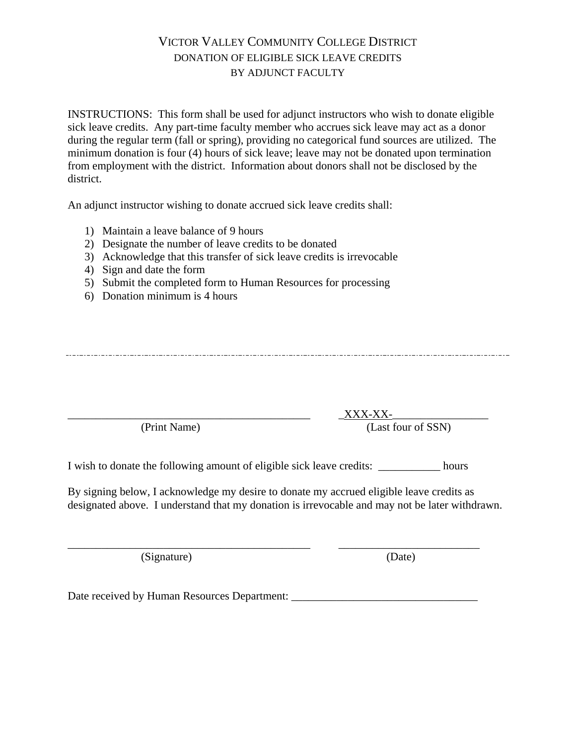# VICTOR VALLEY COMMUNITY COLLEGE DISTRICT
## DONATION OF ELIGIBLE SICK LEAVE CREDITS
## BY ADJUNCT FACULTY

INSTRUCTIONS: This form shall be used for adjunct instructors who wish to donate eligible sick leave credits. Any part-time faculty member who accrues sick leave may act as a donor during the regular term (fall or spring), providing no categorical fund sources are utilized. The minimum donation is four (4) hours of sick leave; leave may not be donated upon termination from employment with the district. Information about donors shall not be disclosed by the district.

An adjunct instructor wishing to donate accrued sick leave credits shall:

1) Maintain a leave balance of 9 hours
2) Designate the number of leave credits to be donated
3) Acknowledge that this transfer of sick leave credits is irrevocable
4) Sign and date the form
5) Submit the completed form to Human Resources for processing
6) Donation minimum is 4 hours

---

_____________________________________________ _XXX-XX-_________________
(Print Name) (Last four of SSN)

I wish to donate the following amount of eligible sick leave credits: ___________ hours

By signing below, I acknowledge my desire to donate my accrued eligible leave credits as designated above. I understand that my donation is irrevocable and may not be later withdrawn.

_____________________________________________ __________________________
(Signature) (Date)

Date received by Human Resources Department: _________________________________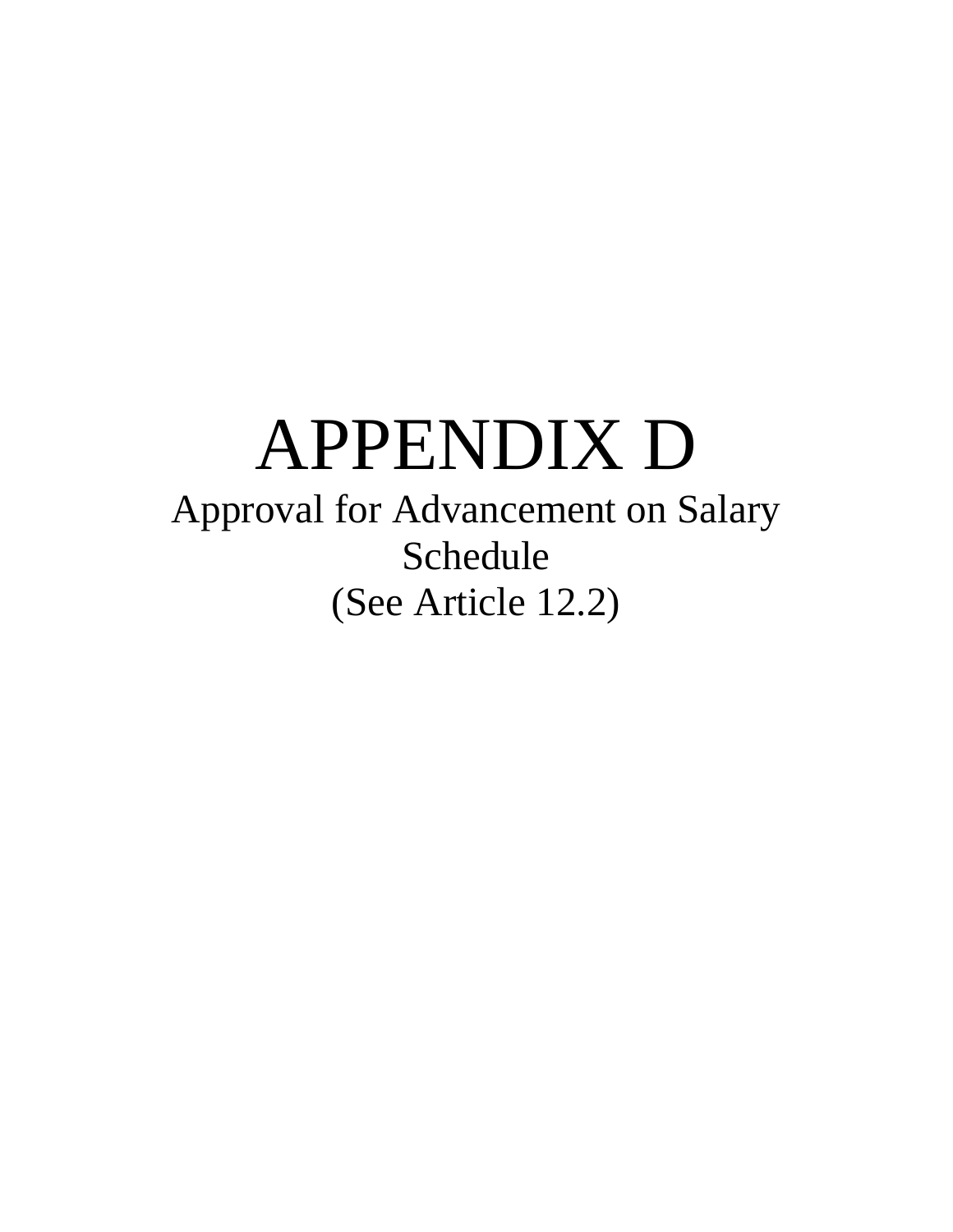# APPENDIX D

Approval for Advancement on Salary Schedule

(See Article 12.2)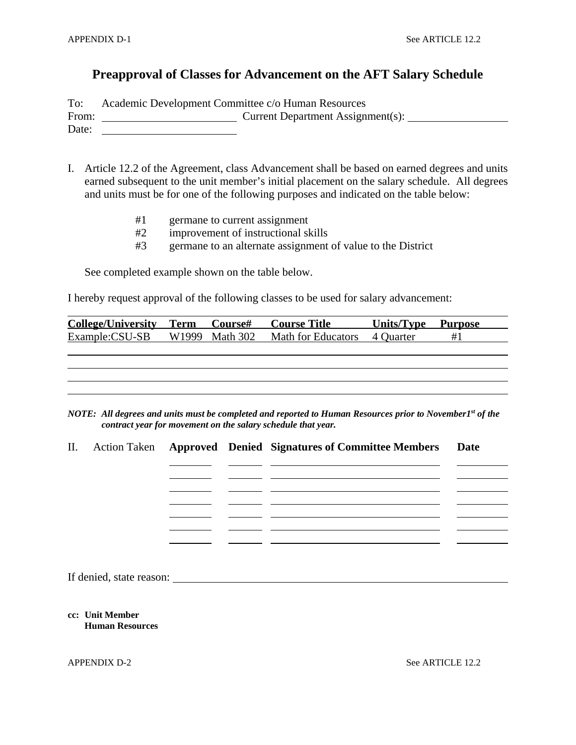APPENDIX D-1 See ARTICLE 12.2

# Preapproval of Classes for Advancement on the AFT Salary Schedule

To: Academic Development Committee c/o Human Resources
From: ________________________ Current Department Assignment(s): __________________
Date: ________________________

I. Article 12.2 of the Agreement, class Advancement shall be based on earned degrees and units earned subsequent to the unit member's initial placement on the salary schedule. All degrees and units must be for one of the following purposes and indicated on the table below:

- #1 germane to current assignment
- #2 improvement of instructional skills
- #3 germane to an alternate assignment of value to the District

See completed example shown on the table below.

I hereby request approval of the following classes to be used for salary advancement:

| College/University | Term | Course# | Course Title | Units/Type | Purpose |
|---|---|---|---|---|---|
| Example:CSU-SB | W1999 | Math 302 | Math for Educators | 4 Quarter | #1 |
| | | | | | |
| | | | | | |
| | | | | | |
| | | | | | |

***NOTE: All degrees and units must be completed and reported to Human Resources prior to November1st of the contract year for movement on the salary schedule that year.***

II. Action Taken

| Approved | Denied | Signatures of Committee Members | Date |
|---|---|---|---|
| | | | |
| | | | |
| | | | |
| | | | |
| | | | |
| | | | |
| | | | |

If denied, state reason: ____________________________________________

**cc: Unit Member**
**Human Resources**

APPENDIX D-2 See ARTICLE 12.2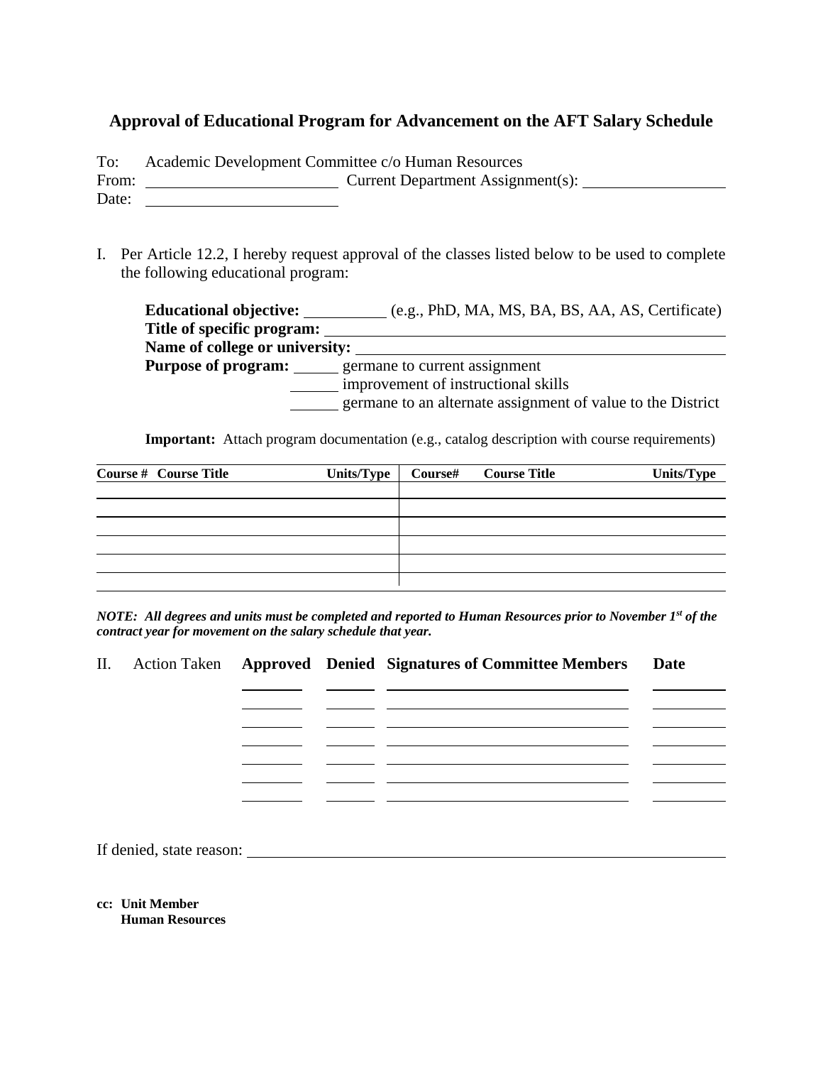## Approval of Educational Program for Advancement on the AFT Salary Schedule

To: Academic Development Committee c/o Human Resources
From: ______________________ Current Department Assignment(s): ________________
Date: ______________________

I. Per Article 12.2, I hereby request approval of the classes listed below to be used to complete the following educational program:

**Educational objective:** __________ (e.g., PhD, MA, MS, BA, BS, AA, AS, Certificate)
**Title of specific program:** ______________________________________________
**Name of college or university:** ___________________________________________
**Purpose of program:** _____ germane to current assignment
_____ improvement of instructional skills
_____ germane to an alternate assignment of value to the District

**Important:** Attach program documentation (e.g., catalog description with course requirements)

| Course # | Course Title | Units/Type | Course# | Course Title | Units/Type |
|---|---|---|---|---|---|
| | | | | | |
| | | | | | |
| | | | | | |
| | | | | | |
| | | | | | |
| | | | | | |

***NOTE: All degrees and units must be completed and reported to Human Resources prior to November 1st of the contract year for movement on the salary schedule that year.***

II. Action Taken

| Approved | Denied | Signatures of Committee Members | Date |
|---|---|---|---|
| | | | |
| | | | |
| | | | |
| | | | |
| | | | |
| | | | |

If denied, state reason: ________________________________________________

**cc: Unit Member**
**Human Resources**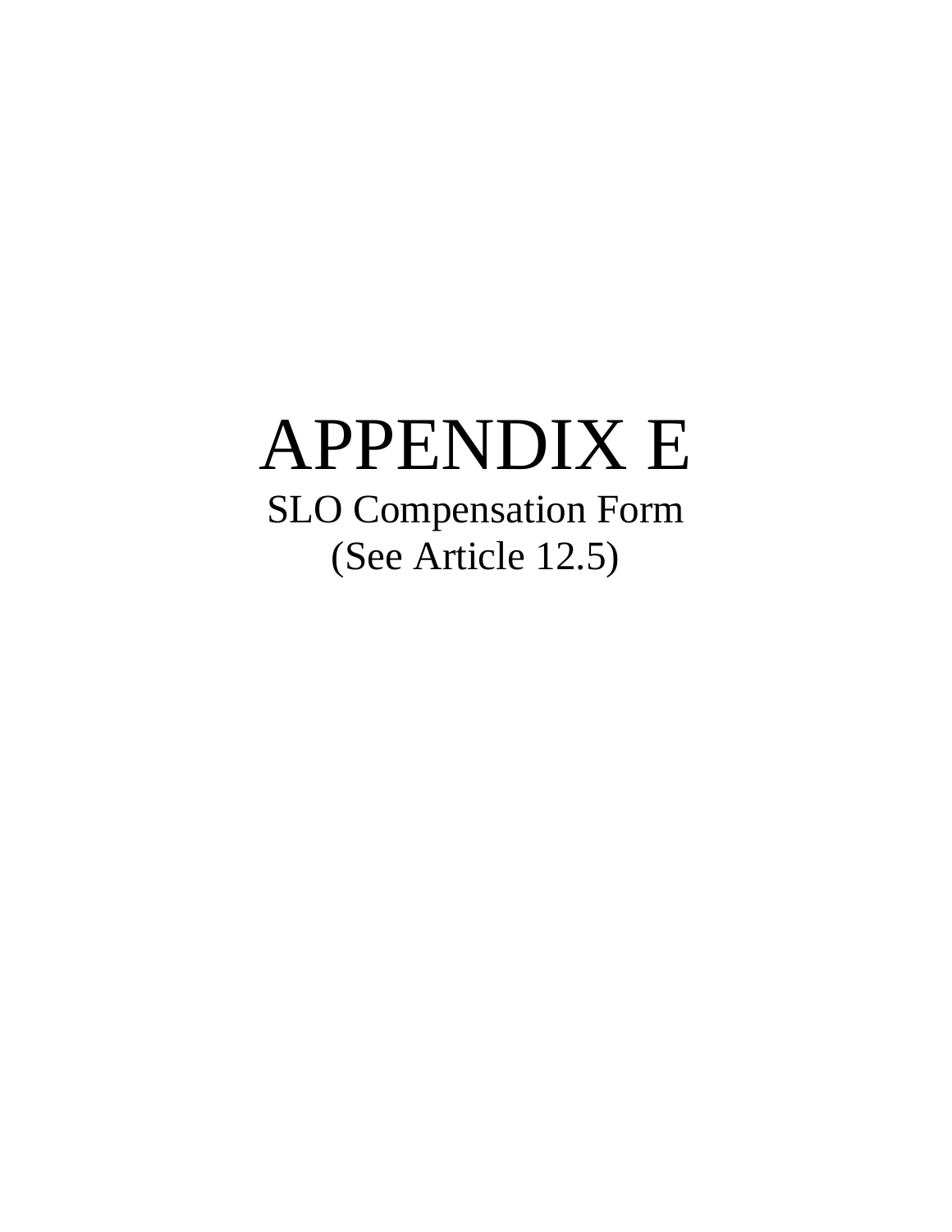# APPENDIX E

SLO Compensation Form

(See Article 12.5)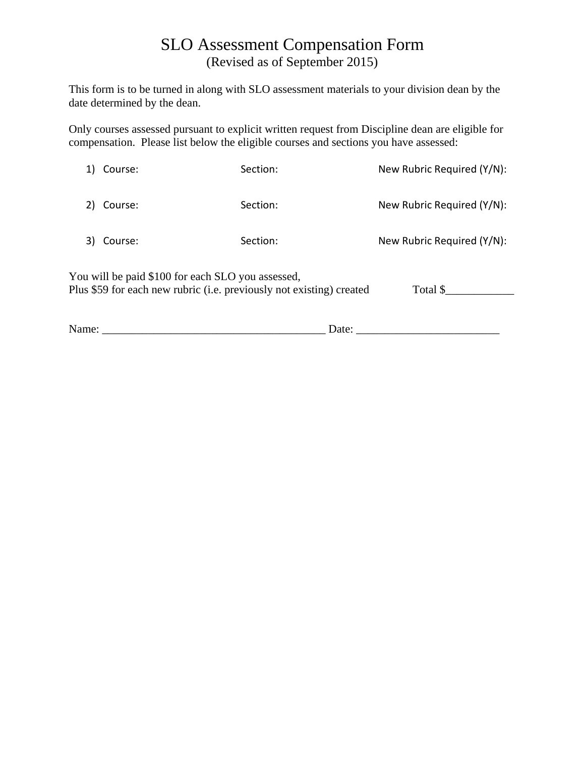# SLO Assessment Compensation Form

(Revised as of September 2015)

This form is to be turned in along with SLO assessment materials to your division dean by the date determined by the dean.

Only courses assessed pursuant to explicit written request from Discipline dean are eligible for compensation. Please list below the eligible courses and sections you have assessed:

1) Course: Section: New Rubric Required (Y/N):

2) Course: Section: New Rubric Required (Y/N):

3) Course: Section: New Rubric Required (Y/N):

You will be paid $100 for each SLO you assessed,
Plus $59 for each new rubric (i.e. previously not existing) created Total $____________

Name: ________________________________________ Date: _________________________